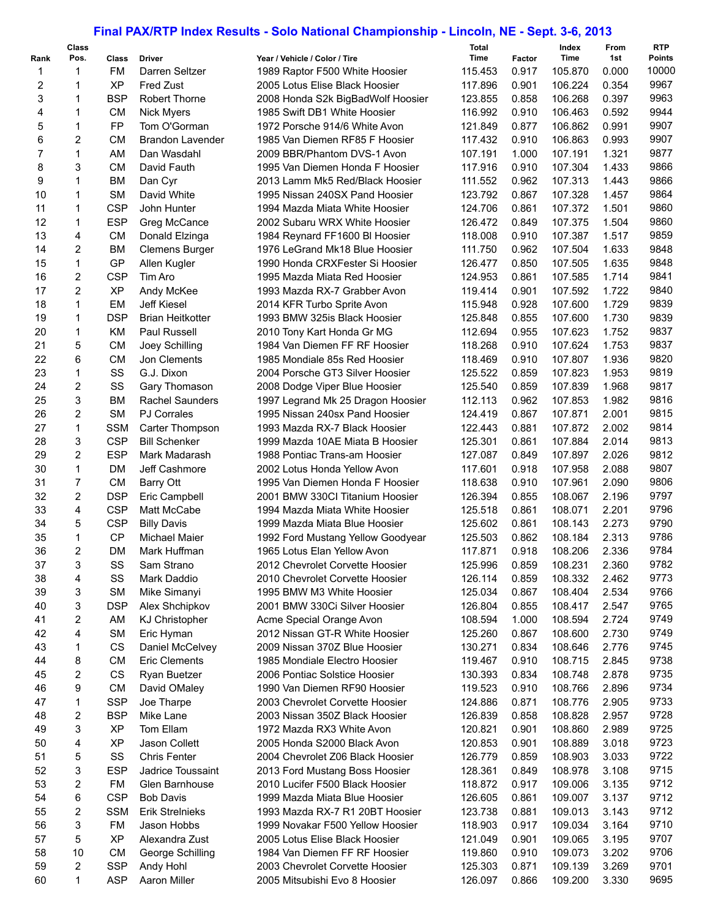# Final PAX/RTP Index Results - Solo National Championship - Lincoln, NE - Sept. 3-6, 2013

| Rank | Class Pos. | Class | Driver | Year / Vehicle / Color / Tire | Total Time | Factor | Index Time | From 1st | RTP Points |
|---|---|---|---|---|---|---|---|---|---|
| 1 | 1 | FM | Darren Seltzer | 1989 Raptor F500 White Hoosier | 115.453 | 0.917 | 105.870 | 0.000 | 10000 |
| 2 | 1 | XP | Fred Zust | 2005 Lotus Elise Black Hoosier | 117.896 | 0.901 | 106.224 | 0.354 | 9967 |
| 3 | 1 | BSP | Robert Thorne | 2008 Honda S2k BigBadWolf Hoosier | 123.855 | 0.858 | 106.268 | 0.397 | 9963 |
| 4 | 1 | CM | Nick Myers | 1985 Swift DB1 White Hoosier | 116.992 | 0.910 | 106.463 | 0.592 | 9944 |
| 5 | 1 | FP | Tom O'Gorman | 1972 Porsche 914/6 White Avon | 121.849 | 0.877 | 106.862 | 0.991 | 9907 |
| 6 | 2 | CM | Brandon Lavender | 1985 Van Diemen RF85 F Hoosier | 117.432 | 0.910 | 106.863 | 0.993 | 9907 |
| 7 | 1 | AM | Dan Wasdahl | 2009 BBR/Phantom DVS-1 Avon | 107.191 | 1.000 | 107.191 | 1.321 | 9877 |
| 8 | 3 | CM | David Fauth | 1995 Van Diemen Honda F Hoosier | 117.916 | 0.910 | 107.304 | 1.433 | 9866 |
| 9 | 1 | BM | Dan Cyr | 2013 Lamm Mk5 Red/Black Hoosier | 111.552 | 0.962 | 107.313 | 1.443 | 9866 |
| 10 | 1 | SM | David White | 1995 Nissan 240SX Pand Hoosier | 123.792 | 0.867 | 107.328 | 1.457 | 9864 |
| 11 | 1 | CSP | John Hunter | 1994 Mazda Miata White Hoosier | 124.706 | 0.861 | 107.372 | 1.501 | 9860 |
| 12 | 1 | ESP | Greg McCance | 2002 Subaru WRX White Hoosier | 126.472 | 0.849 | 107.375 | 1.504 | 9860 |
| 13 | 4 | CM | Donald Elzinga | 1984 Reynard FF1600 Bl Hoosier | 118.008 | 0.910 | 107.387 | 1.517 | 9859 |
| 14 | 2 | BM | Clemens Burger | 1976 LeGrand Mk18 Blue Hoosier | 111.750 | 0.962 | 107.504 | 1.633 | 9848 |
| 15 | 1 | GP | Allen Kugler | 1990 Honda CRXFester Si Hoosier | 126.477 | 0.850 | 107.505 | 1.635 | 9848 |
| 16 | 2 | CSP | Tim Aro | 1995 Mazda Miata Red Hoosier | 124.953 | 0.861 | 107.585 | 1.714 | 9841 |
| 17 | 2 | XP | Andy McKee | 1993 Mazda RX-7 Grabber Avon | 119.414 | 0.901 | 107.592 | 1.722 | 9840 |
| 18 | 1 | EM | Jeff Kiesel | 2014 KFR Turbo Sprite Avon | 115.948 | 0.928 | 107.600 | 1.729 | 9839 |
| 19 | 1 | DSP | Brian Heitkotter | 1993 BMW 325is Black Hoosier | 125.848 | 0.855 | 107.600 | 1.730 | 9839 |
| 20 | 1 | KM | Paul Russell | 2010 Tony Kart Honda Gr MG | 112.694 | 0.955 | 107.623 | 1.752 | 9837 |
| 21 | 5 | CM | Joey Schilling | 1984 Van Diemen FF RF Hoosier | 118.268 | 0.910 | 107.624 | 1.753 | 9837 |
| 22 | 6 | CM | Jon Clements | 1985 Mondiale 85s Red Hoosier | 118.469 | 0.910 | 107.807 | 1.936 | 9820 |
| 23 | 1 | SS | G.J. Dixon | 2004 Porsche GT3 Silver Hoosier | 125.522 | 0.859 | 107.823 | 1.953 | 9819 |
| 24 | 2 | SS | Gary Thomason | 2008 Dodge Viper Blue Hoosier | 125.540 | 0.859 | 107.839 | 1.968 | 9817 |
| 25 | 3 | BM | Rachel Saunders | 1997 Legrand Mk 25 Dragon Hoosier | 112.113 | 0.962 | 107.853 | 1.982 | 9816 |
| 26 | 2 | SM | PJ Corrales | 1995 Nissan 240sx Pand Hoosier | 124.419 | 0.867 | 107.871 | 2.001 | 9815 |
| 27 | 1 | SSM | Carter Thompson | 1993 Mazda RX-7 Black Hoosier | 122.443 | 0.881 | 107.872 | 2.002 | 9814 |
| 28 | 3 | CSP | Bill Schenker | 1999 Mazda 10AE Miata B Hoosier | 125.301 | 0.861 | 107.884 | 2.014 | 9813 |
| 29 | 2 | ESP | Mark Madarash | 1988 Pontiac Trans-am Hoosier | 127.087 | 0.849 | 107.897 | 2.026 | 9812 |
| 30 | 1 | DM | Jeff Cashmore | 2002 Lotus Honda Yellow Avon | 117.601 | 0.918 | 107.958 | 2.088 | 9807 |
| 31 | 7 | CM | Barry Ott | 1995 Van Diemen Honda F Hoosier | 118.638 | 0.910 | 107.961 | 2.090 | 9806 |
| 32 | 2 | DSP | Eric Campbell | 2001 BMW 330CI Titanium Hoosier | 126.394 | 0.855 | 108.067 | 2.196 | 9797 |
| 33 | 4 | CSP | Matt McCabe | 1994 Mazda Miata White Hoosier | 125.518 | 0.861 | 108.071 | 2.201 | 9796 |
| 34 | 5 | CSP | Billy Davis | 1999 Mazda Miata Blue Hoosier | 125.602 | 0.861 | 108.143 | 2.273 | 9790 |
| 35 | 1 | CP | Michael Maier | 1992 Ford Mustang Yellow Goodyear | 125.503 | 0.862 | 108.184 | 2.313 | 9786 |
| 36 | 2 | DM | Mark Huffman | 1965 Lotus Elan Yellow Avon | 117.871 | 0.918 | 108.206 | 2.336 | 9784 |
| 37 | 3 | SS | Sam Strano | 2012 Chevrolet Corvette Hoosier | 125.996 | 0.859 | 108.231 | 2.360 | 9782 |
| 38 | 4 | SS | Mark Daddio | 2010 Chevrolet Corvette Hoosier | 126.114 | 0.859 | 108.332 | 2.462 | 9773 |
| 39 | 3 | SM | Mike Simanyi | 1995 BMW M3 White Hoosier | 125.034 | 0.867 | 108.404 | 2.534 | 9766 |
| 40 | 3 | DSP | Alex Shchipkov | 2001 BMW 330Ci Silver Hoosier | 126.804 | 0.855 | 108.417 | 2.547 | 9765 |
| 41 | 2 | AM | KJ Christopher | Acme Special Orange Avon | 108.594 | 1.000 | 108.594 | 2.724 | 9749 |
| 42 | 4 | SM | Eric Hyman | 2012 Nissan GT-R White Hoosier | 125.260 | 0.867 | 108.600 | 2.730 | 9749 |
| 43 | 1 | CS | Daniel McCelvey | 2009 Nissan 370Z Blue Hoosier | 130.271 | 0.834 | 108.646 | 2.776 | 9745 |
| 44 | 8 | CM | Eric Clements | 1985 Mondiale Electro Hoosier | 119.467 | 0.910 | 108.715 | 2.845 | 9738 |
| 45 | 2 | CS | Ryan Buetzer | 2006 Pontiac Solstice Hoosier | 130.393 | 0.834 | 108.748 | 2.878 | 9735 |
| 46 | 9 | CM | David OMaley | 1990 Van Diemen RF90 Hoosier | 119.523 | 0.910 | 108.766 | 2.896 | 9734 |
| 47 | 1 | SSP | Joe Tharpe | 2003 Chevrolet Corvette Hoosier | 124.886 | 0.871 | 108.776 | 2.905 | 9733 |
| 48 | 2 | BSP | Mike Lane | 2003 Nissan 350Z Black Hoosier | 126.839 | 0.858 | 108.828 | 2.957 | 9728 |
| 49 | 3 | XP | Tom Ellam | 1972 Mazda RX3 White Avon | 120.821 | 0.901 | 108.860 | 2.989 | 9725 |
| 50 | 4 | XP | Jason Collett | 2005 Honda S2000 Black Avon | 120.853 | 0.901 | 108.889 | 3.018 | 9723 |
| 51 | 5 | SS | Chris Fenter | 2004 Chevrolet Z06 Black Hoosier | 126.779 | 0.859 | 108.903 | 3.033 | 9722 |
| 52 | 3 | ESP | Jadrice Toussaint | 2013 Ford Mustang Boss Hoosier | 128.361 | 0.849 | 108.978 | 3.108 | 9715 |
| 53 | 2 | FM | Glen Barnhouse | 2010 Lucifer F500 Black Hoosier | 118.872 | 0.917 | 109.006 | 3.135 | 9712 |
| 54 | 6 | CSP | Bob Davis | 1999 Mazda Miata Blue Hoosier | 126.605 | 0.861 | 109.007 | 3.137 | 9712 |
| 55 | 2 | SSM | Erik Strelnieks | 1993 Mazda RX-7 R1 20BT Hoosier | 123.738 | 0.881 | 109.013 | 3.143 | 9712 |
| 56 | 3 | FM | Jason Hobbs | 1999 Novakar F500 Yellow Hoosier | 118.903 | 0.917 | 109.034 | 3.164 | 9710 |
| 57 | 5 | XP | Alexandra Zust | 2005 Lotus Elise Black Hoosier | 121.049 | 0.901 | 109.065 | 3.195 | 9707 |
| 58 | 10 | CM | George Schilling | 1984 Van Diemen FF RF Hoosier | 119.860 | 0.910 | 109.073 | 3.202 | 9706 |
| 59 | 2 | SSP | Andy Hohl | 2003 Chevrolet Corvette Hoosier | 125.303 | 0.871 | 109.139 | 3.269 | 9701 |
| 60 | 1 | ASP | Aaron Miller | 2005 Mitsubishi Evo 8 Hoosier | 126.097 | 0.866 | 109.200 | 3.330 | 9695 |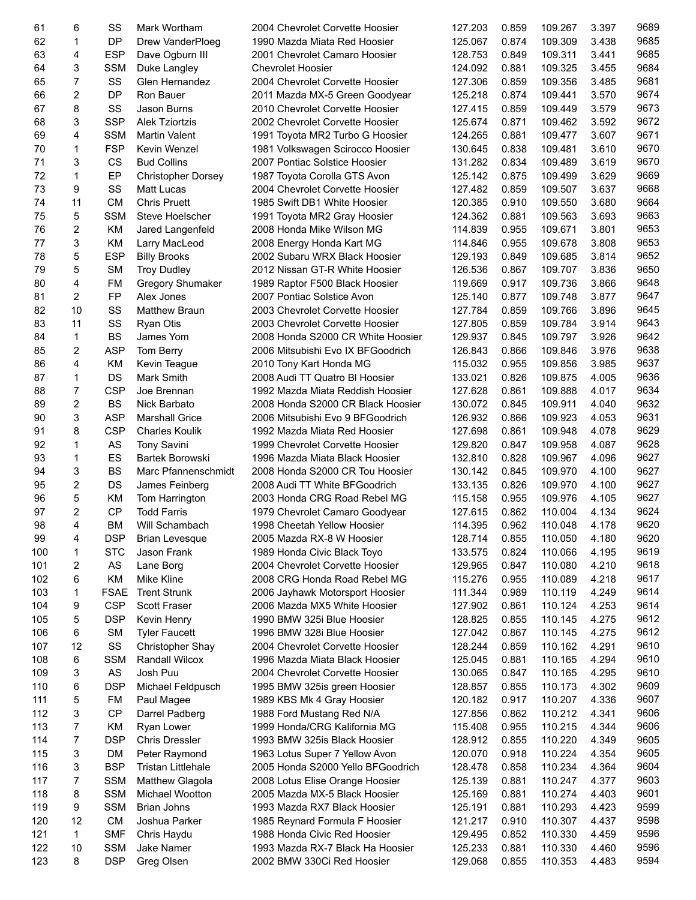| | | | | | | | | | |
|---|---|---|---|---|---|---|---|---|---|
| 61 | 6 | SS | Mark Wortham | 2004 Chevrolet Corvette Hoosier | 127.203 | 0.859 | 109.267 | 3.397 | 9689 |
| 62 | 1 | DP | Drew VanderPloeg | 1990 Mazda Miata Red Hoosier | 125.067 | 0.874 | 109.309 | 3.438 | 9685 |
| 63 | 4 | ESP | Dave Ogburn III | 2001 Chevrolet Camaro Hoosier | 128.753 | 0.849 | 109.311 | 3.441 | 9685 |
| 64 | 3 | SSM | Duke Langley | Chevrolet Hoosier | 124.092 | 0.881 | 109.325 | 3.455 | 9684 |
| 65 | 7 | SS | Glen Hernandez | 2004 Chevrolet Corvette Hoosier | 127.306 | 0.859 | 109.356 | 3.485 | 9681 |
| 66 | 2 | DP | Ron Bauer | 2011 Mazda MX-5 Green Goodyear | 125.218 | 0.874 | 109.441 | 3.570 | 9674 |
| 67 | 8 | SS | Jason Burns | 2010 Chevrolet Corvette Hoosier | 127.415 | 0.859 | 109.449 | 3.579 | 9673 |
| 68 | 3 | SSP | Alek Tziortzis | 2002 Chevrolet Corvette Hoosier | 125.674 | 0.871 | 109.462 | 3.592 | 9672 |
| 69 | 4 | SSM | Martin Valent | 1991 Toyota MR2 Turbo G Hoosier | 124.265 | 0.881 | 109.477 | 3.607 | 9671 |
| 70 | 1 | FSP | Kevin Wenzel | 1981 Volkswagen Scirocco Hoosier | 130.645 | 0.838 | 109.481 | 3.610 | 9670 |
| 71 | 3 | CS | Bud Collins | 2007 Pontiac Solstice Hoosier | 131.282 | 0.834 | 109.489 | 3.619 | 9670 |
| 72 | 1 | EP | Christopher Dorsey | 1987 Toyota Corolla GTS Avon | 125.142 | 0.875 | 109.499 | 3.629 | 9669 |
| 73 | 9 | SS | Matt Lucas | 2004 Chevrolet Corvette Hoosier | 127.482 | 0.859 | 109.507 | 3.637 | 9668 |
| 74 | 11 | CM | Chris Pruett | 1985 Swift DB1 White Hoosier | 120.385 | 0.910 | 109.550 | 3.680 | 9664 |
| 75 | 5 | SSM | Steve Hoelscher | 1991 Toyota MR2 Gray Hoosier | 124.362 | 0.881 | 109.563 | 3.693 | 9663 |
| 76 | 2 | KM | Jared Langenfeld | 2008 Honda Mike Wilson MG | 114.839 | 0.955 | 109.671 | 3.801 | 9653 |
| 77 | 3 | KM | Larry MacLeod | 2008 Energy Honda Kart MG | 114.846 | 0.955 | 109.678 | 3.808 | 9653 |
| 78 | 5 | ESP | Billy Brooks | 2002 Subaru WRX Black Hoosier | 129.193 | 0.849 | 109.685 | 3.814 | 9652 |
| 79 | 5 | SM | Troy Dudley | 2012 Nissan GT-R White Hoosier | 126.536 | 0.867 | 109.707 | 3.836 | 9650 |
| 80 | 4 | FM | Gregory Shumaker | 1989 Raptor F500 Black Hoosier | 119.669 | 0.917 | 109.736 | 3.866 | 9648 |
| 81 | 2 | FP | Alex Jones | 2007 Pontiac Solstice Avon | 125.140 | 0.877 | 109.748 | 3.877 | 9647 |
| 82 | 10 | SS | Matthew Braun | 2003 Chevrolet Corvette Hoosier | 127.784 | 0.859 | 109.766 | 3.896 | 9645 |
| 83 | 11 | SS | Ryan Otis | 2003 Chevrolet Corvette Hoosier | 127.805 | 0.859 | 109.784 | 3.914 | 9643 |
| 84 | 1 | BS | James Yom | 2008 Honda S2000 CR White Hoosier | 129.937 | 0.845 | 109.797 | 3.926 | 9642 |
| 85 | 2 | ASP | Tom Berry | 2006 Mitsubishi Evo IX BFGoodrich | 126.843 | 0.866 | 109.846 | 3.976 | 9638 |
| 86 | 4 | KM | Kevin Teague | 2010 Tony Kart Honda MG | 115.032 | 0.955 | 109.856 | 3.985 | 9637 |
| 87 | 1 | DS | Mark Smith | 2008 Audi TT Quatro Bl Hoosier | 133.021 | 0.826 | 109.875 | 4.005 | 9636 |
| 88 | 7 | CSP | Joe Brennan | 1992 Mazda Miata Reddish Hoosier | 127.628 | 0.861 | 109.888 | 4.017 | 9634 |
| 89 | 2 | BS | Nick Barbato | 2008 Honda S2000 CR Black Hoosier | 130.072 | 0.845 | 109.911 | 4.040 | 9632 |
| 90 | 3 | ASP | Marshall Grice | 2006 Mitsubishi Evo 9 BFGoodrich | 126.932 | 0.866 | 109.923 | 4.053 | 9631 |
| 91 | 8 | CSP | Charles Koulik | 1992 Mazda Miata Red Hoosier | 127.698 | 0.861 | 109.948 | 4.078 | 9629 |
| 92 | 1 | AS | Tony Savini | 1999 Chevrolet Corvette Hoosier | 129.820 | 0.847 | 109.958 | 4.087 | 9628 |
| 93 | 1 | ES | Bartek Borowski | 1996 Mazda Miata Black Hoosier | 132.810 | 0.828 | 109.967 | 4.096 | 9627 |
| 94 | 3 | BS | Marc Pfannenschmidt | 2008 Honda S2000 CR Tou Hoosier | 130.142 | 0.845 | 109.970 | 4.100 | 9627 |
| 95 | 2 | DS | James Feinberg | 2008 Audi TT White BFGoodrich | 133.135 | 0.826 | 109.970 | 4.100 | 9627 |
| 96 | 5 | KM | Tom Harrington | 2003 Honda CRG Road Rebel MG | 115.158 | 0.955 | 109.976 | 4.105 | 9627 |
| 97 | 2 | CP | Todd Farris | 1979 Chevrolet Camaro Goodyear | 127.615 | 0.862 | 110.004 | 4.134 | 9624 |
| 98 | 4 | BM | Will Schambach | 1998 Cheetah Yellow Hoosier | 114.395 | 0.962 | 110.048 | 4.178 | 9620 |
| 99 | 4 | DSP | Brian Levesque | 2005 Mazda RX-8 W Hoosier | 128.714 | 0.855 | 110.050 | 4.180 | 9620 |
| 100 | 1 | STC | Jason Frank | 1989 Honda Civic Black Toyo | 133.575 | 0.824 | 110.066 | 4.195 | 9619 |
| 101 | 2 | AS | Lane Borg | 2004 Chevrolet Corvette Hoosier | 129.965 | 0.847 | 110.080 | 4.210 | 9618 |
| 102 | 6 | KM | Mike Kline | 2008 CRG Honda Road Rebel MG | 115.276 | 0.955 | 110.089 | 4.218 | 9617 |
| 103 | 1 | FSAE | Trent Strunk | 2006 Jayhawk Motorsport Hoosier | 111.344 | 0.989 | 110.119 | 4.249 | 9614 |
| 104 | 9 | CSP | Scott Fraser | 2006 Mazda MX5 White Hoosier | 127.902 | 0.861 | 110.124 | 4.253 | 9614 |
| 105 | 5 | DSP | Kevin Henry | 1990 BMW 325i Blue Hoosier | 128.825 | 0.855 | 110.145 | 4.275 | 9612 |
| 106 | 6 | SM | Tyler Faucett | 1996 BMW 328i Blue Hoosier | 127.042 | 0.867 | 110.145 | 4.275 | 9612 |
| 107 | 12 | SS | Christopher Shay | 2004 Chevrolet Corvette Hoosier | 128.244 | 0.859 | 110.162 | 4.291 | 9610 |
| 108 | 6 | SSM | Randall Wilcox | 1996 Mazda Miata Black Hoosier | 125.045 | 0.881 | 110.165 | 4.294 | 9610 |
| 109 | 3 | AS | Josh Puu | 2004 Chevrolet Corvette Hoosier | 130.065 | 0.847 | 110.165 | 4.295 | 9610 |
| 110 | 6 | DSP | Michael Feldpusch | 1995 BMW 325is green Hoosier | 128.857 | 0.855 | 110.173 | 4.302 | 9609 |
| 111 | 5 | FM | Paul Magee | 1989 KBS Mk 4 Gray Hoosier | 120.182 | 0.917 | 110.207 | 4.336 | 9607 |
| 112 | 3 | CP | Darrel Padberg | 1988 Ford Mustang Red N/A | 127.856 | 0.862 | 110.212 | 4.341 | 9606 |
| 113 | 7 | KM | Ryan Lower | 1999 Honda/CRG Kalifornia MG | 115.408 | 0.955 | 110.215 | 4.344 | 9606 |
| 114 | 7 | DSP | Chris Dressler | 1993 BMW 325is Black Hoosier | 128.912 | 0.855 | 110.220 | 4.349 | 9605 |
| 115 | 3 | DM | Peter Raymond | 1963 Lotus Super 7 Yellow Avon | 120.070 | 0.918 | 110.224 | 4.354 | 9605 |
| 116 | 3 | BSP | Tristan Littlehale | 2005 Honda S2000 Yello BFGoodrich | 128.478 | 0.858 | 110.234 | 4.364 | 9604 |
| 117 | 7 | SSM | Matthew Glagola | 2008 Lotus Elise Orange Hoosier | 125.139 | 0.881 | 110.247 | 4.377 | 9603 |
| 118 | 8 | SSM | Michael Wootton | 2005 Mazda MX-5 Black Hoosier | 125.169 | 0.881 | 110.274 | 4.403 | 9601 |
| 119 | 9 | SSM | Brian Johns | 1993 Mazda RX7 Black Hoosier | 125.191 | 0.881 | 110.293 | 4.423 | 9599 |
| 120 | 12 | CM | Joshua Parker | 1985 Reynard Formula F Hoosier | 121.217 | 0.910 | 110.307 | 4.437 | 9598 |
| 121 | 1 | SMF | Chris Haydu | 1988 Honda Civic Red Hoosier | 129.495 | 0.852 | 110.330 | 4.459 | 9596 |
| 122 | 10 | SSM | Jake Namer | 1993 Mazda RX-7 Black Ha Hoosier | 125.233 | 0.881 | 110.330 | 4.460 | 9596 |
| 123 | 8 | DSP | Greg Olsen | 2002 BMW 330Ci Red Hoosier | 129.068 | 0.855 | 110.353 | 4.483 | 9594 |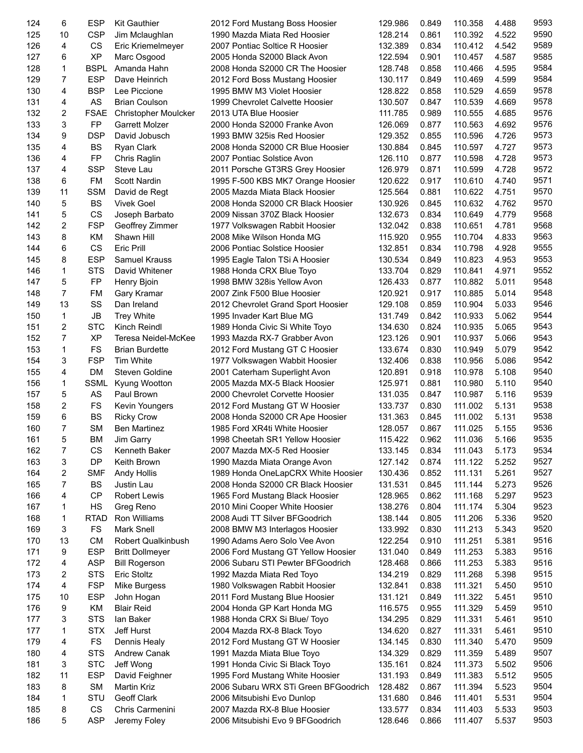| | | | | | | | | | |
|---|---|---|---|---|---|---|---|---|---|
| 124 | 6 | ESP | Kit Gauthier | 2012 Ford Mustang Boss Hoosier | 129.986 | 0.849 | 110.358 | 4.488 | 9593 |
| 125 | 10 | CSP | Jim Mclaughlan | 1990 Mazda Miata Red Hoosier | 128.214 | 0.861 | 110.392 | 4.522 | 9590 |
| 126 | 4 | CS | Eric Kriemelmeyer | 2007 Pontiac Soltice R Hoosier | 132.389 | 0.834 | 110.412 | 4.542 | 9589 |
| 127 | 6 | XP | Marc Osgood | 2005 Honda S2000 Black Avon | 122.594 | 0.901 | 110.457 | 4.587 | 9585 |
| 128 | 1 | BSPL | Amanda Hahn | 2008 Honda S2000 CR The Hoosier | 128.748 | 0.858 | 110.466 | 4.595 | 9584 |
| 129 | 7 | ESP | Dave Heinrich | 2012 Ford Boss Mustang Hoosier | 130.117 | 0.849 | 110.469 | 4.599 | 9584 |
| 130 | 4 | BSP | Lee Piccione | 1995 BMW M3 Violet Hoosier | 128.822 | 0.858 | 110.529 | 4.659 | 9578 |
| 131 | 4 | AS | Brian Coulson | 1999 Chevrolet Calvette Hoosier | 130.507 | 0.847 | 110.539 | 4.669 | 9578 |
| 132 | 2 | FSAE | Christopher Moulcker | 2013 UTA Blue Hoosier | 111.785 | 0.989 | 110.555 | 4.685 | 9576 |
| 133 | 3 | FP | Garrett Molzer | 2000 Honda S2000 Franke Avon | 126.069 | 0.877 | 110.563 | 4.692 | 9576 |
| 134 | 9 | DSP | David Jobusch | 1993 BMW 325is Red Hoosier | 129.352 | 0.855 | 110.596 | 4.726 | 9573 |
| 135 | 4 | BS | Ryan Clark | 2008 Honda S2000 CR Blue Hoosier | 130.884 | 0.845 | 110.597 | 4.727 | 9573 |
| 136 | 4 | FP | Chris Raglin | 2007 Pontiac Solstice Avon | 126.110 | 0.877 | 110.598 | 4.728 | 9573 |
| 137 | 4 | SSP | Steve Lau | 2011 Porsche GT3RS Grey Hoosier | 126.979 | 0.871 | 110.599 | 4.728 | 9572 |
| 138 | 6 | FM | Scott Nardin | 1995 F-500 KBS MK7 Orange Hoosier | 120.622 | 0.917 | 110.610 | 4.740 | 9571 |
| 139 | 11 | SSM | David de Regt | 2005 Mazda Miata Black Hoosier | 125.564 | 0.881 | 110.622 | 4.751 | 9570 |
| 140 | 5 | BS | Vivek Goel | 2008 Honda S2000 CR Black Hoosier | 130.926 | 0.845 | 110.632 | 4.762 | 9570 |
| 141 | 5 | CS | Joseph Barbato | 2009 Nissan 370Z Black Hoosier | 132.673 | 0.834 | 110.649 | 4.779 | 9568 |
| 142 | 2 | FSP | Geoffrey Zimmer | 1977 Volkswagen Rabbit Hoosier | 132.042 | 0.838 | 110.651 | 4.781 | 9568 |
| 143 | 8 | KM | Shawn Hill | 2008 Mike Wilson Honda MG | 115.920 | 0.955 | 110.704 | 4.833 | 9563 |
| 144 | 6 | CS | Eric Prill | 2006 Pontiac Solstice Hoosier | 132.851 | 0.834 | 110.798 | 4.928 | 9555 |
| 145 | 8 | ESP | Samuel Krauss | 1995 Eagle Talon TSi A Hoosier | 130.534 | 0.849 | 110.823 | 4.953 | 9553 |
| 146 | 1 | STS | David Whitener | 1988 Honda CRX Blue Toyo | 133.704 | 0.829 | 110.841 | 4.971 | 9552 |
| 147 | 5 | FP | Henry Bjoin | 1998 BMW 328is Yellow Avon | 126.433 | 0.877 | 110.882 | 5.011 | 9548 |
| 148 | 7 | FM | Gary Kramar | 2007 Zink F500 Blue Hoosier | 120.921 | 0.917 | 110.885 | 5.014 | 9548 |
| 149 | 13 | SS | Dan Ireland | 2012 Chevrolet Grand Sport Hoosier | 129.108 | 0.859 | 110.904 | 5.033 | 9546 |
| 150 | 1 | JB | Trey White | 1995 Invader Kart Blue MG | 131.749 | 0.842 | 110.933 | 5.062 | 9544 |
| 151 | 2 | STC | Kinch Reindl | 1989 Honda Civic Si White Toyo | 134.630 | 0.824 | 110.935 | 5.065 | 9543 |
| 152 | 7 | XP | Teresa Neidel-McKee | 1993 Mazda RX-7 Grabber Avon | 123.126 | 0.901 | 110.937 | 5.066 | 9543 |
| 153 | 1 | FS | Brian Burdette | 2012 Ford Mustang GT C Hoosier | 133.674 | 0.830 | 110.949 | 5.079 | 9542 |
| 154 | 3 | FSP | Tim White | 1977 Volkswagen Wabbit Hoosier | 132.406 | 0.838 | 110.956 | 5.086 | 9542 |
| 155 | 4 | DM | Steven Goldine | 2001 Caterham Superlight Avon | 120.891 | 0.918 | 110.978 | 5.108 | 9540 |
| 156 | 1 | SSML | Kyung Wootton | 2005 Mazda MX-5 Black Hoosier | 125.971 | 0.881 | 110.980 | 5.110 | 9540 |
| 157 | 5 | AS | Paul Brown | 2000 Chevrolet Corvette Hoosier | 131.035 | 0.847 | 110.987 | 5.116 | 9539 |
| 158 | 2 | FS | Kevin Youngers | 2012 Ford Mustang GT W Hoosier | 133.737 | 0.830 | 111.002 | 5.131 | 9538 |
| 159 | 6 | BS | Ricky Crow | 2008 Honda S2000 CR Ape Hoosier | 131.363 | 0.845 | 111.002 | 5.131 | 9538 |
| 160 | 7 | SM | Ben Martinez | 1985 Ford XR4ti White Hoosier | 128.057 | 0.867 | 111.025 | 5.155 | 9536 |
| 161 | 5 | BM | Jim Garry | 1998 Cheetah SR1 Yellow Hoosier | 115.422 | 0.962 | 111.036 | 5.166 | 9535 |
| 162 | 7 | CS | Kenneth Baker | 2007 Mazda MX-5 Red Hoosier | 133.145 | 0.834 | 111.043 | 5.173 | 9534 |
| 163 | 3 | DP | Keith Brown | 1990 Mazda Miata Orange Avon | 127.142 | 0.874 | 111.122 | 5.252 | 9527 |
| 164 | 2 | SMF | Andy Hollis | 1989 Honda OneLapCRX White Hoosier | 130.436 | 0.852 | 111.131 | 5.261 | 9527 |
| 165 | 7 | BS | Justin Lau | 2008 Honda S2000 CR Black Hoosier | 131.531 | 0.845 | 111.144 | 5.273 | 9526 |
| 166 | 4 | CP | Robert Lewis | 1965 Ford Mustang Black Hoosier | 128.965 | 0.862 | 111.168 | 5.297 | 9523 |
| 167 | 1 | HS | Greg Reno | 2010 Mini Cooper White Hoosier | 138.276 | 0.804 | 111.174 | 5.304 | 9523 |
| 168 | 1 | RTAD | Ron Williams | 2008 Audi TT Silver BFGoodrich | 138.144 | 0.805 | 111.206 | 5.336 | 9520 |
| 169 | 3 | FS | Mark Snell | 2008 BMW M3 Interlagos Hoosier | 133.992 | 0.830 | 111.213 | 5.343 | 9520 |
| 170 | 13 | CM | Robert Qualkinbush | 1990 Adams Aero Solo Vee Avon | 122.254 | 0.910 | 111.251 | 5.381 | 9516 |
| 171 | 9 | ESP | Britt Dollmeyer | 2006 Ford Mustang GT Yellow Hoosier | 131.040 | 0.849 | 111.253 | 5.383 | 9516 |
| 172 | 4 | ASP | Bill Rogerson | 2006 Subaru STI Pewter BFGoodrich | 128.468 | 0.866 | 111.253 | 5.383 | 9516 |
| 173 | 2 | STS | Eric Stoltz | 1992 Mazda Miata Red Toyo | 134.219 | 0.829 | 111.268 | 5.398 | 9515 |
| 174 | 4 | FSP | Mike Burgess | 1980 Volkswagen Rabbit Hoosier | 132.841 | 0.838 | 111.321 | 5.450 | 9510 |
| 175 | 10 | ESP | John Hogan | 2011 Ford Mustang Blue Hoosier | 131.121 | 0.849 | 111.322 | 5.451 | 9510 |
| 176 | 9 | KM | Blair Reid | 2004 Honda GP Kart Honda MG | 116.575 | 0.955 | 111.329 | 5.459 | 9510 |
| 177 | 3 | STS | Ian Baker | 1988 Honda CRX Si Blue/ Toyo | 134.295 | 0.829 | 111.331 | 5.461 | 9510 |
| 177 | 1 | STX | Jeff Hurst | 2004 Mazda RX-8 Black Toyo | 134.620 | 0.827 | 111.331 | 5.461 | 9510 |
| 179 | 4 | FS | Dennis Healy | 2012 Ford Mustang GT W Hoosier | 134.145 | 0.830 | 111.340 | 5.470 | 9509 |
| 180 | 4 | STS | Andrew Canak | 1991 Mazda Miata Blue Toyo | 134.329 | 0.829 | 111.359 | 5.489 | 9507 |
| 181 | 3 | STC | Jeff Wong | 1991 Honda Civic Si Black Toyo | 135.161 | 0.824 | 111.373 | 5.502 | 9506 |
| 182 | 11 | ESP | David Feighner | 1995 Ford Mustang White Hoosier | 131.193 | 0.849 | 111.383 | 5.512 | 9505 |
| 183 | 8 | SM | Martin Kriz | 2006 Subaru WRX STi Green BFGoodrich | 128.482 | 0.867 | 111.394 | 5.523 | 9504 |
| 184 | 1 | STU | Geoff Clark | 2006 Mitsubishi Evo Dunlop | 131.680 | 0.846 | 111.401 | 5.531 | 9504 |
| 185 | 8 | CS | Chris Carmenini | 2007 Mazda RX-8 Blue Hoosier | 133.577 | 0.834 | 111.403 | 5.533 | 9503 |
| 186 | 5 | ASP | Jeremy Foley | 2006 Mitsubishi Evo 9 BFGoodrich | 128.646 | 0.866 | 111.407 | 5.537 | 9503 |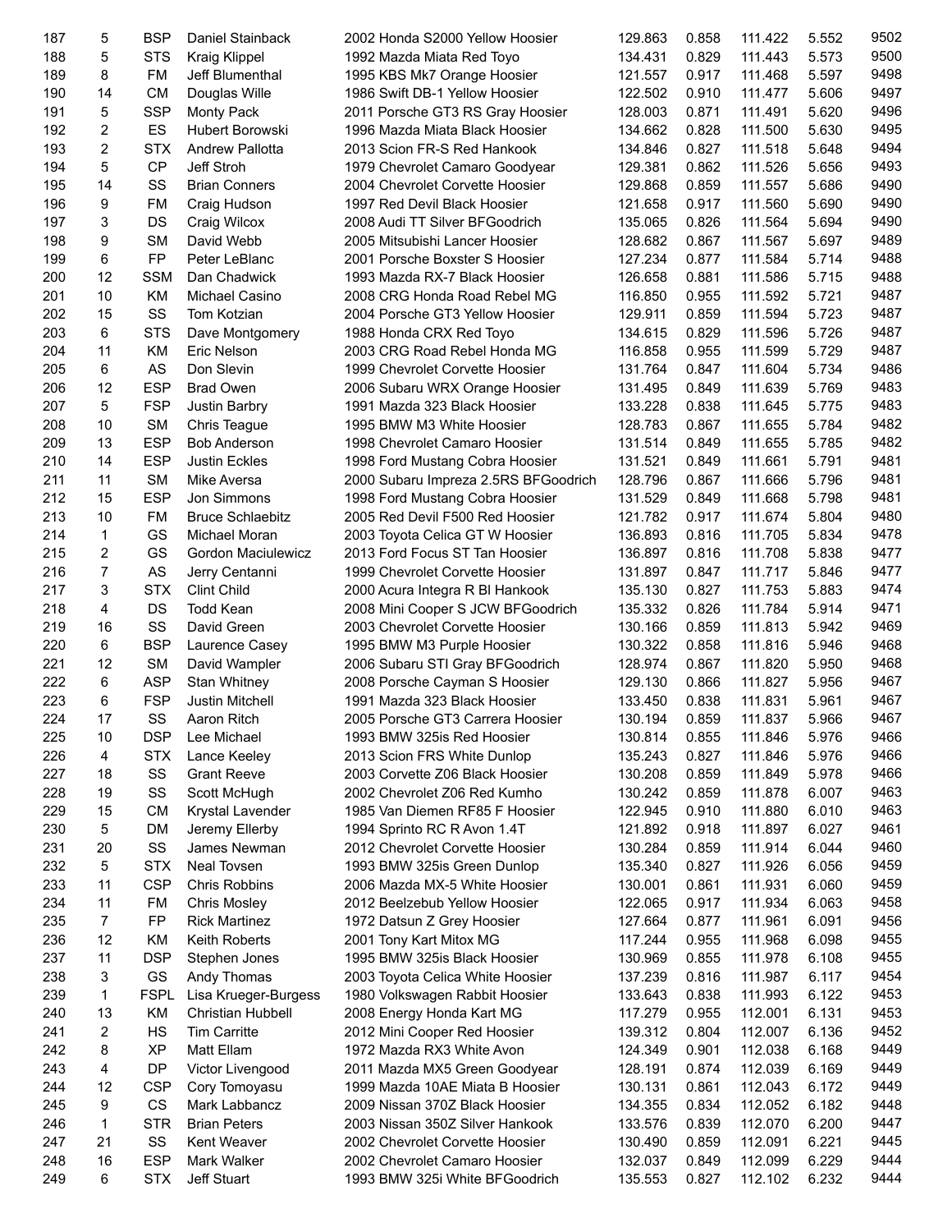| | | | | | | | | | |
|---|---|---|---|---|---|---|---|---|---|
| 187 | 5 | BSP | Daniel Stainback | 2002 Honda S2000 Yellow Hoosier | 129.863 | 0.858 | 111.422 | 5.552 | 9502 |
| 188 | 5 | STS | Kraig Klippel | 1992 Mazda Miata Red Toyo | 134.431 | 0.829 | 111.443 | 5.573 | 9500 |
| 189 | 8 | FM | Jeff Blumenthal | 1995 KBS Mk7 Orange Hoosier | 121.557 | 0.917 | 111.468 | 5.597 | 9498 |
| 190 | 14 | CM | Douglas Wille | 1986 Swift DB-1 Yellow Hoosier | 122.502 | 0.910 | 111.477 | 5.606 | 9497 |
| 191 | 5 | SSP | Monty Pack | 2011 Porsche GT3 RS Gray Hoosier | 128.003 | 0.871 | 111.491 | 5.620 | 9496 |
| 192 | 2 | ES | Hubert Borowski | 1996 Mazda Miata Black Hoosier | 134.662 | 0.828 | 111.500 | 5.630 | 9495 |
| 193 | 2 | STX | Andrew Pallotta | 2013 Scion FR-S Red Hankook | 134.846 | 0.827 | 111.518 | 5.648 | 9494 |
| 194 | 5 | CP | Jeff Stroh | 1979 Chevrolet Camaro Goodyear | 129.381 | 0.862 | 111.526 | 5.656 | 9493 |
| 195 | 14 | SS | Brian Conners | 2004 Chevrolet Corvette Hoosier | 129.868 | 0.859 | 111.557 | 5.686 | 9490 |
| 196 | 9 | FM | Craig Hudson | 1997 Red Devil Black Hoosier | 121.658 | 0.917 | 111.560 | 5.690 | 9490 |
| 197 | 3 | DS | Craig Wilcox | 2008 Audi TT Silver BFGoodrich | 135.065 | 0.826 | 111.564 | 5.694 | 9490 |
| 198 | 9 | SM | David Webb | 2005 Mitsubishi Lancer Hoosier | 128.682 | 0.867 | 111.567 | 5.697 | 9489 |
| 199 | 6 | FP | Peter LeBlanc | 2001 Porsche Boxster S Hoosier | 127.234 | 0.877 | 111.584 | 5.714 | 9488 |
| 200 | 12 | SSM | Dan Chadwick | 1993 Mazda RX-7 Black Hoosier | 126.658 | 0.881 | 111.586 | 5.715 | 9488 |
| 201 | 10 | KM | Michael Casino | 2008 CRG Honda Road Rebel MG | 116.850 | 0.955 | 111.592 | 5.721 | 9487 |
| 202 | 15 | SS | Tom Kotzian | 2004 Porsche GT3 Yellow Hoosier | 129.911 | 0.859 | 111.594 | 5.723 | 9487 |
| 203 | 6 | STS | Dave Montgomery | 1988 Honda CRX Red Toyo | 134.615 | 0.829 | 111.596 | 5.726 | 9487 |
| 204 | 11 | KM | Eric Nelson | 2003 CRG Road Rebel Honda MG | 116.858 | 0.955 | 111.599 | 5.729 | 9487 |
| 205 | 6 | AS | Don Slevin | 1999 Chevrolet Corvette Hoosier | 131.764 | 0.847 | 111.604 | 5.734 | 9486 |
| 206 | 12 | ESP | Brad Owen | 2006 Subaru WRX Orange Hoosier | 131.495 | 0.849 | 111.639 | 5.769 | 9483 |
| 207 | 5 | FSP | Justin Barbry | 1991 Mazda 323 Black Hoosier | 133.228 | 0.838 | 111.645 | 5.775 | 9483 |
| 208 | 10 | SM | Chris Teague | 1995 BMW M3 White Hoosier | 128.783 | 0.867 | 111.655 | 5.784 | 9482 |
| 209 | 13 | ESP | Bob Anderson | 1998 Chevrolet Camaro Hoosier | 131.514 | 0.849 | 111.655 | 5.785 | 9482 |
| 210 | 14 | ESP | Justin Eckles | 1998 Ford Mustang Cobra Hoosier | 131.521 | 0.849 | 111.661 | 5.791 | 9481 |
| 211 | 11 | SM | Mike Aversa | 2000 Subaru Impreza 2.5RS BFGoodrich | 128.796 | 0.867 | 111.666 | 5.796 | 9481 |
| 212 | 15 | ESP | Jon Simmons | 1998 Ford Mustang Cobra Hoosier | 131.529 | 0.849 | 111.668 | 5.798 | 9481 |
| 213 | 10 | FM | Bruce Schlaebitz | 2005 Red Devil F500 Red Hoosier | 121.782 | 0.917 | 111.674 | 5.804 | 9480 |
| 214 | 1 | GS | Michael Moran | 2003 Toyota Celica GT W Hoosier | 136.893 | 0.816 | 111.705 | 5.834 | 9478 |
| 215 | 2 | GS | Gordon Maciulewicz | 2013 Ford Focus ST Tan Hoosier | 136.897 | 0.816 | 111.708 | 5.838 | 9477 |
| 216 | 7 | AS | Jerry Centanni | 1999 Chevrolet Corvette Hoosier | 131.897 | 0.847 | 111.717 | 5.846 | 9477 |
| 217 | 3 | STX | Clint Child | 2000 Acura Integra R Bl Hankook | 135.130 | 0.827 | 111.753 | 5.883 | 9474 |
| 218 | 4 | DS | Todd Kean | 2008 Mini Cooper S JCW BFGoodrich | 135.332 | 0.826 | 111.784 | 5.914 | 9471 |
| 219 | 16 | SS | David Green | 2003 Chevrolet Corvette Hoosier | 130.166 | 0.859 | 111.813 | 5.942 | 9469 |
| 220 | 6 | BSP | Laurence Casey | 1995 BMW M3 Purple Hoosier | 130.322 | 0.858 | 111.816 | 5.946 | 9468 |
| 221 | 12 | SM | David Wampler | 2006 Subaru STI Gray BFGoodrich | 128.974 | 0.867 | 111.820 | 5.950 | 9468 |
| 222 | 6 | ASP | Stan Whitney | 2008 Porsche Cayman S Hoosier | 129.130 | 0.866 | 111.827 | 5.956 | 9467 |
| 223 | 6 | FSP | Justin Mitchell | 1991 Mazda 323 Black Hoosier | 133.450 | 0.838 | 111.831 | 5.961 | 9467 |
| 224 | 17 | SS | Aaron Ritch | 2005 Porsche GT3 Carrera Hoosier | 130.194 | 0.859 | 111.837 | 5.966 | 9467 |
| 225 | 10 | DSP | Lee Michael | 1993 BMW 325is Red Hoosier | 130.814 | 0.855 | 111.846 | 5.976 | 9466 |
| 226 | 4 | STX | Lance Keeley | 2013 Scion FRS White Dunlop | 135.243 | 0.827 | 111.846 | 5.976 | 9466 |
| 227 | 18 | SS | Grant Reeve | 2003 Corvette Z06 Black Hoosier | 130.208 | 0.859 | 111.849 | 5.978 | 9466 |
| 228 | 19 | SS | Scott McHugh | 2002 Chevrolet Z06 Red Kumho | 130.242 | 0.859 | 111.878 | 6.007 | 9463 |
| 229 | 15 | CM | Krystal Lavender | 1985 Van Diemen RF85 F Hoosier | 122.945 | 0.910 | 111.880 | 6.010 | 9463 |
| 230 | 5 | DM | Jeremy Ellerby | 1994 Sprinto RC R Avon 1.4T | 121.892 | 0.918 | 111.897 | 6.027 | 9461 |
| 231 | 20 | SS | James Newman | 2012 Chevrolet Corvette Hoosier | 130.284 | 0.859 | 111.914 | 6.044 | 9460 |
| 232 | 5 | STX | Neal Tovsen | 1993 BMW 325is Green Dunlop | 135.340 | 0.827 | 111.926 | 6.056 | 9459 |
| 233 | 11 | CSP | Chris Robbins | 2006 Mazda MX-5 White Hoosier | 130.001 | 0.861 | 111.931 | 6.060 | 9459 |
| 234 | 11 | FM | Chris Mosley | 2012 Beelzebub Yellow Hoosier | 122.065 | 0.917 | 111.934 | 6.063 | 9458 |
| 235 | 7 | FP | Rick Martinez | 1972 Datsun Z Grey Hoosier | 127.664 | 0.877 | 111.961 | 6.091 | 9456 |
| 236 | 12 | KM | Keith Roberts | 2001 Tony Kart Mitox MG | 117.244 | 0.955 | 111.968 | 6.098 | 9455 |
| 237 | 11 | DSP | Stephen Jones | 1995 BMW 325is Black Hoosier | 130.969 | 0.855 | 111.978 | 6.108 | 9455 |
| 238 | 3 | GS | Andy Thomas | 2003 Toyota Celica White Hoosier | 137.239 | 0.816 | 111.987 | 6.117 | 9454 |
| 239 | 1 | FSPL | Lisa Krueger-Burgess | 1980 Volkswagen Rabbit Hoosier | 133.643 | 0.838 | 111.993 | 6.122 | 9453 |
| 240 | 13 | KM | Christian Hubbell | 2008 Energy Honda Kart MG | 117.279 | 0.955 | 112.001 | 6.131 | 9453 |
| 241 | 2 | HS | Tim Carritte | 2012 Mini Cooper Red Hoosier | 139.312 | 0.804 | 112.007 | 6.136 | 9452 |
| 242 | 8 | XP | Matt Ellam | 1972 Mazda RX3 White Avon | 124.349 | 0.901 | 112.038 | 6.168 | 9449 |
| 243 | 4 | DP | Victor Livengood | 2011 Mazda MX5 Green Goodyear | 128.191 | 0.874 | 112.039 | 6.169 | 9449 |
| 244 | 12 | CSP | Cory Tomoyasu | 1999 Mazda 10AE Miata B Hoosier | 130.131 | 0.861 | 112.043 | 6.172 | 9449 |
| 245 | 9 | CS | Mark Labbancz | 2009 Nissan 370Z Black Hoosier | 134.355 | 0.834 | 112.052 | 6.182 | 9448 |
| 246 | 1 | STR | Brian Peters | 2003 Nissan 350Z Silver Hankook | 133.576 | 0.839 | 112.070 | 6.200 | 9447 |
| 247 | 21 | SS | Kent Weaver | 2002 Chevrolet Corvette Hoosier | 130.490 | 0.859 | 112.091 | 6.221 | 9445 |
| 248 | 16 | ESP | Mark Walker | 2002 Chevrolet Camaro Hoosier | 132.037 | 0.849 | 112.099 | 6.229 | 9444 |
| 249 | 6 | STX | Jeff Stuart | 1993 BMW 325i White BFGoodrich | 135.553 | 0.827 | 112.102 | 6.232 | 9444 |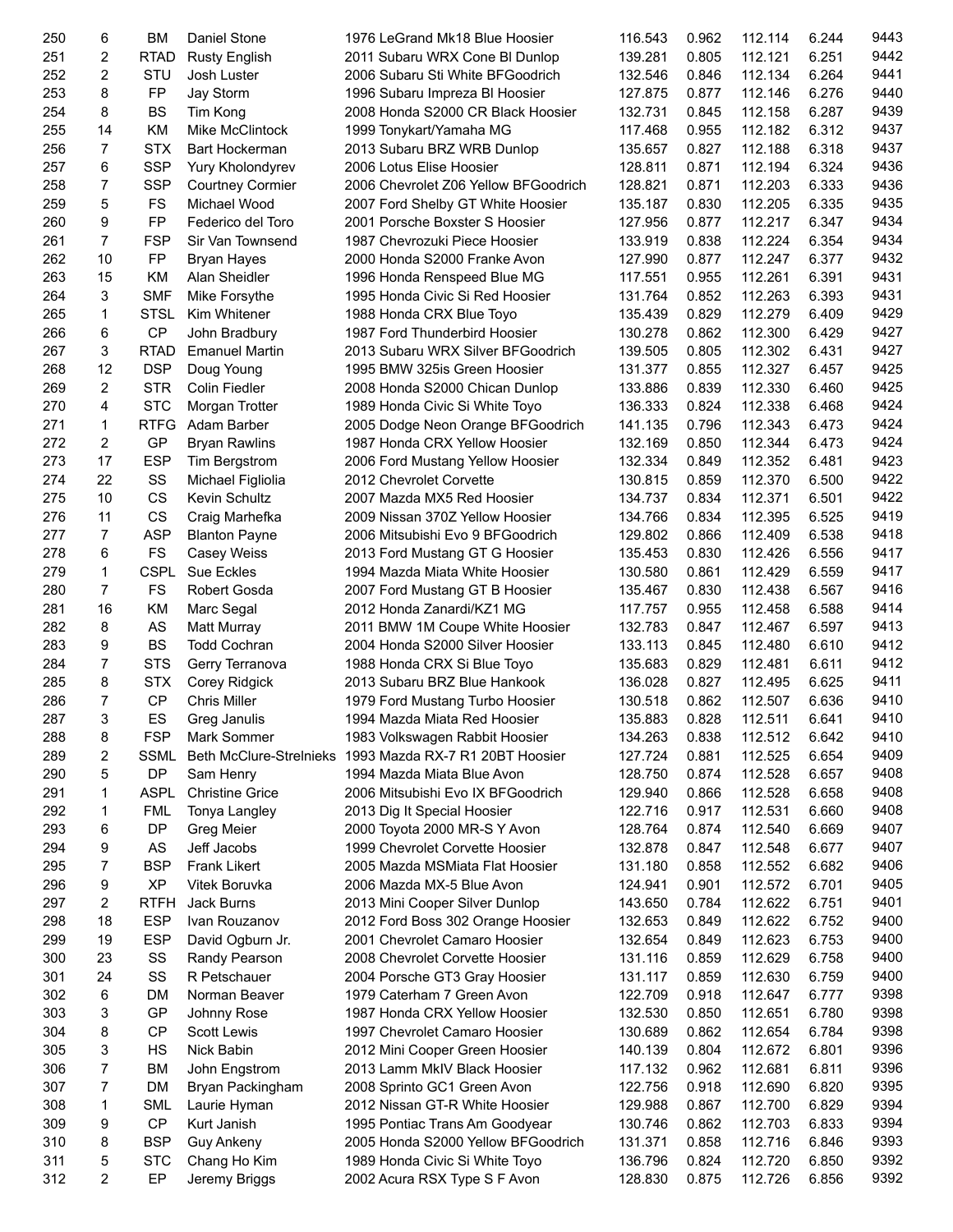| | | | | | | | | | |
|---|---|---|---|---|---|---|---|---|---|
| 250 | 6 | BM | Daniel Stone | 1976 LeGrand Mk18 Blue Hoosier | 116.543 | 0.962 | 112.114 | 6.244 | 9443 |
| 251 | 2 | RTAD | Rusty English | 2011 Subaru WRX Cone Bl Dunlop | 139.281 | 0.805 | 112.121 | 6.251 | 9442 |
| 252 | 2 | STU | Josh Luster | 2006 Subaru Sti White BFGoodrich | 132.546 | 0.846 | 112.134 | 6.264 | 9441 |
| 253 | 8 | FP | Jay Storm | 1996 Subaru Impreza Bl Hoosier | 127.875 | 0.877 | 112.146 | 6.276 | 9440 |
| 254 | 8 | BS | Tim Kong | 2008 Honda S2000 CR Black Hoosier | 132.731 | 0.845 | 112.158 | 6.287 | 9439 |
| 255 | 14 | KM | Mike McClintock | 1999 Tonykart/Yamaha MG | 117.468 | 0.955 | 112.182 | 6.312 | 9437 |
| 256 | 7 | STX | Bart Hockerman | 2013 Subaru BRZ WRB Dunlop | 135.657 | 0.827 | 112.188 | 6.318 | 9437 |
| 257 | 6 | SSP | Yury Kholondyrev | 2006 Lotus Elise Hoosier | 128.811 | 0.871 | 112.194 | 6.324 | 9436 |
| 258 | 7 | SSP | Courtney Cormier | 2006 Chevrolet Z06 Yellow BFGoodrich | 128.821 | 0.871 | 112.203 | 6.333 | 9436 |
| 259 | 5 | FS | Michael Wood | 2007 Ford Shelby GT White Hoosier | 135.187 | 0.830 | 112.205 | 6.335 | 9435 |
| 260 | 9 | FP | Federico del Toro | 2001 Porsche Boxster S Hoosier | 127.956 | 0.877 | 112.217 | 6.347 | 9434 |
| 261 | 7 | FSP | Sir Van Townsend | 1987 Chevrozuki Piece Hoosier | 133.919 | 0.838 | 112.224 | 6.354 | 9434 |
| 262 | 10 | FP | Bryan Hayes | 2000 Honda S2000 Franke Avon | 127.990 | 0.877 | 112.247 | 6.377 | 9432 |
| 263 | 15 | KM | Alan Sheidler | 1996 Honda Renspeed Blue MG | 117.551 | 0.955 | 112.261 | 6.391 | 9431 |
| 264 | 3 | SMF | Mike Forsythe | 1995 Honda Civic Si Red Hoosier | 131.764 | 0.852 | 112.263 | 6.393 | 9431 |
| 265 | 1 | STSL | Kim Whitener | 1988 Honda CRX Blue Toyo | 135.439 | 0.829 | 112.279 | 6.409 | 9429 |
| 266 | 6 | CP | John Bradbury | 1987 Ford Thunderbird Hoosier | 130.278 | 0.862 | 112.300 | 6.429 | 9427 |
| 267 | 3 | RTAD | Emanuel Martin | 2013 Subaru WRX Silver BFGoodrich | 139.505 | 0.805 | 112.302 | 6.431 | 9427 |
| 268 | 12 | DSP | Doug Young | 1995 BMW 325is Green Hoosier | 131.377 | 0.855 | 112.327 | 6.457 | 9425 |
| 269 | 2 | STR | Colin Fiedler | 2008 Honda S2000 Chican Dunlop | 133.886 | 0.839 | 112.330 | 6.460 | 9425 |
| 270 | 4 | STC | Morgan Trotter | 1989 Honda Civic Si White Toyo | 136.333 | 0.824 | 112.338 | 6.468 | 9424 |
| 271 | 1 | RTFG | Adam Barber | 2005 Dodge Neon Orange BFGoodrich | 141.135 | 0.796 | 112.343 | 6.473 | 9424 |
| 272 | 2 | GP | Bryan Rawlins | 1987 Honda CRX Yellow Hoosier | 132.169 | 0.850 | 112.344 | 6.473 | 9424 |
| 273 | 17 | ESP | Tim Bergstrom | 2006 Ford Mustang Yellow Hoosier | 132.334 | 0.849 | 112.352 | 6.481 | 9423 |
| 274 | 22 | SS | Michael Figliolia | 2012 Chevrolet Corvette | 130.815 | 0.859 | 112.370 | 6.500 | 9422 |
| 275 | 10 | CS | Kevin Schultz | 2007 Mazda MX5 Red Hoosier | 134.737 | 0.834 | 112.371 | 6.501 | 9422 |
| 276 | 11 | CS | Craig Marhefka | 2009 Nissan 370Z Yellow Hoosier | 134.766 | 0.834 | 112.395 | 6.525 | 9419 |
| 277 | 7 | ASP | Blanton Payne | 2006 Mitsubishi Evo 9 BFGoodrich | 129.802 | 0.866 | 112.409 | 6.538 | 9418 |
| 278 | 6 | FS | Casey Weiss | 2013 Ford Mustang GT G Hoosier | 135.453 | 0.830 | 112.426 | 6.556 | 9417 |
| 279 | 1 | CSPL | Sue Eckles | 1994 Mazda Miata White Hoosier | 130.580 | 0.861 | 112.429 | 6.559 | 9417 |
| 280 | 7 | FS | Robert Gosda | 2007 Ford Mustang GT B Hoosier | 135.467 | 0.830 | 112.438 | 6.567 | 9416 |
| 281 | 16 | KM | Marc Segal | 2012 Honda Zanardi/KZ1 MG | 117.757 | 0.955 | 112.458 | 6.588 | 9414 |
| 282 | 8 | AS | Matt Murray | 2011 BMW 1M Coupe White Hoosier | 132.783 | 0.847 | 112.467 | 6.597 | 9413 |
| 283 | 9 | BS | Todd Cochran | 2004 Honda S2000 Silver Hoosier | 133.113 | 0.845 | 112.480 | 6.610 | 9412 |
| 284 | 7 | STS | Gerry Terranova | 1988 Honda CRX Si Blue Toyo | 135.683 | 0.829 | 112.481 | 6.611 | 9412 |
| 285 | 8 | STX | Corey Ridgick | 2013 Subaru BRZ Blue Hankook | 136.028 | 0.827 | 112.495 | 6.625 | 9411 |
| 286 | 7 | CP | Chris Miller | 1979 Ford Mustang Turbo Hoosier | 130.518 | 0.862 | 112.507 | 6.636 | 9410 |
| 287 | 3 | ES | Greg Janulis | 1994 Mazda Miata Red Hoosier | 135.883 | 0.828 | 112.511 | 6.641 | 9410 |
| 288 | 8 | FSP | Mark Sommer | 1983 Volkswagen Rabbit Hoosier | 134.263 | 0.838 | 112.512 | 6.642 | 9410 |
| 289 | 2 | SSML | Beth McClure-Strelnieks | 1993 Mazda RX-7 R1 20BT Hoosier | 127.724 | 0.881 | 112.525 | 6.654 | 9409 |
| 290 | 5 | DP | Sam Henry | 1994 Mazda Miata Blue Avon | 128.750 | 0.874 | 112.528 | 6.657 | 9408 |
| 291 | 1 | ASPL | Christine Grice | 2006 Mitsubishi Evo IX BFGoodrich | 129.940 | 0.866 | 112.528 | 6.658 | 9408 |
| 292 | 1 | FML | Tonya Langley | 2013 Dig It Special Hoosier | 122.716 | 0.917 | 112.531 | 6.660 | 9408 |
| 293 | 6 | DP | Greg Meier | 2000 Toyota 2000 MR-S Y Avon | 128.764 | 0.874 | 112.540 | 6.669 | 9407 |
| 294 | 9 | AS | Jeff Jacobs | 1999 Chevrolet Corvette Hoosier | 132.878 | 0.847 | 112.548 | 6.677 | 9407 |
| 295 | 7 | BSP | Frank Likert | 2005 Mazda MSMiata Flat Hoosier | 131.180 | 0.858 | 112.552 | 6.682 | 9406 |
| 296 | 9 | XP | Vitek Boruvka | 2006 Mazda MX-5 Blue Avon | 124.941 | 0.901 | 112.572 | 6.701 | 9405 |
| 297 | 2 | RTFH | Jack Burns | 2013 Mini Cooper Silver Dunlop | 143.650 | 0.784 | 112.622 | 6.751 | 9401 |
| 298 | 18 | ESP | Ivan Rouzanov | 2012 Ford Boss 302 Orange Hoosier | 132.653 | 0.849 | 112.622 | 6.752 | 9400 |
| 299 | 19 | ESP | David Ogburn Jr. | 2001 Chevrolet Camaro Hoosier | 132.654 | 0.849 | 112.623 | 6.753 | 9400 |
| 300 | 23 | SS | Randy Pearson | 2008 Chevrolet Corvette Hoosier | 131.116 | 0.859 | 112.629 | 6.758 | 9400 |
| 301 | 24 | SS | R Petschauer | 2004 Porsche GT3 Gray Hoosier | 131.117 | 0.859 | 112.630 | 6.759 | 9400 |
| 302 | 6 | DM | Norman Beaver | 1979 Caterham 7 Green Avon | 122.709 | 0.918 | 112.647 | 6.777 | 9398 |
| 303 | 3 | GP | Johnny Rose | 1987 Honda CRX Yellow Hoosier | 132.530 | 0.850 | 112.651 | 6.780 | 9398 |
| 304 | 8 | CP | Scott Lewis | 1997 Chevrolet Camaro Hoosier | 130.689 | 0.862 | 112.654 | 6.784 | 9398 |
| 305 | 3 | HS | Nick Babin | 2012 Mini Cooper Green Hoosier | 140.139 | 0.804 | 112.672 | 6.801 | 9396 |
| 306 | 7 | BM | John Engstrom | 2013 Lamm MkIV Black Hoosier | 117.132 | 0.962 | 112.681 | 6.811 | 9396 |
| 307 | 7 | DM | Bryan Packingham | 2008 Sprinto GC1 Green Avon | 122.756 | 0.918 | 112.690 | 6.820 | 9395 |
| 308 | 1 | SML | Laurie Hyman | 2012 Nissan GT-R White Hoosier | 129.988 | 0.867 | 112.700 | 6.829 | 9394 |
| 309 | 9 | CP | Kurt Janish | 1995 Pontiac Trans Am Goodyear | 130.746 | 0.862 | 112.703 | 6.833 | 9394 |
| 310 | 8 | BSP | Guy Ankeny | 2005 Honda S2000 Yellow BFGoodrich | 131.371 | 0.858 | 112.716 | 6.846 | 9393 |
| 311 | 5 | STC | Chang Ho Kim | 1989 Honda Civic Si White Toyo | 136.796 | 0.824 | 112.720 | 6.850 | 9392 |
| 312 | 2 | EP | Jeremy Briggs | 2002 Acura RSX Type S F Avon | 128.830 | 0.875 | 112.726 | 6.856 | 9392 |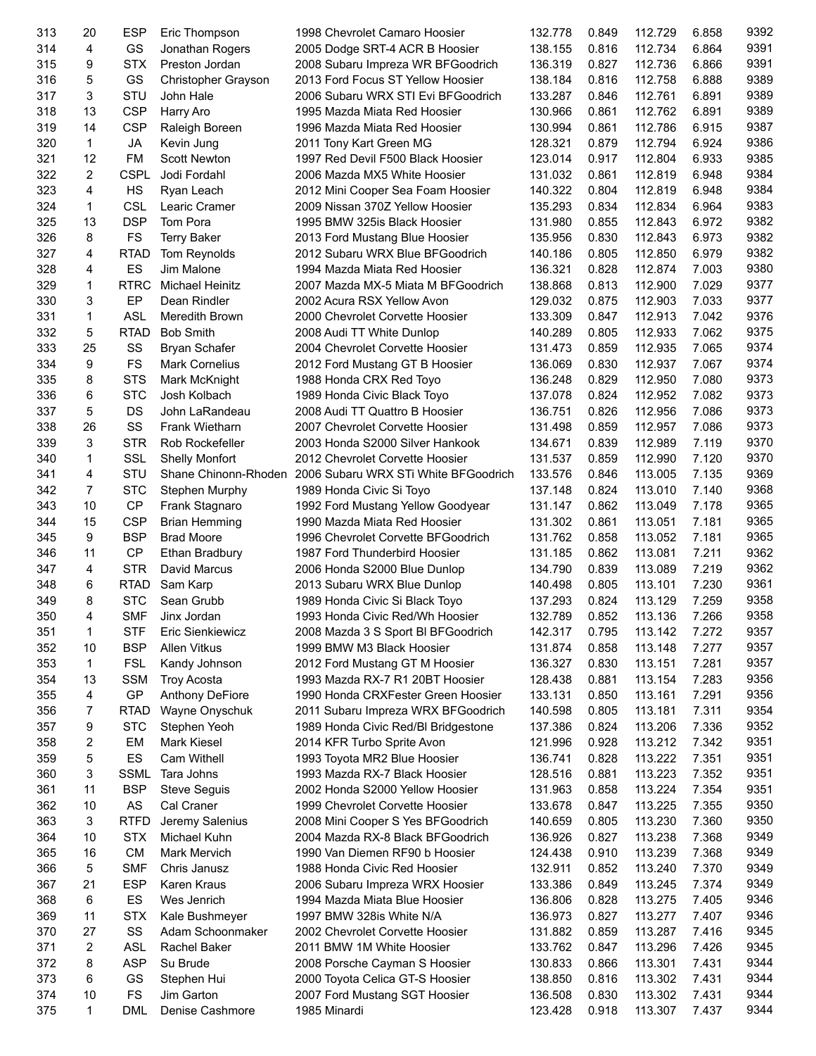| | | | | | | | | | |
|---|---|---|---|---|---|---|---|---|---|
| 313 | 20 | ESP | Eric Thompson | 1998 Chevrolet Camaro Hoosier | 132.778 | 0.849 | 112.729 | 6.858 | 9392 |
| 314 | 4 | GS | Jonathan Rogers | 2005 Dodge SRT-4 ACR B Hoosier | 138.155 | 0.816 | 112.734 | 6.864 | 9391 |
| 315 | 9 | STX | Preston Jordan | 2008 Subaru Impreza WR BFGoodrich | 136.319 | 0.827 | 112.736 | 6.866 | 9391 |
| 316 | 5 | GS | Christopher Grayson | 2013 Ford Focus ST Yellow Hoosier | 138.184 | 0.816 | 112.758 | 6.888 | 9389 |
| 317 | 3 | STU | John Hale | 2006 Subaru WRX STI Evi BFGoodrich | 133.287 | 0.846 | 112.761 | 6.891 | 9389 |
| 318 | 13 | CSP | Harry Aro | 1995 Mazda Miata Red Hoosier | 130.966 | 0.861 | 112.762 | 6.891 | 9389 |
| 319 | 14 | CSP | Raleigh Boreen | 1996 Mazda Miata Red Hoosier | 130.994 | 0.861 | 112.786 | 6.915 | 9387 |
| 320 | 1 | JA | Kevin Jung | 2011 Tony Kart Green MG | 128.321 | 0.879 | 112.794 | 6.924 | 9386 |
| 321 | 12 | FM | Scott Newton | 1997 Red Devil F500 Black Hoosier | 123.014 | 0.917 | 112.804 | 6.933 | 9385 |
| 322 | 2 | CSPL | Jodi Fordahl | 2006 Mazda MX5 White Hoosier | 131.032 | 0.861 | 112.819 | 6.948 | 9384 |
| 323 | 4 | HS | Ryan Leach | 2012 Mini Cooper Sea Foam Hoosier | 140.322 | 0.804 | 112.819 | 6.948 | 9384 |
| 324 | 1 | CSL | Learic Cramer | 2009 Nissan 370Z Yellow Hoosier | 135.293 | 0.834 | 112.834 | 6.964 | 9383 |
| 325 | 13 | DSP | Tom Pora | 1995 BMW 325is Black Hoosier | 131.980 | 0.855 | 112.843 | 6.972 | 9382 |
| 326 | 8 | FS | Terry Baker | 2013 Ford Mustang Blue Hoosier | 135.956 | 0.830 | 112.843 | 6.973 | 9382 |
| 327 | 4 | RTAD | Tom Reynolds | 2012 Subaru WRX Blue BFGoodrich | 140.186 | 0.805 | 112.850 | 6.979 | 9382 |
| 328 | 4 | ES | Jim Malone | 1994 Mazda Miata Red Hoosier | 136.321 | 0.828 | 112.874 | 7.003 | 9380 |
| 329 | 1 | RTRC | Michael Heinitz | 2007 Mazda MX-5 Miata M BFGoodrich | 138.868 | 0.813 | 112.900 | 7.029 | 9377 |
| 330 | 3 | EP | Dean Rindler | 2002 Acura RSX Yellow Avon | 129.032 | 0.875 | 112.903 | 7.033 | 9377 |
| 331 | 1 | ASL | Meredith Brown | 2000 Chevrolet Corvette Hoosier | 133.309 | 0.847 | 112.913 | 7.042 | 9376 |
| 332 | 5 | RTAD | Bob Smith | 2008 Audi TT White Dunlop | 140.289 | 0.805 | 112.933 | 7.062 | 9375 |
| 333 | 25 | SS | Bryan Schafer | 2004 Chevrolet Corvette Hoosier | 131.473 | 0.859 | 112.935 | 7.065 | 9374 |
| 334 | 9 | FS | Mark Cornelius | 2012 Ford Mustang GT B Hoosier | 136.069 | 0.830 | 112.937 | 7.067 | 9374 |
| 335 | 8 | STS | Mark McKnight | 1988 Honda CRX Red Toyo | 136.248 | 0.829 | 112.950 | 7.080 | 9373 |
| 336 | 6 | STC | Josh Kolbach | 1989 Honda Civic Black Toyo | 137.078 | 0.824 | 112.952 | 7.082 | 9373 |
| 337 | 5 | DS | John LaRandeau | 2008 Audi TT Quattro B Hoosier | 136.751 | 0.826 | 112.956 | 7.086 | 9373 |
| 338 | 26 | SS | Frank Wietharn | 2007 Chevrolet Corvette Hoosier | 131.498 | 0.859 | 112.957 | 7.086 | 9373 |
| 339 | 3 | STR | Rob Rockefeller | 2003 Honda S2000 Silver Hankook | 134.671 | 0.839 | 112.989 | 7.119 | 9370 |
| 340 | 1 | SSL | Shelly Monfort | 2012 Chevrolet Corvette Hoosier | 131.537 | 0.859 | 112.990 | 7.120 | 9370 |
| 341 | 4 | STU | Shane Chinonn-Rhoden | 2006 Subaru WRX STi White BFGoodrich | 133.576 | 0.846 | 113.005 | 7.135 | 9369 |
| 342 | 7 | STC | Stephen Murphy | 1989 Honda Civic Si Toyo | 137.148 | 0.824 | 113.010 | 7.140 | 9368 |
| 343 | 10 | CP | Frank Stagnaro | 1992 Ford Mustang Yellow Goodyear | 131.147 | 0.862 | 113.049 | 7.178 | 9365 |
| 344 | 15 | CSP | Brian Hemming | 1990 Mazda Miata Red Hoosier | 131.302 | 0.861 | 113.051 | 7.181 | 9365 |
| 345 | 9 | BSP | Brad Moore | 1996 Chevrolet Corvette BFGoodrich | 131.762 | 0.858 | 113.052 | 7.181 | 9365 |
| 346 | 11 | CP | Ethan Bradbury | 1987 Ford Thunderbird Hoosier | 131.185 | 0.862 | 113.081 | 7.211 | 9362 |
| 347 | 4 | STR | David Marcus | 2006 Honda S2000 Blue Dunlop | 134.790 | 0.839 | 113.089 | 7.219 | 9362 |
| 348 | 6 | RTAD | Sam Karp | 2013 Subaru WRX Blue Dunlop | 140.498 | 0.805 | 113.101 | 7.230 | 9361 |
| 349 | 8 | STC | Sean Grubb | 1989 Honda Civic Si Black Toyo | 137.293 | 0.824 | 113.129 | 7.259 | 9358 |
| 350 | 4 | SMF | Jinx Jordan | 1993 Honda Civic Red/Wh Hoosier | 132.789 | 0.852 | 113.136 | 7.266 | 9358 |
| 351 | 1 | STF | Eric Sienkiewicz | 2008 Mazda 3 S Sport Bl BFGoodrich | 142.317 | 0.795 | 113.142 | 7.272 | 9357 |
| 352 | 10 | BSP | Allen Vitkus | 1999 BMW M3 Black Hoosier | 131.874 | 0.858 | 113.148 | 7.277 | 9357 |
| 353 | 1 | FSL | Kandy Johnson | 2012 Ford Mustang GT M Hoosier | 136.327 | 0.830 | 113.151 | 7.281 | 9357 |
| 354 | 13 | SSM | Troy Acosta | 1993 Mazda RX-7 R1 20BT Hoosier | 128.438 | 0.881 | 113.154 | 7.283 | 9356 |
| 355 | 4 | GP | Anthony DeFiore | 1990 Honda CRXFester Green Hoosier | 133.131 | 0.850 | 113.161 | 7.291 | 9356 |
| 356 | 7 | RTAD | Wayne Onyschuk | 2011 Subaru Impreza WRX BFGoodrich | 140.598 | 0.805 | 113.181 | 7.311 | 9354 |
| 357 | 9 | STC | Stephen Yeoh | 1989 Honda Civic Red/Bl Bridgestone | 137.386 | 0.824 | 113.206 | 7.336 | 9352 |
| 358 | 2 | EM | Mark Kiesel | 2014 KFR Turbo Sprite Avon | 121.996 | 0.928 | 113.212 | 7.342 | 9351 |
| 359 | 5 | ES | Cam Withell | 1993 Toyota MR2 Blue Hoosier | 136.741 | 0.828 | 113.222 | 7.351 | 9351 |
| 360 | 3 | SSML | Tara Johns | 1993 Mazda RX-7 Black Hoosier | 128.516 | 0.881 | 113.223 | 7.352 | 9351 |
| 361 | 11 | BSP | Steve Seguis | 2002 Honda S2000 Yellow Hoosier | 131.963 | 0.858 | 113.224 | 7.354 | 9351 |
| 362 | 10 | AS | Cal Craner | 1999 Chevrolet Corvette Hoosier | 133.678 | 0.847 | 113.225 | 7.355 | 9350 |
| 363 | 3 | RTFD | Jeremy Salenius | 2008 Mini Cooper S Yes BFGoodrich | 140.659 | 0.805 | 113.230 | 7.360 | 9350 |
| 364 | 10 | STX | Michael Kuhn | 2004 Mazda RX-8 Black BFGoodrich | 136.926 | 0.827 | 113.238 | 7.368 | 9349 |
| 365 | 16 | CM | Mark Mervich | 1990 Van Diemen RF90 b Hoosier | 124.438 | 0.910 | 113.239 | 7.368 | 9349 |
| 366 | 5 | SMF | Chris Janusz | 1988 Honda Civic Red Hoosier | 132.911 | 0.852 | 113.240 | 7.370 | 9349 |
| 367 | 21 | ESP | Karen Kraus | 2006 Subaru Impreza WRX Hoosier | 133.386 | 0.849 | 113.245 | 7.374 | 9349 |
| 368 | 6 | ES | Wes Jenrich | 1994 Mazda Miata Blue Hoosier | 136.806 | 0.828 | 113.275 | 7.405 | 9346 |
| 369 | 11 | STX | Kale Bushmeyer | 1997 BMW 328is White N/A | 136.973 | 0.827 | 113.277 | 7.407 | 9346 |
| 370 | 27 | SS | Adam Schoonmaker | 2002 Chevrolet Corvette Hoosier | 131.882 | 0.859 | 113.287 | 7.416 | 9345 |
| 371 | 2 | ASL | Rachel Baker | 2011 BMW 1M White Hoosier | 133.762 | 0.847 | 113.296 | 7.426 | 9345 |
| 372 | 8 | ASP | Su Brude | 2008 Porsche Cayman S Hoosier | 130.833 | 0.866 | 113.301 | 7.431 | 9344 |
| 373 | 6 | GS | Stephen Hui | 2000 Toyota Celica GT-S Hoosier | 138.850 | 0.816 | 113.302 | 7.431 | 9344 |
| 374 | 10 | FS | Jim Garton | 2007 Ford Mustang SGT Hoosier | 136.508 | 0.830 | 113.302 | 7.431 | 9344 |
| 375 | 1 | DML | Denise Cashmore | 1985 Minardi | 123.428 | 0.918 | 113.307 | 7.437 | 9344 |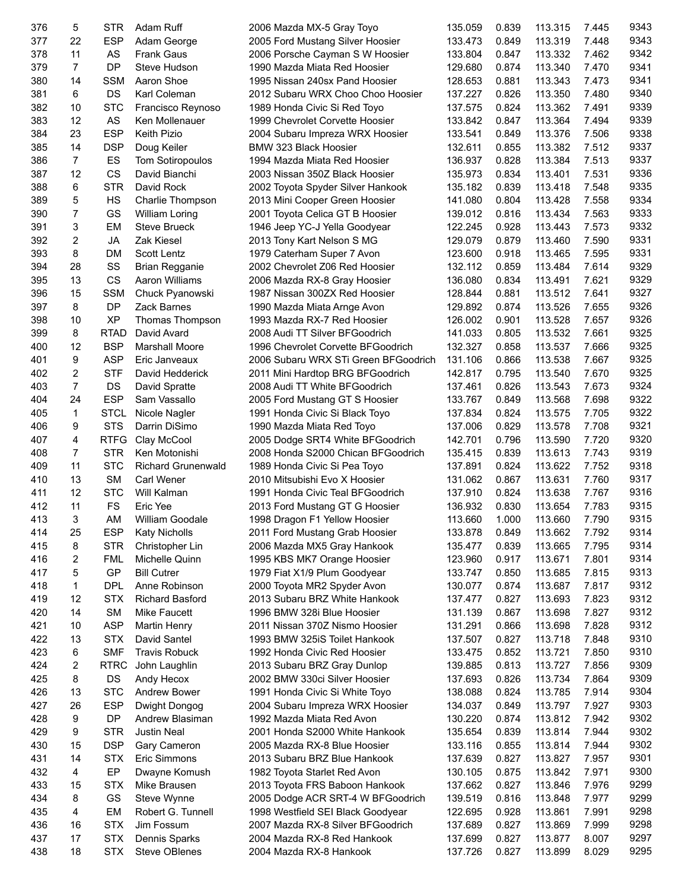| | | | | | | | | | |
|---|---|---|---|---|---|---|---|---|---|
| 376 | 5 | STR | Adam Ruff | 2006 Mazda MX-5 Gray Toyo | 135.059 | 0.839 | 113.315 | 7.445 | 9343 |
| 377 | 22 | ESP | Adam George | 2005 Ford Mustang Silver Hoosier | 133.473 | 0.849 | 113.319 | 7.448 | 9343 |
| 378 | 11 | AS | Frank Gaus | 2006 Porsche Cayman S W Hoosier | 133.804 | 0.847 | 113.332 | 7.462 | 9342 |
| 379 | 7 | DP | Steve Hudson | 1990 Mazda Miata Red Hoosier | 129.680 | 0.874 | 113.340 | 7.470 | 9341 |
| 380 | 14 | SSM | Aaron Shoe | 1995 Nissan 240sx Pand Hoosier | 128.653 | 0.881 | 113.343 | 7.473 | 9341 |
| 381 | 6 | DS | Karl Coleman | 2012 Subaru WRX Choo Choo Hoosier | 137.227 | 0.826 | 113.350 | 7.480 | 9340 |
| 382 | 10 | STC | Francisco Reynoso | 1989 Honda Civic Si Red Toyo | 137.575 | 0.824 | 113.362 | 7.491 | 9339 |
| 383 | 12 | AS | Ken Mollenauer | 1999 Chevrolet Corvette Hoosier | 133.842 | 0.847 | 113.364 | 7.494 | 9339 |
| 384 | 23 | ESP | Keith Pizio | 2004 Subaru Impreza WRX Hoosier | 133.541 | 0.849 | 113.376 | 7.506 | 9338 |
| 385 | 14 | DSP | Doug Keiler | BMW 323 Black Hoosier | 132.611 | 0.855 | 113.382 | 7.512 | 9337 |
| 386 | 7 | ES | Tom Sotiropoulos | 1994 Mazda Miata Red Hoosier | 136.937 | 0.828 | 113.384 | 7.513 | 9337 |
| 387 | 12 | CS | David Bianchi | 2003 Nissan 350Z Black Hoosier | 135.973 | 0.834 | 113.401 | 7.531 | 9336 |
| 388 | 6 | STR | David Rock | 2002 Toyota Spyder Silver Hankook | 135.182 | 0.839 | 113.418 | 7.548 | 9335 |
| 389 | 5 | HS | Charlie Thompson | 2013 Mini Cooper Green Hoosier | 141.080 | 0.804 | 113.428 | 7.558 | 9334 |
| 390 | 7 | GS | William Loring | 2001 Toyota Celica GT B Hoosier | 139.012 | 0.816 | 113.434 | 7.563 | 9333 |
| 391 | 3 | EM | Steve Brueck | 1946 Jeep YC-J Yella Goodyear | 122.245 | 0.928 | 113.443 | 7.573 | 9332 |
| 392 | 2 | JA | Zak Kiesel | 2013 Tony Kart Nelson S MG | 129.079 | 0.879 | 113.460 | 7.590 | 9331 |
| 393 | 8 | DM | Scott Lentz | 1979 Caterham Super 7 Avon | 123.600 | 0.918 | 113.465 | 7.595 | 9331 |
| 394 | 28 | SS | Brian Regganie | 2002 Chevrolet Z06 Red Hoosier | 132.112 | 0.859 | 113.484 | 7.614 | 9329 |
| 395 | 13 | CS | Aaron Williams | 2006 Mazda RX-8 Gray Hoosier | 136.080 | 0.834 | 113.491 | 7.621 | 9329 |
| 396 | 15 | SSM | Chuck Pyanowski | 1987 Nissan 300ZX Red Hoosier | 128.844 | 0.881 | 113.512 | 7.641 | 9327 |
| 397 | 8 | DP | Zack Barnes | 1990 Mazda Miata Arnge Avon | 129.892 | 0.874 | 113.526 | 7.655 | 9326 |
| 398 | 10 | XP | Thomas Thompson | 1993 Mazda RX-7 Red Hoosier | 126.002 | 0.901 | 113.528 | 7.657 | 9326 |
| 399 | 8 | RTAD | David Avard | 2008 Audi TT Silver BFGoodrich | 141.033 | 0.805 | 113.532 | 7.661 | 9325 |
| 400 | 12 | BSP | Marshall Moore | 1996 Chevrolet Corvette BFGoodrich | 132.327 | 0.858 | 113.537 | 7.666 | 9325 |
| 401 | 9 | ASP | Eric Janveaux | 2006 Subaru WRX STi Green BFGoodrich | 131.106 | 0.866 | 113.538 | 7.667 | 9325 |
| 402 | 2 | STF | David Hedderick | 2011 Mini Hardtop BRG BFGoodrich | 142.817 | 0.795 | 113.540 | 7.670 | 9325 |
| 403 | 7 | DS | David Spratte | 2008 Audi TT White BFGoodrich | 137.461 | 0.826 | 113.543 | 7.673 | 9324 |
| 404 | 24 | ESP | Sam Vassallo | 2005 Ford Mustang GT S Hoosier | 133.767 | 0.849 | 113.568 | 7.698 | 9322 |
| 405 | 1 | STCL | Nicole Nagler | 1991 Honda Civic Si Black Toyo | 137.834 | 0.824 | 113.575 | 7.705 | 9322 |
| 406 | 9 | STS | Darrin DiSimo | 1990 Mazda Miata Red Toyo | 137.006 | 0.829 | 113.578 | 7.708 | 9321 |
| 407 | 4 | RTFG | Clay McCool | 2005 Dodge SRT4 White BFGoodrich | 142.701 | 0.796 | 113.590 | 7.720 | 9320 |
| 408 | 7 | STR | Ken Motonishi | 2008 Honda S2000 Chican BFGoodrich | 135.415 | 0.839 | 113.613 | 7.743 | 9319 |
| 409 | 11 | STC | Richard Grunenwald | 1989 Honda Civic Si Pea Toyo | 137.891 | 0.824 | 113.622 | 7.752 | 9318 |
| 410 | 13 | SM | Carl Wener | 2010 Mitsubishi Evo X Hoosier | 131.062 | 0.867 | 113.631 | 7.760 | 9317 |
| 411 | 12 | STC | Will Kalman | 1991 Honda Civic Teal BFGoodrich | 137.910 | 0.824 | 113.638 | 7.767 | 9316 |
| 412 | 11 | FS | Eric Yee | 2013 Ford Mustang GT G Hoosier | 136.932 | 0.830 | 113.654 | 7.783 | 9315 |
| 413 | 3 | AM | William Goodale | 1998 Dragon F1 Yellow Hoosier | 113.660 | 1.000 | 113.660 | 7.790 | 9315 |
| 414 | 25 | ESP | Katy Nicholls | 2011 Ford Mustang Grab Hoosier | 133.878 | 0.849 | 113.662 | 7.792 | 9314 |
| 415 | 8 | STR | Christopher Lin | 2006 Mazda MX5 Gray Hankook | 135.477 | 0.839 | 113.665 | 7.795 | 9314 |
| 416 | 2 | FML | Michelle Quinn | 1995 KBS MK7 Orange Hoosier | 123.960 | 0.917 | 113.671 | 7.801 | 9314 |
| 417 | 5 | GP | Bill Cutrer | 1979 Fiat X1/9 Plum Goodyear | 133.747 | 0.850 | 113.685 | 7.815 | 9313 |
| 418 | 1 | DPL | Anne Robinson | 2000 Toyota MR2 Spyder Avon | 130.077 | 0.874 | 113.687 | 7.817 | 9312 |
| 419 | 12 | STX | Richard Basford | 2013 Subaru BRZ White Hankook | 137.477 | 0.827 | 113.693 | 7.823 | 9312 |
| 420 | 14 | SM | Mike Faucett | 1996 BMW 328i Blue Hoosier | 131.139 | 0.867 | 113.698 | 7.827 | 9312 |
| 421 | 10 | ASP | Martin Henry | 2011 Nissan 370Z Nismo Hoosier | 131.291 | 0.866 | 113.698 | 7.828 | 9312 |
| 422 | 13 | STX | David Santel | 1993 BMW 325iS Toilet Hankook | 137.507 | 0.827 | 113.718 | 7.848 | 9310 |
| 423 | 6 | SMF | Travis Robuck | 1992 Honda Civic Red Hoosier | 133.475 | 0.852 | 113.721 | 7.850 | 9310 |
| 424 | 2 | RTRC | John Laughlin | 2013 Subaru BRZ Gray Dunlop | 139.885 | 0.813 | 113.727 | 7.856 | 9309 |
| 425 | 8 | DS | Andy Hecox | 2002 BMW 330ci Silver Hoosier | 137.693 | 0.826 | 113.734 | 7.864 | 9309 |
| 426 | 13 | STC | Andrew Bower | 1991 Honda Civic Si White Toyo | 138.088 | 0.824 | 113.785 | 7.914 | 9304 |
| 427 | 26 | ESP | Dwight Dongog | 2004 Subaru Impreza WRX Hoosier | 134.037 | 0.849 | 113.797 | 7.927 | 9303 |
| 428 | 9 | DP | Andrew Blasiman | 1992 Mazda Miata Red Avon | 130.220 | 0.874 | 113.812 | 7.942 | 9302 |
| 429 | 9 | STR | Justin Neal | 2001 Honda S2000 White Hankook | 135.654 | 0.839 | 113.814 | 7.944 | 9302 |
| 430 | 15 | DSP | Gary Cameron | 2005 Mazda RX-8 Blue Hoosier | 133.116 | 0.855 | 113.814 | 7.944 | 9302 |
| 431 | 14 | STX | Eric Simmons | 2013 Subaru BRZ Blue Hankook | 137.639 | 0.827 | 113.827 | 7.957 | 9301 |
| 432 | 4 | EP | Dwayne Komush | 1982 Toyota Starlet Red Avon | 130.105 | 0.875 | 113.842 | 7.971 | 9300 |
| 433 | 15 | STX | Mike Brausen | 2013 Toyota FRS Baboon Hankook | 137.662 | 0.827 | 113.846 | 7.976 | 9299 |
| 434 | 8 | GS | Steve Wynne | 2005 Dodge ACR SRT-4 W BFGoodrich | 139.519 | 0.816 | 113.848 | 7.977 | 9299 |
| 435 | 4 | EM | Robert G. Tunnell | 1998 Westfield SEI Black Goodyear | 122.695 | 0.928 | 113.861 | 7.991 | 9298 |
| 436 | 16 | STX | Jim Fossum | 2007 Mazda RX-8 Silver BFGoodrich | 137.689 | 0.827 | 113.869 | 7.999 | 9298 |
| 437 | 17 | STX | Dennis Sparks | 2004 Mazda RX-8 Red Hankook | 137.699 | 0.827 | 113.877 | 8.007 | 9297 |
| 438 | 18 | STX | Steve OBlenes | 2004 Mazda RX-8 Hankook | 137.726 | 0.827 | 113.899 | 8.029 | 9295 |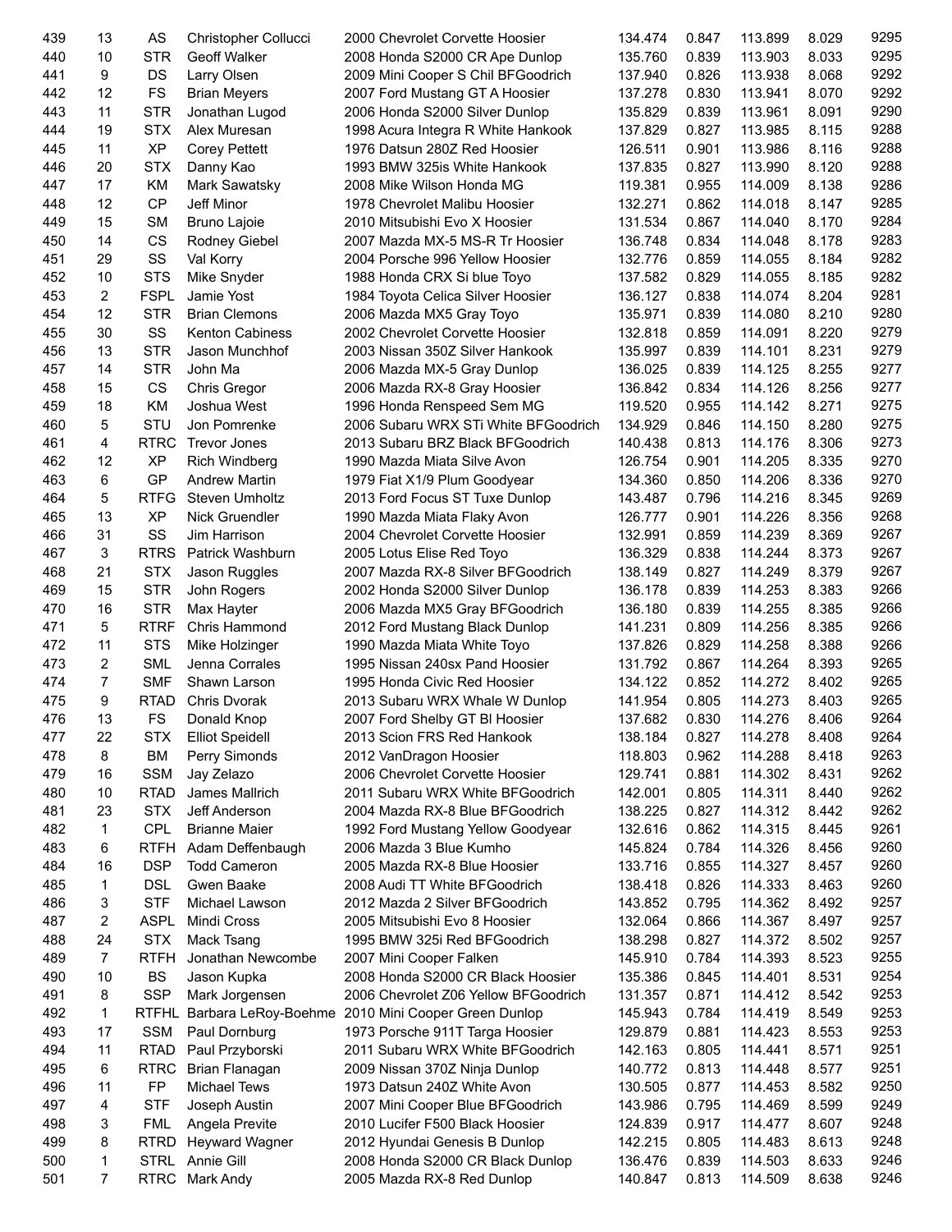| | | | | | | | | | |
|---|---|---|---|---|---|---|---|---|---|
| 439 | 13 | AS | Christopher Collucci | 2000 Chevrolet Corvette Hoosier | 134.474 | 0.847 | 113.899 | 8.029 | 9295 |
| 440 | 10 | STR | Geoff Walker | 2008 Honda S2000 CR Ape Dunlop | 135.760 | 0.839 | 113.903 | 8.033 | 9295 |
| 441 | 9 | DS | Larry Olsen | 2009 Mini Cooper S Chil BFGoodrich | 137.940 | 0.826 | 113.938 | 8.068 | 9292 |
| 442 | 12 | FS | Brian Meyers | 2007 Ford Mustang GT A Hoosier | 137.278 | 0.830 | 113.941 | 8.070 | 9292 |
| 443 | 11 | STR | Jonathan Lugod | 2006 Honda S2000 Silver Dunlop | 135.829 | 0.839 | 113.961 | 8.091 | 9290 |
| 444 | 19 | STX | Alex Muresan | 1998 Acura Integra R White Hankook | 137.829 | 0.827 | 113.985 | 8.115 | 9288 |
| 445 | 11 | XP | Corey Pettett | 1976 Datsun 280Z Red Hoosier | 126.511 | 0.901 | 113.986 | 8.116 | 9288 |
| 446 | 20 | STX | Danny Kao | 1993 BMW 325is White Hankook | 137.835 | 0.827 | 113.990 | 8.120 | 9288 |
| 447 | 17 | KM | Mark Sawatsky | 2008 Mike Wilson Honda MG | 119.381 | 0.955 | 114.009 | 8.138 | 9286 |
| 448 | 12 | CP | Jeff Minor | 1978 Chevrolet Malibu Hoosier | 132.271 | 0.862 | 114.018 | 8.147 | 9285 |
| 449 | 15 | SM | Bruno Lajoie | 2010 Mitsubishi Evo X Hoosier | 131.534 | 0.867 | 114.040 | 8.170 | 9284 |
| 450 | 14 | CS | Rodney Giebel | 2007 Mazda MX-5 MS-R Tr Hoosier | 136.748 | 0.834 | 114.048 | 8.178 | 9283 |
| 451 | 29 | SS | Val Korry | 2004 Porsche 996 Yellow Hoosier | 132.776 | 0.859 | 114.055 | 8.184 | 9282 |
| 452 | 10 | STS | Mike Snyder | 1988 Honda CRX Si blue Toyo | 137.582 | 0.829 | 114.055 | 8.185 | 9282 |
| 453 | 2 | FSPL | Jamie Yost | 1984 Toyota Celica Silver Hoosier | 136.127 | 0.838 | 114.074 | 8.204 | 9281 |
| 454 | 12 | STR | Brian Clemons | 2006 Mazda MX5 Gray Toyo | 135.971 | 0.839 | 114.080 | 8.210 | 9280 |
| 455 | 30 | SS | Kenton Cabiness | 2002 Chevrolet Corvette Hoosier | 132.818 | 0.859 | 114.091 | 8.220 | 9279 |
| 456 | 13 | STR | Jason Munchhof | 2003 Nissan 350Z Silver Hankook | 135.997 | 0.839 | 114.101 | 8.231 | 9279 |
| 457 | 14 | STR | John Ma | 2006 Mazda MX-5 Gray Dunlop | 136.025 | 0.839 | 114.125 | 8.255 | 9277 |
| 458 | 15 | CS | Chris Gregor | 2006 Mazda RX-8 Gray Hoosier | 136.842 | 0.834 | 114.126 | 8.256 | 9277 |
| 459 | 18 | KM | Joshua West | 1996 Honda Renspeed Sem MG | 119.520 | 0.955 | 114.142 | 8.271 | 9275 |
| 460 | 5 | STU | Jon Pomrenke | 2006 Subaru WRX STi White BFGoodrich | 134.929 | 0.846 | 114.150 | 8.280 | 9275 |
| 461 | 4 | RTRC | Trevor Jones | 2013 Subaru BRZ Black BFGoodrich | 140.438 | 0.813 | 114.176 | 8.306 | 9273 |
| 462 | 12 | XP | Rich Windberg | 1990 Mazda Miata Silve Avon | 126.754 | 0.901 | 114.205 | 8.335 | 9270 |
| 463 | 6 | GP | Andrew Martin | 1979 Fiat X1/9 Plum Goodyear | 134.360 | 0.850 | 114.206 | 8.336 | 9270 |
| 464 | 5 | RTFG | Steven Umholtz | 2013 Ford Focus ST Tuxe Dunlop | 143.487 | 0.796 | 114.216 | 8.345 | 9269 |
| 465 | 13 | XP | Nick Gruendler | 1990 Mazda Miata Flaky Avon | 126.777 | 0.901 | 114.226 | 8.356 | 9268 |
| 466 | 31 | SS | Jim Harrison | 2004 Chevrolet Corvette Hoosier | 132.991 | 0.859 | 114.239 | 8.369 | 9267 |
| 467 | 3 | RTRS | Patrick Washburn | 2005 Lotus Elise Red Toyo | 136.329 | 0.838 | 114.244 | 8.373 | 9267 |
| 468 | 21 | STX | Jason Ruggles | 2007 Mazda RX-8 Silver BFGoodrich | 138.149 | 0.827 | 114.249 | 8.379 | 9267 |
| 469 | 15 | STR | John Rogers | 2002 Honda S2000 Silver Dunlop | 136.178 | 0.839 | 114.253 | 8.383 | 9266 |
| 470 | 16 | STR | Max Hayter | 2006 Mazda MX5 Gray BFGoodrich | 136.180 | 0.839 | 114.255 | 8.385 | 9266 |
| 471 | 5 | RTRF | Chris Hammond | 2012 Ford Mustang Black Dunlop | 141.231 | 0.809 | 114.256 | 8.385 | 9266 |
| 472 | 11 | STS | Mike Holzinger | 1990 Mazda Miata White Toyo | 137.826 | 0.829 | 114.258 | 8.388 | 9266 |
| 473 | 2 | SML | Jenna Corrales | 1995 Nissan 240sx Pand Hoosier | 131.792 | 0.867 | 114.264 | 8.393 | 9265 |
| 474 | 7 | SMF | Shawn Larson | 1995 Honda Civic Red Hoosier | 134.122 | 0.852 | 114.272 | 8.402 | 9265 |
| 475 | 9 | RTAD | Chris Dvorak | 2013 Subaru WRX Whale W Dunlop | 141.954 | 0.805 | 114.273 | 8.403 | 9265 |
| 476 | 13 | FS | Donald Knop | 2007 Ford Shelby GT Bl Hoosier | 137.682 | 0.830 | 114.276 | 8.406 | 9264 |
| 477 | 22 | STX | Elliot Speidell | 2013 Scion FRS Red Hankook | 138.184 | 0.827 | 114.278 | 8.408 | 9264 |
| 478 | 8 | BM | Perry Simonds | 2012 VanDragon Hoosier | 118.803 | 0.962 | 114.288 | 8.418 | 9263 |
| 479 | 16 | SSM | Jay Zelazo | 2006 Chevrolet Corvette Hoosier | 129.741 | 0.881 | 114.302 | 8.431 | 9262 |
| 480 | 10 | RTAD | James Mallrich | 2011 Subaru WRX White BFGoodrich | 142.001 | 0.805 | 114.311 | 8.440 | 9262 |
| 481 | 23 | STX | Jeff Anderson | 2004 Mazda RX-8 Blue BFGoodrich | 138.225 | 0.827 | 114.312 | 8.442 | 9262 |
| 482 | 1 | CPL | Brianne Maier | 1992 Ford Mustang Yellow Goodyear | 132.616 | 0.862 | 114.315 | 8.445 | 9261 |
| 483 | 6 | RTFH | Adam Deffenbaugh | 2006 Mazda 3 Blue Kumho | 145.824 | 0.784 | 114.326 | 8.456 | 9260 |
| 484 | 16 | DSP | Todd Cameron | 2005 Mazda RX-8 Blue Hoosier | 133.716 | 0.855 | 114.327 | 8.457 | 9260 |
| 485 | 1 | DSL | Gwen Baake | 2008 Audi TT White BFGoodrich | 138.418 | 0.826 | 114.333 | 8.463 | 9260 |
| 486 | 3 | STF | Michael Lawson | 2012 Mazda 2 Silver BFGoodrich | 143.852 | 0.795 | 114.362 | 8.492 | 9257 |
| 487 | 2 | ASPL | Mindi Cross | 2005 Mitsubishi Evo 8 Hoosier | 132.064 | 0.866 | 114.367 | 8.497 | 9257 |
| 488 | 24 | STX | Mack Tsang | 1995 BMW 325i Red BFGoodrich | 138.298 | 0.827 | 114.372 | 8.502 | 9257 |
| 489 | 7 | RTFH | Jonathan Newcombe | 2007 Mini Cooper Falken | 145.910 | 0.784 | 114.393 | 8.523 | 9255 |
| 490 | 10 | BS | Jason Kupka | 2008 Honda S2000 CR Black Hoosier | 135.386 | 0.845 | 114.401 | 8.531 | 9254 |
| 491 | 8 | SSP | Mark Jorgensen | 2006 Chevrolet Z06 Yellow BFGoodrich | 131.357 | 0.871 | 114.412 | 8.542 | 9253 |
| 492 | 1 | RTFHL | Barbara LeRoy-Boehme | 2010 Mini Cooper Green Dunlop | 145.943 | 0.784 | 114.419 | 8.549 | 9253 |
| 493 | 17 | SSM | Paul Dornburg | 1973 Porsche 911T Targa Hoosier | 129.879 | 0.881 | 114.423 | 8.553 | 9253 |
| 494 | 11 | RTAD | Paul Przyborski | 2011 Subaru WRX White BFGoodrich | 142.163 | 0.805 | 114.441 | 8.571 | 9251 |
| 495 | 6 | RTRC | Brian Flanagan | 2009 Nissan 370Z Ninja Dunlop | 140.772 | 0.813 | 114.448 | 8.577 | 9251 |
| 496 | 11 | FP | Michael Tews | 1973 Datsun 240Z White Avon | 130.505 | 0.877 | 114.453 | 8.582 | 9250 |
| 497 | 4 | STF | Joseph Austin | 2007 Mini Cooper Blue BFGoodrich | 143.986 | 0.795 | 114.469 | 8.599 | 9249 |
| 498 | 3 | FML | Angela Previte | 2010 Lucifer F500 Black Hoosier | 124.839 | 0.917 | 114.477 | 8.607 | 9248 |
| 499 | 8 | RTRD | Heyward Wagner | 2012 Hyundai Genesis B Dunlop | 142.215 | 0.805 | 114.483 | 8.613 | 9248 |
| 500 | 1 | STRL | Annie Gill | 2008 Honda S2000 CR Black Dunlop | 136.476 | 0.839 | 114.503 | 8.633 | 9246 |
| 501 | 7 | RTRC | Mark Andy | 2005 Mazda RX-8 Red Dunlop | 140.847 | 0.813 | 114.509 | 8.638 | 9246 |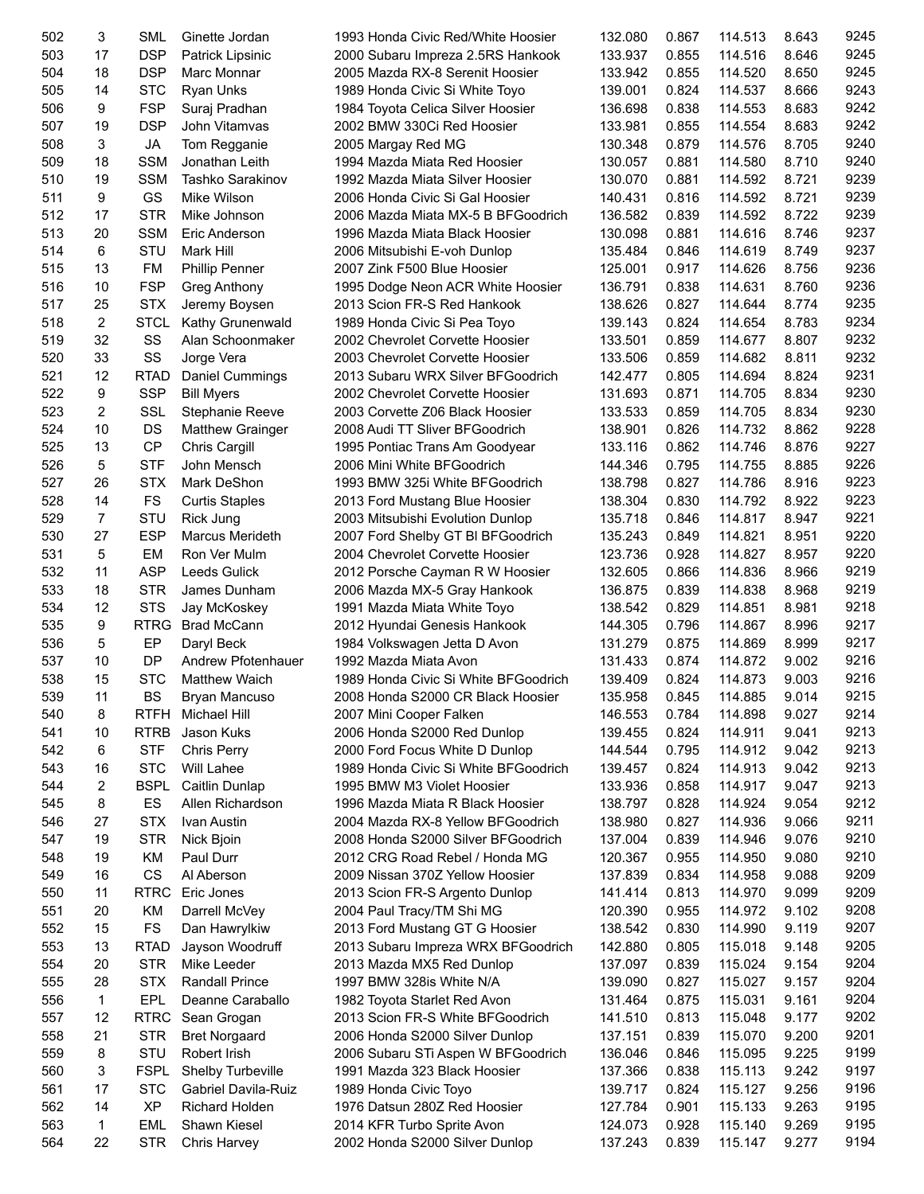| | | | | | | | | | |
|---|---|---|---|---|---|---|---|---|---|
| 502 | 3 | SML | Ginette Jordan | 1993 Honda Civic Red/White Hoosier | 132.080 | 0.867 | 114.513 | 8.643 | 9245 |
| 503 | 17 | DSP | Patrick Lipsinic | 2000 Subaru Impreza 2.5RS Hankook | 133.937 | 0.855 | 114.516 | 8.646 | 9245 |
| 504 | 18 | DSP | Marc Monnar | 2005 Mazda RX-8 Serenit Hoosier | 133.942 | 0.855 | 114.520 | 8.650 | 9245 |
| 505 | 14 | STC | Ryan Unks | 1989 Honda Civic Si White Toyo | 139.001 | 0.824 | 114.537 | 8.666 | 9243 |
| 506 | 9 | FSP | Suraj Pradhan | 1984 Toyota Celica Silver Hoosier | 136.698 | 0.838 | 114.553 | 8.683 | 9242 |
| 507 | 19 | DSP | John Vitamvas | 2002 BMW 330Ci Red Hoosier | 133.981 | 0.855 | 114.554 | 8.683 | 9242 |
| 508 | 3 | JA | Tom Regganie | 2005 Margay Red MG | 130.348 | 0.879 | 114.576 | 8.705 | 9240 |
| 509 | 18 | SSM | Jonathan Leith | 1994 Mazda Miata Red Hoosier | 130.057 | 0.881 | 114.580 | 8.710 | 9240 |
| 510 | 19 | SSM | Tashko Sarakinov | 1992 Mazda Miata Silver Hoosier | 130.070 | 0.881 | 114.592 | 8.721 | 9239 |
| 511 | 9 | GS | Mike Wilson | 2006 Honda Civic Si Gal Hoosier | 140.431 | 0.816 | 114.592 | 8.721 | 9239 |
| 512 | 17 | STR | Mike Johnson | 2006 Mazda Miata MX-5 B BFGoodrich | 136.582 | 0.839 | 114.592 | 8.722 | 9239 |
| 513 | 20 | SSM | Eric Anderson | 1996 Mazda Miata Black Hoosier | 130.098 | 0.881 | 114.616 | 8.746 | 9237 |
| 514 | 6 | STU | Mark Hill | 2006 Mitsubishi E-voh Dunlop | 135.484 | 0.846 | 114.619 | 8.749 | 9237 |
| 515 | 13 | FM | Phillip Penner | 2007 Zink F500 Blue Hoosier | 125.001 | 0.917 | 114.626 | 8.756 | 9236 |
| 516 | 10 | FSP | Greg Anthony | 1995 Dodge Neon ACR White Hoosier | 136.791 | 0.838 | 114.631 | 8.760 | 9236 |
| 517 | 25 | STX | Jeremy Boysen | 2013 Scion FR-S Red Hankook | 138.626 | 0.827 | 114.644 | 8.774 | 9235 |
| 518 | 2 | STCL | Kathy Grunenwald | 1989 Honda Civic Si Pea Toyo | 139.143 | 0.824 | 114.654 | 8.783 | 9234 |
| 519 | 32 | SS | Alan Schoonmaker | 2002 Chevrolet Corvette Hoosier | 133.501 | 0.859 | 114.677 | 8.807 | 9232 |
| 520 | 33 | SS | Jorge Vera | 2003 Chevrolet Corvette Hoosier | 133.506 | 0.859 | 114.682 | 8.811 | 9232 |
| 521 | 12 | RTAD | Daniel Cummings | 2013 Subaru WRX Silver BFGoodrich | 142.477 | 0.805 | 114.694 | 8.824 | 9231 |
| 522 | 9 | SSP | Bill Myers | 2002 Chevrolet Corvette Hoosier | 131.693 | 0.871 | 114.705 | 8.834 | 9230 |
| 523 | 2 | SSL | Stephanie Reeve | 2003 Corvette Z06 Black Hoosier | 133.533 | 0.859 | 114.705 | 8.834 | 9230 |
| 524 | 10 | DS | Matthew Grainger | 2008 Audi TT Sliver BFGoodrich | 138.901 | 0.826 | 114.732 | 8.862 | 9228 |
| 525 | 13 | CP | Chris Cargill | 1995 Pontiac Trans Am Goodyear | 133.116 | 0.862 | 114.746 | 8.876 | 9227 |
| 526 | 5 | STF | John Mensch | 2006 Mini White BFGoodrich | 144.346 | 0.795 | 114.755 | 8.885 | 9226 |
| 527 | 26 | STX | Mark DeShon | 1993 BMW 325i White BFGoodrich | 138.798 | 0.827 | 114.786 | 8.916 | 9223 |
| 528 | 14 | FS | Curtis Staples | 2013 Ford Mustang Blue Hoosier | 138.304 | 0.830 | 114.792 | 8.922 | 9223 |
| 529 | 7 | STU | Rick Jung | 2003 Mitsubishi Evolution Dunlop | 135.718 | 0.846 | 114.817 | 8.947 | 9221 |
| 530 | 27 | ESP | Marcus Merideth | 2007 Ford Shelby GT Bl BFGoodrich | 135.243 | 0.849 | 114.821 | 8.951 | 9220 |
| 531 | 5 | EM | Ron Ver Mulm | 2004 Chevrolet Corvette Hoosier | 123.736 | 0.928 | 114.827 | 8.957 | 9220 |
| 532 | 11 | ASP | Leeds Gulick | 2012 Porsche Cayman R W Hoosier | 132.605 | 0.866 | 114.836 | 8.966 | 9219 |
| 533 | 18 | STR | James Dunham | 2006 Mazda MX-5 Gray Hankook | 136.875 | 0.839 | 114.838 | 8.968 | 9219 |
| 534 | 12 | STS | Jay McKoskey | 1991 Mazda Miata White Toyo | 138.542 | 0.829 | 114.851 | 8.981 | 9218 |
| 535 | 9 | RTRG | Brad McCann | 2012 Hyundai Genesis Hankook | 144.305 | 0.796 | 114.867 | 8.996 | 9217 |
| 536 | 5 | EP | Daryl Beck | 1984 Volkswagen Jetta D Avon | 131.279 | 0.875 | 114.869 | 8.999 | 9217 |
| 537 | 10 | DP | Andrew Pfotenhauer | 1992 Mazda Miata Avon | 131.433 | 0.874 | 114.872 | 9.002 | 9216 |
| 538 | 15 | STC | Matthew Waich | 1989 Honda Civic Si White BFGoodrich | 139.409 | 0.824 | 114.873 | 9.003 | 9216 |
| 539 | 11 | BS | Bryan Mancuso | 2008 Honda S2000 CR Black Hoosier | 135.958 | 0.845 | 114.885 | 9.014 | 9215 |
| 540 | 8 | RTFH | Michael Hill | 2007 Mini Cooper Falken | 146.553 | 0.784 | 114.898 | 9.027 | 9214 |
| 541 | 10 | RTRB | Jason Kuks | 2006 Honda S2000 Red Dunlop | 139.455 | 0.824 | 114.911 | 9.041 | 9213 |
| 542 | 6 | STF | Chris Perry | 2000 Ford Focus White D Dunlop | 144.544 | 0.795 | 114.912 | 9.042 | 9213 |
| 543 | 16 | STC | Will Lahee | 1989 Honda Civic Si White BFGoodrich | 139.457 | 0.824 | 114.913 | 9.042 | 9213 |
| 544 | 2 | BSPL | Caitlin Dunlap | 1995 BMW M3 Violet Hoosier | 133.936 | 0.858 | 114.917 | 9.047 | 9213 |
| 545 | 8 | ES | Allen Richardson | 1996 Mazda Miata R Black Hoosier | 138.797 | 0.828 | 114.924 | 9.054 | 9212 |
| 546 | 27 | STX | Ivan Austin | 2004 Mazda RX-8 Yellow BFGoodrich | 138.980 | 0.827 | 114.936 | 9.066 | 9211 |
| 547 | 19 | STR | Nick Bjoin | 2008 Honda S2000 Silver BFGoodrich | 137.004 | 0.839 | 114.946 | 9.076 | 9210 |
| 548 | 19 | KM | Paul Durr | 2012 CRG Road Rebel / Honda MG | 120.367 | 0.955 | 114.950 | 9.080 | 9210 |
| 549 | 16 | CS | Al Aberson | 2009 Nissan 370Z Yellow Hoosier | 137.839 | 0.834 | 114.958 | 9.088 | 9209 |
| 550 | 11 | RTRC | Eric Jones | 2013 Scion FR-S Argento Dunlop | 141.414 | 0.813 | 114.970 | 9.099 | 9209 |
| 551 | 20 | KM | Darrell McVey | 2004 Paul Tracy/TM Shi MG | 120.390 | 0.955 | 114.972 | 9.102 | 9208 |
| 552 | 15 | FS | Dan Hawrylkiw | 2013 Ford Mustang GT G Hoosier | 138.542 | 0.830 | 114.990 | 9.119 | 9207 |
| 553 | 13 | RTAD | Jayson Woodruff | 2013 Subaru Impreza WRX BFGoodrich | 142.880 | 0.805 | 115.018 | 9.148 | 9205 |
| 554 | 20 | STR | Mike Leeder | 2013 Mazda MX5 Red Dunlop | 137.097 | 0.839 | 115.024 | 9.154 | 9204 |
| 555 | 28 | STX | Randall Prince | 1997 BMW 328is White N/A | 139.090 | 0.827 | 115.027 | 9.157 | 9204 |
| 556 | 1 | EPL | Deanne Caraballo | 1982 Toyota Starlet Red Avon | 131.464 | 0.875 | 115.031 | 9.161 | 9204 |
| 557 | 12 | RTRC | Sean Grogan | 2013 Scion FR-S White BFGoodrich | 141.510 | 0.813 | 115.048 | 9.177 | 9202 |
| 558 | 21 | STR | Bret Norgaard | 2006 Honda S2000 Silver Dunlop | 137.151 | 0.839 | 115.070 | 9.200 | 9201 |
| 559 | 8 | STU | Robert Irish | 2006 Subaru STi Aspen W BFGoodrich | 136.046 | 0.846 | 115.095 | 9.225 | 9199 |
| 560 | 3 | FSPL | Shelby Turbeville | 1991 Mazda 323 Black Hoosier | 137.366 | 0.838 | 115.113 | 9.242 | 9197 |
| 561 | 17 | STC | Gabriel Davila-Ruiz | 1989 Honda Civic Toyo | 139.717 | 0.824 | 115.127 | 9.256 | 9196 |
| 562 | 14 | XP | Richard Holden | 1976 Datsun 280Z Red Hoosier | 127.784 | 0.901 | 115.133 | 9.263 | 9195 |
| 563 | 1 | EML | Shawn Kiesel | 2014 KFR Turbo Sprite Avon | 124.073 | 0.928 | 115.140 | 9.269 | 9195 |
| 564 | 22 | STR | Chris Harvey | 2002 Honda S2000 Silver Dunlop | 137.243 | 0.839 | 115.147 | 9.277 | 9194 |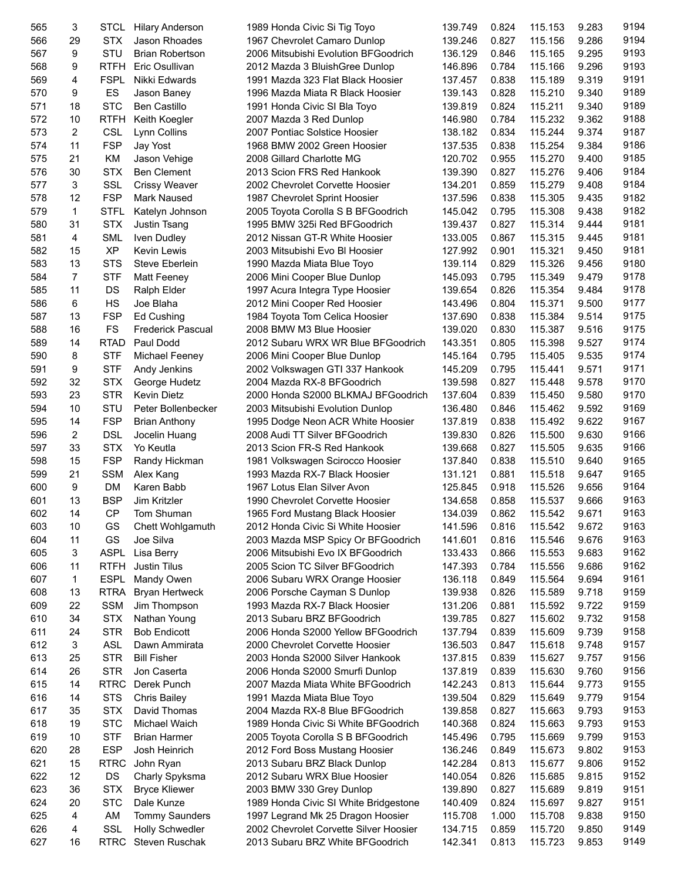| 565 | 3 | STCL | Hilary Anderson | 1989 Honda Civic Si Tig Toyo | 139.749 | 0.824 | 115.153 | 9.283 | 9194 |
|---|---|---|---|---|---|---|---|---|---|
| 566 | 29 | STX | Jason Rhoades | 1967 Chevrolet Camaro Dunlop | 139.246 | 0.827 | 115.156 | 9.286 | 9194 |
| 567 | 9 | STU | Brian Robertson | 2006 Mitsubishi Evolution BFGoodrich | 136.129 | 0.846 | 115.165 | 9.295 | 9193 |
| 568 | 9 | RTFH | Eric Osullivan | 2012 Mazda 3 BluishGree Dunlop | 146.896 | 0.784 | 115.166 | 9.296 | 9193 |
| 569 | 4 | FSPL | Nikki Edwards | 1991 Mazda 323 Flat Black Hoosier | 137.457 | 0.838 | 115.189 | 9.319 | 9191 |
| 570 | 9 | ES | Jason Baney | 1996 Mazda Miata R Black Hoosier | 139.143 | 0.828 | 115.210 | 9.340 | 9189 |
| 571 | 18 | STC | Ben Castillo | 1991 Honda Civic SI Bla Toyo | 139.819 | 0.824 | 115.211 | 9.340 | 9189 |
| 572 | 10 | RTFH | Keith Koegler | 2007 Mazda 3 Red Dunlop | 146.980 | 0.784 | 115.232 | 9.362 | 9188 |
| 573 | 2 | CSL | Lynn Collins | 2007 Pontiac Solstice Hoosier | 138.182 | 0.834 | 115.244 | 9.374 | 9187 |
| 574 | 11 | FSP | Jay Yost | 1968 BMW 2002 Green Hoosier | 137.535 | 0.838 | 115.254 | 9.384 | 9186 |
| 575 | 21 | KM | Jason Vehige | 2008 Gillard Charlotte MG | 120.702 | 0.955 | 115.270 | 9.400 | 9185 |
| 576 | 30 | STX | Ben Clement | 2013 Scion FRS Red Hankook | 139.390 | 0.827 | 115.276 | 9.406 | 9184 |
| 577 | 3 | SSL | Crissy Weaver | 2002 Chevrolet Corvette Hoosier | 134.201 | 0.859 | 115.279 | 9.408 | 9184 |
| 578 | 12 | FSP | Mark Naused | 1987 Chevrolet Sprint Hoosier | 137.596 | 0.838 | 115.305 | 9.435 | 9182 |
| 579 | 1 | STFL | Katelyn Johnson | 2005 Toyota Corolla S B BFGoodrich | 145.042 | 0.795 | 115.308 | 9.438 | 9182 |
| 580 | 31 | STX | Justin Tsang | 1995 BMW 325i Red BFGoodrich | 139.437 | 0.827 | 115.314 | 9.444 | 9181 |
| 581 | 4 | SML | Iven Dudley | 2012 Nissan GT-R White Hoosier | 133.005 | 0.867 | 115.315 | 9.445 | 9181 |
| 582 | 15 | XP | Kevin Lewis | 2003 Mitsubishi Evo Bl Hoosier | 127.992 | 0.901 | 115.321 | 9.450 | 9181 |
| 583 | 13 | STS | Steve Eberlein | 1990 Mazda Miata Blue Toyo | 139.114 | 0.829 | 115.326 | 9.456 | 9180 |
| 584 | 7 | STF | Matt Feeney | 2006 Mini Cooper Blue Dunlop | 145.093 | 0.795 | 115.349 | 9.479 | 9178 |
| 585 | 11 | DS | Ralph Elder | 1997 Acura Integra Type Hoosier | 139.654 | 0.826 | 115.354 | 9.484 | 9178 |
| 586 | 6 | HS | Joe Blaha | 2012 Mini Cooper Red Hoosier | 143.496 | 0.804 | 115.371 | 9.500 | 9177 |
| 587 | 13 | FSP | Ed Cushing | 1984 Toyota Tom Celica Hoosier | 137.690 | 0.838 | 115.384 | 9.514 | 9175 |
| 588 | 16 | FS | Frederick Pascual | 2008 BMW M3 Blue Hoosier | 139.020 | 0.830 | 115.387 | 9.516 | 9175 |
| 589 | 14 | RTAD | Paul Dodd | 2012 Subaru WRX WR Blue BFGoodrich | 143.351 | 0.805 | 115.398 | 9.527 | 9174 |
| 590 | 8 | STF | Michael Feeney | 2006 Mini Cooper Blue Dunlop | 145.164 | 0.795 | 115.405 | 9.535 | 9174 |
| 591 | 9 | STF | Andy Jenkins | 2002 Volkswagen GTI 337 Hankook | 145.209 | 0.795 | 115.441 | 9.571 | 9171 |
| 592 | 32 | STX | George Hudetz | 2004 Mazda RX-8 BFGoodrich | 139.598 | 0.827 | 115.448 | 9.578 | 9170 |
| 593 | 23 | STR | Kevin Dietz | 2000 Honda S2000 BLKMAJ BFGoodrich | 137.604 | 0.839 | 115.450 | 9.580 | 9170 |
| 594 | 10 | STU | Peter Bollenbecker | 2003 Mitsubishi Evolution Dunlop | 136.480 | 0.846 | 115.462 | 9.592 | 9169 |
| 595 | 14 | FSP | Brian Anthony | 1995 Dodge Neon ACR White Hoosier | 137.819 | 0.838 | 115.492 | 9.622 | 9167 |
| 596 | 2 | DSL | Jocelin Huang | 2008 Audi TT Silver BFGoodrich | 139.830 | 0.826 | 115.500 | 9.630 | 9166 |
| 597 | 33 | STX | Yo Keutla | 2013 Scion FR-S Red Hankook | 139.668 | 0.827 | 115.505 | 9.635 | 9166 |
| 598 | 15 | FSP | Randy Hickman | 1981 Volkswagen Scirocco Hoosier | 137.840 | 0.838 | 115.510 | 9.640 | 9165 |
| 599 | 21 | SSM | Alex Kang | 1993 Mazda RX-7 Black Hoosier | 131.121 | 0.881 | 115.518 | 9.647 | 9165 |
| 600 | 9 | DM | Karen Babb | 1967 Lotus Elan Silver Avon | 125.845 | 0.918 | 115.526 | 9.656 | 9164 |
| 601 | 13 | BSP | Jim Kritzler | 1990 Chevrolet Corvette Hoosier | 134.658 | 0.858 | 115.537 | 9.666 | 9163 |
| 602 | 14 | CP | Tom Shuman | 1965 Ford Mustang Black Hoosier | 134.039 | 0.862 | 115.542 | 9.671 | 9163 |
| 603 | 10 | GS | Chett Wohlgamuth | 2012 Honda Civic Si White Hoosier | 141.596 | 0.816 | 115.542 | 9.672 | 9163 |
| 604 | 11 | GS | Joe Silva | 2003 Mazda MSP Spicy Or BFGoodrich | 141.601 | 0.816 | 115.546 | 9.676 | 9163 |
| 605 | 3 | ASPL | Lisa Berry | 2006 Mitsubishi Evo IX BFGoodrich | 133.433 | 0.866 | 115.553 | 9.683 | 9162 |
| 606 | 11 | RTFH | Justin Tilus | 2005 Scion TC Silver BFGoodrich | 147.393 | 0.784 | 115.556 | 9.686 | 9162 |
| 607 | 1 | ESPL | Mandy Owen | 2006 Subaru WRX Orange Hoosier | 136.118 | 0.849 | 115.564 | 9.694 | 9161 |
| 608 | 13 | RTRA | Bryan Hertweck | 2006 Porsche Cayman S Dunlop | 139.938 | 0.826 | 115.589 | 9.718 | 9159 |
| 609 | 22 | SSM | Jim Thompson | 1993 Mazda RX-7 Black Hoosier | 131.206 | 0.881 | 115.592 | 9.722 | 9159 |
| 610 | 34 | STX | Nathan Young | 2013 Subaru BRZ BFGoodrich | 139.785 | 0.827 | 115.602 | 9.732 | 9158 |
| 611 | 24 | STR | Bob Endicott | 2006 Honda S2000 Yellow BFGoodrich | 137.794 | 0.839 | 115.609 | 9.739 | 9158 |
| 612 | 3 | ASL | Dawn Ammirata | 2000 Chevrolet Corvette Hoosier | 136.503 | 0.847 | 115.618 | 9.748 | 9157 |
| 613 | 25 | STR | Bill Fisher | 2003 Honda S2000 Silver Hankook | 137.815 | 0.839 | 115.627 | 9.757 | 9156 |
| 614 | 26 | STR | Jon Caserta | 2006 Honda S2000 Smurfi Dunlop | 137.819 | 0.839 | 115.630 | 9.760 | 9156 |
| 615 | 14 | RTRC | Derek Punch | 2007 Mazda Miata White BFGoodrich | 142.243 | 0.813 | 115.644 | 9.773 | 9155 |
| 616 | 14 | STS | Chris Bailey | 1991 Mazda Miata Blue Toyo | 139.504 | 0.829 | 115.649 | 9.779 | 9154 |
| 617 | 35 | STX | David Thomas | 2004 Mazda RX-8 Blue BFGoodrich | 139.858 | 0.827 | 115.663 | 9.793 | 9153 |
| 618 | 19 | STC | Michael Waich | 1989 Honda Civic Si White BFGoodrich | 140.368 | 0.824 | 115.663 | 9.793 | 9153 |
| 619 | 10 | STF | Brian Harmer | 2005 Toyota Corolla S B BFGoodrich | 145.496 | 0.795 | 115.669 | 9.799 | 9153 |
| 620 | 28 | ESP | Josh Heinrich | 2012 Ford Boss Mustang Hoosier | 136.246 | 0.849 | 115.673 | 9.802 | 9153 |
| 621 | 15 | RTRC | John Ryan | 2013 Subaru BRZ Black Dunlop | 142.284 | 0.813 | 115.677 | 9.806 | 9152 |
| 622 | 12 | DS | Charly Spyksma | 2012 Subaru WRX Blue Hoosier | 140.054 | 0.826 | 115.685 | 9.815 | 9152 |
| 623 | 36 | STX | Bryce Kliewer | 2003 BMW 330 Grey Dunlop | 139.890 | 0.827 | 115.689 | 9.819 | 9151 |
| 624 | 20 | STC | Dale Kunze | 1989 Honda Civic SI White Bridgestone | 140.409 | 0.824 | 115.697 | 9.827 | 9151 |
| 625 | 4 | AM | Tommy Saunders | 1997 Legrand Mk 25 Dragon Hoosier | 115.708 | 1.000 | 115.708 | 9.838 | 9150 |
| 626 | 4 | SSL | Holly Schwedler | 2002 Chevrolet Corvette Silver Hoosier | 134.715 | 0.859 | 115.720 | 9.850 | 9149 |
| 627 | 16 | RTRC | Steven Ruschak | 2013 Subaru BRZ White BFGoodrich | 142.341 | 0.813 | 115.723 | 9.853 | 9149 |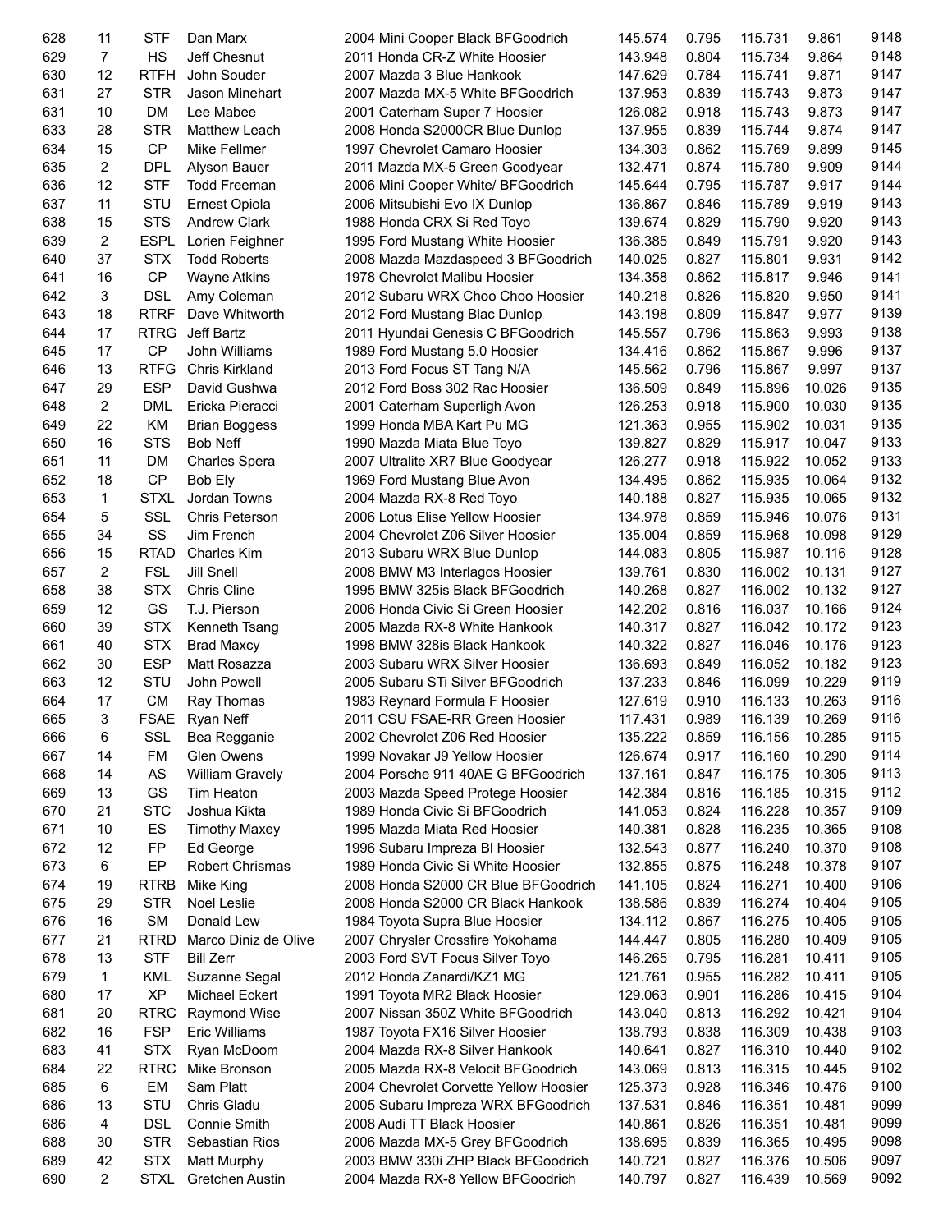| | | | | | | | | | |
|---|---|---|---|---|---|---|---|---|---|
| 628 | 11 | STF | Dan Marx | 2004 Mini Cooper Black BFGoodrich | 145.574 | 0.795 | 115.731 | 9.861 | 9148 |
| 629 | 7 | HS | Jeff Chesnut | 2011 Honda CR-Z White Hoosier | 143.948 | 0.804 | 115.734 | 9.864 | 9148 |
| 630 | 12 | RTFH | John Souder | 2007 Mazda 3 Blue Hankook | 147.629 | 0.784 | 115.741 | 9.871 | 9147 |
| 631 | 27 | STR | Jason Minehart | 2007 Mazda MX-5 White BFGoodrich | 137.953 | 0.839 | 115.743 | 9.873 | 9147 |
| 631 | 10 | DM | Lee Mabee | 2001 Caterham Super 7 Hoosier | 126.082 | 0.918 | 115.743 | 9.873 | 9147 |
| 633 | 28 | STR | Matthew Leach | 2008 Honda S2000CR Blue Dunlop | 137.955 | 0.839 | 115.744 | 9.874 | 9147 |
| 634 | 15 | CP | Mike Fellmer | 1997 Chevrolet Camaro Hoosier | 134.303 | 0.862 | 115.769 | 9.899 | 9145 |
| 635 | 2 | DPL | Alyson Bauer | 2011 Mazda MX-5 Green Goodyear | 132.471 | 0.874 | 115.780 | 9.909 | 9144 |
| 636 | 12 | STF | Todd Freeman | 2006 Mini Cooper White/ BFGoodrich | 145.644 | 0.795 | 115.787 | 9.917 | 9144 |
| 637 | 11 | STU | Ernest Opiola | 2006 Mitsubishi Evo IX Dunlop | 136.867 | 0.846 | 115.789 | 9.919 | 9143 |
| 638 | 15 | STS | Andrew Clark | 1988 Honda CRX Si Red Toyo | 139.674 | 0.829 | 115.790 | 9.920 | 9143 |
| 639 | 2 | ESPL | Lorien Feighner | 1995 Ford Mustang White Hoosier | 136.385 | 0.849 | 115.791 | 9.920 | 9143 |
| 640 | 37 | STX | Todd Roberts | 2008 Mazda Mazdaspeed 3 BFGoodrich | 140.025 | 0.827 | 115.801 | 9.931 | 9142 |
| 641 | 16 | CP | Wayne Atkins | 1978 Chevrolet Malibu Hoosier | 134.358 | 0.862 | 115.817 | 9.946 | 9141 |
| 642 | 3 | DSL | Amy Coleman | 2012 Subaru WRX Choo Choo Hoosier | 140.218 | 0.826 | 115.820 | 9.950 | 9141 |
| 643 | 18 | RTRF | Dave Whitworth | 2012 Ford Mustang Blac Dunlop | 143.198 | 0.809 | 115.847 | 9.977 | 9139 |
| 644 | 17 | RTRG | Jeff Bartz | 2011 Hyundai Genesis C BFGoodrich | 145.557 | 0.796 | 115.863 | 9.993 | 9138 |
| 645 | 17 | CP | John Williams | 1989 Ford Mustang 5.0 Hoosier | 134.416 | 0.862 | 115.867 | 9.996 | 9137 |
| 646 | 13 | RTFG | Chris Kirkland | 2013 Ford Focus ST Tang N/A | 145.562 | 0.796 | 115.867 | 9.997 | 9137 |
| 647 | 29 | ESP | David Gushwa | 2012 Ford Boss 302 Rac Hoosier | 136.509 | 0.849 | 115.896 | 10.026 | 9135 |
| 648 | 2 | DML | Ericka Pieracci | 2001 Caterham Superligh Avon | 126.253 | 0.918 | 115.900 | 10.030 | 9135 |
| 649 | 22 | KM | Brian Boggess | 1999 Honda MBA Kart Pu MG | 121.363 | 0.955 | 115.902 | 10.031 | 9135 |
| 650 | 16 | STS | Bob Neff | 1990 Mazda Miata Blue Toyo | 139.827 | 0.829 | 115.917 | 10.047 | 9133 |
| 651 | 11 | DM | Charles Spera | 2007 Ultralite XR7 Blue Goodyear | 126.277 | 0.918 | 115.922 | 10.052 | 9133 |
| 652 | 18 | CP | Bob Ely | 1969 Ford Mustang Blue Avon | 134.495 | 0.862 | 115.935 | 10.064 | 9132 |
| 653 | 1 | STXL | Jordan Towns | 2004 Mazda RX-8 Red Toyo | 140.188 | 0.827 | 115.935 | 10.065 | 9132 |
| 654 | 5 | SSL | Chris Peterson | 2006 Lotus Elise Yellow Hoosier | 134.978 | 0.859 | 115.946 | 10.076 | 9131 |
| 655 | 34 | SS | Jim French | 2004 Chevrolet Z06 Silver Hoosier | 135.004 | 0.859 | 115.968 | 10.098 | 9129 |
| 656 | 15 | RTAD | Charles Kim | 2013 Subaru WRX Blue Dunlop | 144.083 | 0.805 | 115.987 | 10.116 | 9128 |
| 657 | 2 | FSL | Jill Snell | 2008 BMW M3 Interlagos Hoosier | 139.761 | 0.830 | 116.002 | 10.131 | 9127 |
| 658 | 38 | STX | Chris Cline | 1995 BMW 325is Black BFGoodrich | 140.268 | 0.827 | 116.002 | 10.132 | 9127 |
| 659 | 12 | GS | T.J. Pierson | 2006 Honda Civic Si Green Hoosier | 142.202 | 0.816 | 116.037 | 10.166 | 9124 |
| 660 | 39 | STX | Kenneth Tsang | 2005 Mazda RX-8 White Hankook | 140.317 | 0.827 | 116.042 | 10.172 | 9123 |
| 661 | 40 | STX | Brad Maxcy | 1998 BMW 328is Black Hankook | 140.322 | 0.827 | 116.046 | 10.176 | 9123 |
| 662 | 30 | ESP | Matt Rosazza | 2003 Subaru WRX Silver Hoosier | 136.693 | 0.849 | 116.052 | 10.182 | 9123 |
| 663 | 12 | STU | John Powell | 2005 Subaru STi Silver BFGoodrich | 137.233 | 0.846 | 116.099 | 10.229 | 9119 |
| 664 | 17 | CM | Ray Thomas | 1983 Reynard Formula F Hoosier | 127.619 | 0.910 | 116.133 | 10.263 | 9116 |
| 665 | 3 | FSAE | Ryan Neff | 2011 CSU FSAE-RR Green Hoosier | 117.431 | 0.989 | 116.139 | 10.269 | 9116 |
| 666 | 6 | SSL | Bea Regganie | 2002 Chevrolet Z06 Red Hoosier | 135.222 | 0.859 | 116.156 | 10.285 | 9115 |
| 667 | 14 | FM | Glen Owens | 1999 Novakar J9 Yellow Hoosier | 126.674 | 0.917 | 116.160 | 10.290 | 9114 |
| 668 | 14 | AS | William Gravely | 2004 Porsche 911 40AE G BFGoodrich | 137.161 | 0.847 | 116.175 | 10.305 | 9113 |
| 669 | 13 | GS | Tim Heaton | 2003 Mazda Speed Protege Hoosier | 142.384 | 0.816 | 116.185 | 10.315 | 9112 |
| 670 | 21 | STC | Joshua Kikta | 1989 Honda Civic Si BFGoodrich | 141.053 | 0.824 | 116.228 | 10.357 | 9109 |
| 671 | 10 | ES | Timothy Maxey | 1995 Mazda Miata Red Hoosier | 140.381 | 0.828 | 116.235 | 10.365 | 9108 |
| 672 | 12 | FP | Ed George | 1996 Subaru Impreza Bl Hoosier | 132.543 | 0.877 | 116.240 | 10.370 | 9108 |
| 673 | 6 | EP | Robert Chrismas | 1989 Honda Civic Si White Hoosier | 132.855 | 0.875 | 116.248 | 10.378 | 9107 |
| 674 | 19 | RTRB | Mike King | 2008 Honda S2000 CR Blue BFGoodrich | 141.105 | 0.824 | 116.271 | 10.400 | 9106 |
| 675 | 29 | STR | Noel Leslie | 2008 Honda S2000 CR Black Hankook | 138.586 | 0.839 | 116.274 | 10.404 | 9105 |
| 676 | 16 | SM | Donald Lew | 1984 Toyota Supra Blue Hoosier | 134.112 | 0.867 | 116.275 | 10.405 | 9105 |
| 677 | 21 | RTRD | Marco Diniz de Olive | 2007 Chrysler Crossfire Yokohama | 144.447 | 0.805 | 116.280 | 10.409 | 9105 |
| 678 | 13 | STF | Bill Zerr | 2003 Ford SVT Focus Silver Toyo | 146.265 | 0.795 | 116.281 | 10.411 | 9105 |
| 679 | 1 | KML | Suzanne Segal | 2012 Honda Zanardi/KZ1 MG | 121.761 | 0.955 | 116.282 | 10.411 | 9105 |
| 680 | 17 | XP | Michael Eckert | 1991 Toyota MR2 Black Hoosier | 129.063 | 0.901 | 116.286 | 10.415 | 9104 |
| 681 | 20 | RTRC | Raymond Wise | 2007 Nissan 350Z White BFGoodrich | 143.040 | 0.813 | 116.292 | 10.421 | 9104 |
| 682 | 16 | FSP | Eric Williams | 1987 Toyota FX16 Silver Hoosier | 138.793 | 0.838 | 116.309 | 10.438 | 9103 |
| 683 | 41 | STX | Ryan McDoom | 2004 Mazda RX-8 Silver Hankook | 140.641 | 0.827 | 116.310 | 10.440 | 9102 |
| 684 | 22 | RTRC | Mike Bronson | 2005 Mazda RX-8 Velocit BFGoodrich | 143.069 | 0.813 | 116.315 | 10.445 | 9102 |
| 685 | 6 | EM | Sam Platt | 2004 Chevrolet Corvette Yellow Hoosier | 125.373 | 0.928 | 116.346 | 10.476 | 9100 |
| 686 | 13 | STU | Chris Gladu | 2005 Subaru Impreza WRX BFGoodrich | 137.531 | 0.846 | 116.351 | 10.481 | 9099 |
| 686 | 4 | DSL | Connie Smith | 2008 Audi TT Black Hoosier | 140.861 | 0.826 | 116.351 | 10.481 | 9099 |
| 688 | 30 | STR | Sebastian Rios | 2006 Mazda MX-5 Grey BFGoodrich | 138.695 | 0.839 | 116.365 | 10.495 | 9098 |
| 689 | 42 | STX | Matt Murphy | 2003 BMW 330i ZHP Black BFGoodrich | 140.721 | 0.827 | 116.376 | 10.506 | 9097 |
| 690 | 2 | STXL | Gretchen Austin | 2004 Mazda RX-8 Yellow BFGoodrich | 140.797 | 0.827 | 116.439 | 10.569 | 9092 |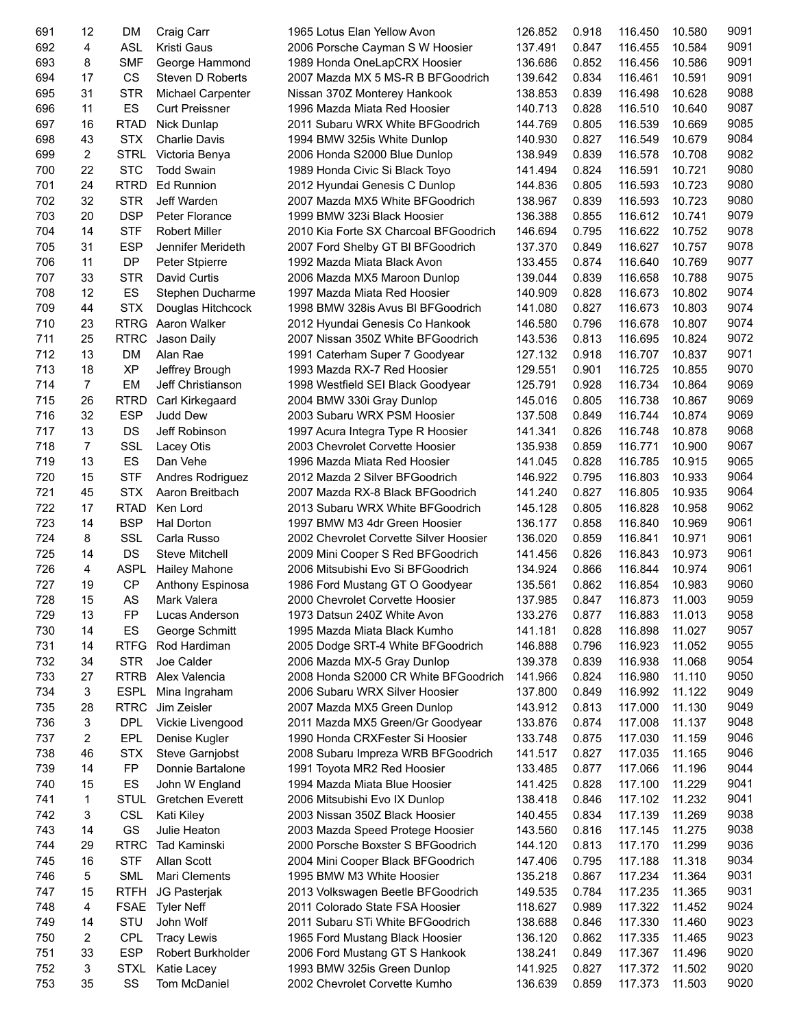| | | | | | | | | | |
|---|---|---|---|---|---|---|---|---|---|
| 691 | 12 | DM | Craig Carr | 1965 Lotus Elan Yellow Avon | 126.852 | 0.918 | 116.450 | 10.580 | 9091 |
| 692 | 4 | ASL | Kristi Gaus | 2006 Porsche Cayman S W Hoosier | 137.491 | 0.847 | 116.455 | 10.584 | 9091 |
| 693 | 8 | SMF | George Hammond | 1989 Honda OneLapCRX Hoosier | 136.686 | 0.852 | 116.456 | 10.586 | 9091 |
| 694 | 17 | CS | Steven D Roberts | 2007 Mazda MX 5 MS-R B BFGoodrich | 139.642 | 0.834 | 116.461 | 10.591 | 9091 |
| 695 | 31 | STR | Michael Carpenter | Nissan 370Z Monterey Hankook | 138.853 | 0.839 | 116.498 | 10.628 | 9088 |
| 696 | 11 | ES | Curt Preissner | 1996 Mazda Miata Red Hoosier | 140.713 | 0.828 | 116.510 | 10.640 | 9087 |
| 697 | 16 | RTAD | Nick Dunlap | 2011 Subaru WRX White BFGoodrich | 144.769 | 0.805 | 116.539 | 10.669 | 9085 |
| 698 | 43 | STX | Charlie Davis | 1994 BMW 325is White Dunlop | 140.930 | 0.827 | 116.549 | 10.679 | 9084 |
| 699 | 2 | STRL | Victoria Benya | 2006 Honda S2000 Blue Dunlop | 138.949 | 0.839 | 116.578 | 10.708 | 9082 |
| 700 | 22 | STC | Todd Swain | 1989 Honda Civic Si Black Toyo | 141.494 | 0.824 | 116.591 | 10.721 | 9080 |
| 701 | 24 | RTRD | Ed Runnion | 2012 Hyundai Genesis C Dunlop | 144.836 | 0.805 | 116.593 | 10.723 | 9080 |
| 702 | 32 | STR | Jeff Warden | 2007 Mazda MX5 White BFGoodrich | 138.967 | 0.839 | 116.593 | 10.723 | 9080 |
| 703 | 20 | DSP | Peter Florance | 1999 BMW 323i Black Hoosier | 136.388 | 0.855 | 116.612 | 10.741 | 9079 |
| 704 | 14 | STF | Robert Miller | 2010 Kia Forte SX Charcoal BFGoodrich | 146.694 | 0.795 | 116.622 | 10.752 | 9078 |
| 705 | 31 | ESP | Jennifer Merideth | 2007 Ford Shelby GT Bl BFGoodrich | 137.370 | 0.849 | 116.627 | 10.757 | 9078 |
| 706 | 11 | DP | Peter Stpierre | 1992 Mazda Miata Black Avon | 133.455 | 0.874 | 116.640 | 10.769 | 9077 |
| 707 | 33 | STR | David Curtis | 2006 Mazda MX5 Maroon Dunlop | 139.044 | 0.839 | 116.658 | 10.788 | 9075 |
| 708 | 12 | ES | Stephen Ducharme | 1997 Mazda Miata Red Hoosier | 140.909 | 0.828 | 116.673 | 10.802 | 9074 |
| 709 | 44 | STX | Douglas Hitchcock | 1998 BMW 328is Avus Bl BFGoodrich | 141.080 | 0.827 | 116.673 | 10.803 | 9074 |
| 710 | 23 | RTRG | Aaron Walker | 2012 Hyundai Genesis Co Hankook | 146.580 | 0.796 | 116.678 | 10.807 | 9074 |
| 711 | 25 | RTRC | Jason Daily | 2007 Nissan 350Z White BFGoodrich | 143.536 | 0.813 | 116.695 | 10.824 | 9072 |
| 712 | 13 | DM | Alan Rae | 1991 Caterham Super 7 Goodyear | 127.132 | 0.918 | 116.707 | 10.837 | 9071 |
| 713 | 18 | XP | Jeffrey Brough | 1993 Mazda RX-7 Red Hoosier | 129.551 | 0.901 | 116.725 | 10.855 | 9070 |
| 714 | 7 | EM | Jeff Christianson | 1998 Westfield SEI Black Goodyear | 125.791 | 0.928 | 116.734 | 10.864 | 9069 |
| 715 | 26 | RTRD | Carl Kirkegaard | 2004 BMW 330i Gray Dunlop | 145.016 | 0.805 | 116.738 | 10.867 | 9069 |
| 716 | 32 | ESP | Judd Dew | 2003 Subaru WRX PSM Hoosier | 137.508 | 0.849 | 116.744 | 10.874 | 9069 |
| 717 | 13 | DS | Jeff Robinson | 1997 Acura Integra Type R Hoosier | 141.341 | 0.826 | 116.748 | 10.878 | 9068 |
| 718 | 7 | SSL | Lacey Otis | 2003 Chevrolet Corvette Hoosier | 135.938 | 0.859 | 116.771 | 10.900 | 9067 |
| 719 | 13 | ES | Dan Vehe | 1996 Mazda Miata Red Hoosier | 141.045 | 0.828 | 116.785 | 10.915 | 9065 |
| 720 | 15 | STF | Andres Rodriguez | 2012 Mazda 2 Silver BFGoodrich | 146.922 | 0.795 | 116.803 | 10.933 | 9064 |
| 721 | 45 | STX | Aaron Breitbach | 2007 Mazda RX-8 Black BFGoodrich | 141.240 | 0.827 | 116.805 | 10.935 | 9064 |
| 722 | 17 | RTAD | Ken Lord | 2013 Subaru WRX White BFGoodrich | 145.128 | 0.805 | 116.828 | 10.958 | 9062 |
| 723 | 14 | BSP | Hal Dorton | 1997 BMW M3 4dr Green Hoosier | 136.177 | 0.858 | 116.840 | 10.969 | 9061 |
| 724 | 8 | SSL | Carla Russo | 2002 Chevrolet Corvette Silver Hoosier | 136.020 | 0.859 | 116.841 | 10.971 | 9061 |
| 725 | 14 | DS | Steve Mitchell | 2009 Mini Cooper S Red BFGoodrich | 141.456 | 0.826 | 116.843 | 10.973 | 9061 |
| 726 | 4 | ASPL | Hailey Mahone | 2006 Mitsubishi Evo Si BFGoodrich | 134.924 | 0.866 | 116.844 | 10.974 | 9061 |
| 727 | 19 | CP | Anthony Espinosa | 1986 Ford Mustang GT O Goodyear | 135.561 | 0.862 | 116.854 | 10.983 | 9060 |
| 728 | 15 | AS | Mark Valera | 2000 Chevrolet Corvette Hoosier | 137.985 | 0.847 | 116.873 | 11.003 | 9059 |
| 729 | 13 | FP | Lucas Anderson | 1973 Datsun 240Z White Avon | 133.276 | 0.877 | 116.883 | 11.013 | 9058 |
| 730 | 14 | ES | George Schmitt | 1995 Mazda Miata Black Kumho | 141.181 | 0.828 | 116.898 | 11.027 | 9057 |
| 731 | 14 | RTFG | Rod Hardiman | 2005 Dodge SRT-4 White BFGoodrich | 146.888 | 0.796 | 116.923 | 11.052 | 9055 |
| 732 | 34 | STR | Joe Calder | 2006 Mazda MX-5 Gray Dunlop | 139.378 | 0.839 | 116.938 | 11.068 | 9054 |
| 733 | 27 | RTRB | Alex Valencia | 2008 Honda S2000 CR White BFGoodrich | 141.966 | 0.824 | 116.980 | 11.110 | 9050 |
| 734 | 3 | ESPL | Mina Ingraham | 2006 Subaru WRX Silver Hoosier | 137.800 | 0.849 | 116.992 | 11.122 | 9049 |
| 735 | 28 | RTRC | Jim Zeisler | 2007 Mazda MX5 Green Dunlop | 143.912 | 0.813 | 117.000 | 11.130 | 9049 |
| 736 | 3 | DPL | Vickie Livengood | 2011 Mazda MX5 Green/Gr Goodyear | 133.876 | 0.874 | 117.008 | 11.137 | 9048 |
| 737 | 2 | EPL | Denise Kugler | 1990 Honda CRXFester Si Hoosier | 133.748 | 0.875 | 117.030 | 11.159 | 9046 |
| 738 | 46 | STX | Steve Garnjobst | 2008 Subaru Impreza WRB BFGoodrich | 141.517 | 0.827 | 117.035 | 11.165 | 9046 |
| 739 | 14 | FP | Donnie Bartalone | 1991 Toyota MR2 Red Hoosier | 133.485 | 0.877 | 117.066 | 11.196 | 9044 |
| 740 | 15 | ES | John W England | 1994 Mazda Miata Blue Hoosier | 141.425 | 0.828 | 117.100 | 11.229 | 9041 |
| 741 | 1 | STUL | Gretchen Everett | 2006 Mitsubishi Evo IX Dunlop | 138.418 | 0.846 | 117.102 | 11.232 | 9041 |
| 742 | 3 | CSL | Kati Kiley | 2003 Nissan 350Z Black Hoosier | 140.455 | 0.834 | 117.139 | 11.269 | 9038 |
| 743 | 14 | GS | Julie Heaton | 2003 Mazda Speed Protege Hoosier | 143.560 | 0.816 | 117.145 | 11.275 | 9038 |
| 744 | 29 | RTRC | Tad Kaminski | 2000 Porsche Boxster S BFGoodrich | 144.120 | 0.813 | 117.170 | 11.299 | 9036 |
| 745 | 16 | STF | Allan Scott | 2004 Mini Cooper Black BFGoodrich | 147.406 | 0.795 | 117.188 | 11.318 | 9034 |
| 746 | 5 | SML | Mari Clements | 1995 BMW M3 White Hoosier | 135.218 | 0.867 | 117.234 | 11.364 | 9031 |
| 747 | 15 | RTFH | JG Pasterjak | 2013 Volkswagen Beetle BFGoodrich | 149.535 | 0.784 | 117.235 | 11.365 | 9031 |
| 748 | 4 | FSAE | Tyler Neff | 2011 Colorado State FSA Hoosier | 118.627 | 0.989 | 117.322 | 11.452 | 9024 |
| 749 | 14 | STU | John Wolf | 2011 Subaru STi White BFGoodrich | 138.688 | 0.846 | 117.330 | 11.460 | 9023 |
| 750 | 2 | CPL | Tracy Lewis | 1965 Ford Mustang Black Hoosier | 136.120 | 0.862 | 117.335 | 11.465 | 9023 |
| 751 | 33 | ESP | Robert Burkholder | 2006 Ford Mustang GT S Hankook | 138.241 | 0.849 | 117.367 | 11.496 | 9020 |
| 752 | 3 | STXL | Katie Lacey | 1993 BMW 325is Green Dunlop | 141.925 | 0.827 | 117.372 | 11.502 | 9020 |
| 753 | 35 | SS | Tom McDaniel | 2002 Chevrolet Corvette Kumho | 136.639 | 0.859 | 117.373 | 11.503 | 9020 |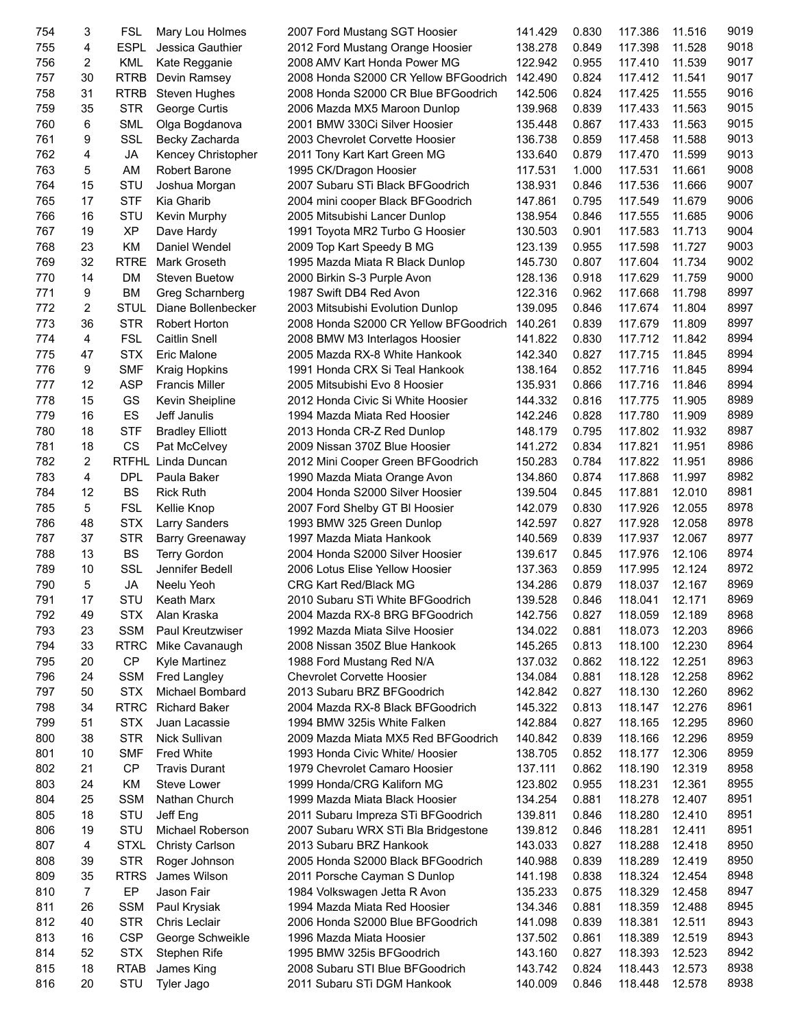| | | | | | | | | | |
|---|---|---|---|---|---|---|---|---|---|
| 754 | 3 | FSL | Mary Lou Holmes | 2007 Ford Mustang SGT Hoosier | 141.429 | 0.830 | 117.386 | 11.516 | 9019 |
| 755 | 4 | ESPL | Jessica Gauthier | 2012 Ford Mustang Orange Hoosier | 138.278 | 0.849 | 117.398 | 11.528 | 9018 |
| 756 | 2 | KML | Kate Regganie | 2008 AMV Kart Honda Power MG | 122.942 | 0.955 | 117.410 | 11.539 | 9017 |
| 757 | 30 | RTRB | Devin Ramsey | 2008 Honda S2000 CR Yellow BFGoodrich | 142.490 | 0.824 | 117.412 | 11.541 | 9017 |
| 758 | 31 | RTRB | Steven Hughes | 2008 Honda S2000 CR Blue BFGoodrich | 142.506 | 0.824 | 117.425 | 11.555 | 9016 |
| 759 | 35 | STR | George Curtis | 2006 Mazda MX5 Maroon Dunlop | 139.968 | 0.839 | 117.433 | 11.563 | 9015 |
| 760 | 6 | SML | Olga Bogdanova | 2001 BMW 330Ci Silver Hoosier | 135.448 | 0.867 | 117.433 | 11.563 | 9015 |
| 761 | 9 | SSL | Becky Zacharda | 2003 Chevrolet Corvette Hoosier | 136.738 | 0.859 | 117.458 | 11.588 | 9013 |
| 762 | 4 | JA | Kencey Christopher | 2011 Tony Kart Kart Green MG | 133.640 | 0.879 | 117.470 | 11.599 | 9013 |
| 763 | 5 | AM | Robert Barone | 1995 CK/Dragon Hoosier | 117.531 | 1.000 | 117.531 | 11.661 | 9008 |
| 764 | 15 | STU | Joshua Morgan | 2007 Subaru STi Black BFGoodrich | 138.931 | 0.846 | 117.536 | 11.666 | 9007 |
| 765 | 17 | STF | Kia Gharib | 2004 mini cooper Black BFGoodrich | 147.861 | 0.795 | 117.549 | 11.679 | 9006 |
| 766 | 16 | STU | Kevin Murphy | 2005 Mitsubishi Lancer Dunlop | 138.954 | 0.846 | 117.555 | 11.685 | 9006 |
| 767 | 19 | XP | Dave Hardy | 1991 Toyota MR2 Turbo G Hoosier | 130.503 | 0.901 | 117.583 | 11.713 | 9004 |
| 768 | 23 | KM | Daniel Wendel | 2009 Top Kart Speedy B MG | 123.139 | 0.955 | 117.598 | 11.727 | 9003 |
| 769 | 32 | RTRE | Mark Groseth | 1995 Mazda Miata R Black Dunlop | 145.730 | 0.807 | 117.604 | 11.734 | 9002 |
| 770 | 14 | DM | Steven Buetow | 2000 Birkin S-3 Purple Avon | 128.136 | 0.918 | 117.629 | 11.759 | 9000 |
| 771 | 9 | BM | Greg Scharnberg | 1987 Swift DB4 Red Avon | 122.316 | 0.962 | 117.668 | 11.798 | 8997 |
| 772 | 2 | STUL | Diane Bollenbecker | 2003 Mitsubishi Evolution Dunlop | 139.095 | 0.846 | 117.674 | 11.804 | 8997 |
| 773 | 36 | STR | Robert Horton | 2008 Honda S2000 CR Yellow BFGoodrich | 140.261 | 0.839 | 117.679 | 11.809 | 8997 |
| 774 | 4 | FSL | Caitlin Snell | 2008 BMW M3 Interlagos Hoosier | 141.822 | 0.830 | 117.712 | 11.842 | 8994 |
| 775 | 47 | STX | Eric Malone | 2005 Mazda RX-8 White Hankook | 142.340 | 0.827 | 117.715 | 11.845 | 8994 |
| 776 | 9 | SMF | Kraig Hopkins | 1991 Honda CRX Si Teal Hankook | 138.164 | 0.852 | 117.716 | 11.845 | 8994 |
| 777 | 12 | ASP | Francis Miller | 2005 Mitsubishi Evo 8 Hoosier | 135.931 | 0.866 | 117.716 | 11.846 | 8994 |
| 778 | 15 | GS | Kevin Sheipline | 2012 Honda Civic Si White Hoosier | 144.332 | 0.816 | 117.775 | 11.905 | 8989 |
| 779 | 16 | ES | Jeff Janulis | 1994 Mazda Miata Red Hoosier | 142.246 | 0.828 | 117.780 | 11.909 | 8989 |
| 780 | 18 | STF | Bradley Elliott | 2013 Honda CR-Z Red Dunlop | 148.179 | 0.795 | 117.802 | 11.932 | 8987 |
| 781 | 18 | CS | Pat McCelvey | 2009 Nissan 370Z Blue Hoosier | 141.272 | 0.834 | 117.821 | 11.951 | 8986 |
| 782 | 2 | RTFHL | Linda Duncan | 2012 Mini Cooper Green BFGoodrich | 150.283 | 0.784 | 117.822 | 11.951 | 8986 |
| 783 | 4 | DPL | Paula Baker | 1990 Mazda Miata Orange Avon | 134.860 | 0.874 | 117.868 | 11.997 | 8982 |
| 784 | 12 | BS | Rick Ruth | 2004 Honda S2000 Silver Hoosier | 139.504 | 0.845 | 117.881 | 12.010 | 8981 |
| 785 | 5 | FSL | Kellie Knop | 2007 Ford Shelby GT Bl Hoosier | 142.079 | 0.830 | 117.926 | 12.055 | 8978 |
| 786 | 48 | STX | Larry Sanders | 1993 BMW 325 Green Dunlop | 142.597 | 0.827 | 117.928 | 12.058 | 8978 |
| 787 | 37 | STR | Barry Greenaway | 1997 Mazda Miata Hankook | 140.569 | 0.839 | 117.937 | 12.067 | 8977 |
| 788 | 13 | BS | Terry Gordon | 2004 Honda S2000 Silver Hoosier | 139.617 | 0.845 | 117.976 | 12.106 | 8974 |
| 789 | 10 | SSL | Jennifer Bedell | 2006 Lotus Elise Yellow Hoosier | 137.363 | 0.859 | 117.995 | 12.124 | 8972 |
| 790 | 5 | JA | Neelu Yeoh | CRG Kart Red/Black MG | 134.286 | 0.879 | 118.037 | 12.167 | 8969 |
| 791 | 17 | STU | Keath Marx | 2010 Subaru STi White BFGoodrich | 139.528 | 0.846 | 118.041 | 12.171 | 8969 |
| 792 | 49 | STX | Alan Kraska | 2004 Mazda RX-8 BRG BFGoodrich | 142.756 | 0.827 | 118.059 | 12.189 | 8968 |
| 793 | 23 | SSM | Paul Kreutzwiser | 1992 Mazda Miata Silve Hoosier | 134.022 | 0.881 | 118.073 | 12.203 | 8966 |
| 794 | 33 | RTRC | Mike Cavanaugh | 2008 Nissan 350Z Blue Hankook | 145.265 | 0.813 | 118.100 | 12.230 | 8964 |
| 795 | 20 | CP | Kyle Martinez | 1988 Ford Mustang Red N/A | 137.032 | 0.862 | 118.122 | 12.251 | 8963 |
| 796 | 24 | SSM | Fred Langley | Chevrolet Corvette Hoosier | 134.084 | 0.881 | 118.128 | 12.258 | 8962 |
| 797 | 50 | STX | Michael Bombard | 2013 Subaru BRZ BFGoodrich | 142.842 | 0.827 | 118.130 | 12.260 | 8962 |
| 798 | 34 | RTRC | Richard Baker | 2004 Mazda RX-8 Black BFGoodrich | 145.322 | 0.813 | 118.147 | 12.276 | 8961 |
| 799 | 51 | STX | Juan Lacassie | 1994 BMW 325is White Falken | 142.884 | 0.827 | 118.165 | 12.295 | 8960 |
| 800 | 38 | STR | Nick Sullivan | 2009 Mazda Miata MX5 Red BFGoodrich | 140.842 | 0.839 | 118.166 | 12.296 | 8959 |
| 801 | 10 | SMF | Fred White | 1993 Honda Civic White/ Hoosier | 138.705 | 0.852 | 118.177 | 12.306 | 8959 |
| 802 | 21 | CP | Travis Durant | 1979 Chevrolet Camaro Hoosier | 137.111 | 0.862 | 118.190 | 12.319 | 8958 |
| 803 | 24 | KM | Steve Lower | 1999 Honda/CRG Kaliforn MG | 123.802 | 0.955 | 118.231 | 12.361 | 8955 |
| 804 | 25 | SSM | Nathan Church | 1999 Mazda Miata Black Hoosier | 134.254 | 0.881 | 118.278 | 12.407 | 8951 |
| 805 | 18 | STU | Jeff Eng | 2011 Subaru Impreza STi BFGoodrich | 139.811 | 0.846 | 118.280 | 12.410 | 8951 |
| 806 | 19 | STU | Michael Roberson | 2007 Subaru WRX STi Bla Bridgestone | 139.812 | 0.846 | 118.281 | 12.411 | 8951 |
| 807 | 4 | STXL | Christy Carlson | 2013 Subaru BRZ Hankook | 143.033 | 0.827 | 118.288 | 12.418 | 8950 |
| 808 | 39 | STR | Roger Johnson | 2005 Honda S2000 Black BFGoodrich | 140.988 | 0.839 | 118.289 | 12.419 | 8950 |
| 809 | 35 | RTRS | James Wilson | 2011 Porsche Cayman S Dunlop | 141.198 | 0.838 | 118.324 | 12.454 | 8948 |
| 810 | 7 | EP | Jason Fair | 1984 Volkswagen Jetta R Avon | 135.233 | 0.875 | 118.329 | 12.458 | 8947 |
| 811 | 26 | SSM | Paul Krysiak | 1994 Mazda Miata Red Hoosier | 134.346 | 0.881 | 118.359 | 12.488 | 8945 |
| 812 | 40 | STR | Chris Leclair | 2006 Honda S2000 Blue BFGoodrich | 141.098 | 0.839 | 118.381 | 12.511 | 8943 |
| 813 | 16 | CSP | George Schweikle | 1996 Mazda Miata Hoosier | 137.502 | 0.861 | 118.389 | 12.519 | 8943 |
| 814 | 52 | STX | Stephen Rife | 1995 BMW 325is BFGoodrich | 143.160 | 0.827 | 118.393 | 12.523 | 8942 |
| 815 | 18 | RTAB | James King | 2008 Subaru STI Blue BFGoodrich | 143.742 | 0.824 | 118.443 | 12.573 | 8938 |
| 816 | 20 | STU | Tyler Jago | 2011 Subaru STi DGM Hankook | 140.009 | 0.846 | 118.448 | 12.578 | 8938 |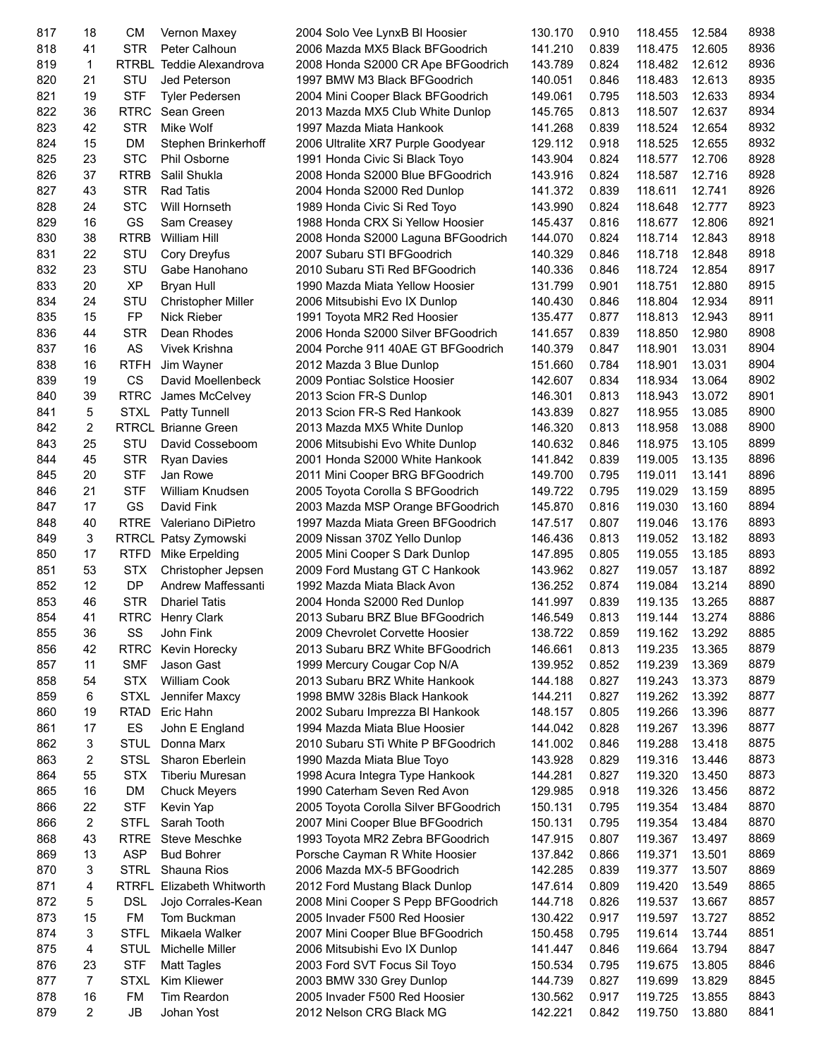| | | | | | | | | | |
|---|---|---|---|---|---|---|---|---|---|
| 817 | 18 | CM | Vernon Maxey | 2004 Solo Vee LynxB Bl Hoosier | 130.170 | 0.910 | 118.455 | 12.584 | 8938 |
| 818 | 41 | STR | Peter Calhoun | 2006 Mazda MX5 Black BFGoodrich | 141.210 | 0.839 | 118.475 | 12.605 | 8936 |
| 819 | 1 | RTRBL | Teddie Alexandrova | 2008 Honda S2000 CR Ape BFGoodrich | 143.789 | 0.824 | 118.482 | 12.612 | 8936 |
| 820 | 21 | STU | Jed Peterson | 1997 BMW M3 Black BFGoodrich | 140.051 | 0.846 | 118.483 | 12.613 | 8935 |
| 821 | 19 | STF | Tyler Pedersen | 2004 Mini Cooper Black BFGoodrich | 149.061 | 0.795 | 118.503 | 12.633 | 8934 |
| 822 | 36 | RTRC | Sean Green | 2013 Mazda MX5 Club White Dunlop | 145.765 | 0.813 | 118.507 | 12.637 | 8934 |
| 823 | 42 | STR | Mike Wolf | 1997 Mazda Miata Hankook | 141.268 | 0.839 | 118.524 | 12.654 | 8932 |
| 824 | 15 | DM | Stephen Brinkerhoff | 2006 Ultralite XR7 Purple Goodyear | 129.112 | 0.918 | 118.525 | 12.655 | 8932 |
| 825 | 23 | STC | Phil Osborne | 1991 Honda Civic Si Black Toyo | 143.904 | 0.824 | 118.577 | 12.706 | 8928 |
| 826 | 37 | RTRB | Salil Shukla | 2008 Honda S2000 Blue BFGoodrich | 143.916 | 0.824 | 118.587 | 12.716 | 8928 |
| 827 | 43 | STR | Rad Tatis | 2004 Honda S2000 Red Dunlop | 141.372 | 0.839 | 118.611 | 12.741 | 8926 |
| 828 | 24 | STC | Will Hornseth | 1989 Honda Civic Si Red Toyo | 143.990 | 0.824 | 118.648 | 12.777 | 8923 |
| 829 | 16 | GS | Sam Creasey | 1988 Honda CRX Si Yellow Hoosier | 145.437 | 0.816 | 118.677 | 12.806 | 8921 |
| 830 | 38 | RTRB | William Hill | 2008 Honda S2000 Laguna BFGoodrich | 144.070 | 0.824 | 118.714 | 12.843 | 8918 |
| 831 | 22 | STU | Cory Dreyfus | 2007 Subaru STI BFGoodrich | 140.329 | 0.846 | 118.718 | 12.848 | 8918 |
| 832 | 23 | STU | Gabe Hanohano | 2010 Subaru STi Red BFGoodrich | 140.336 | 0.846 | 118.724 | 12.854 | 8917 |
| 833 | 20 | XP | Bryan Hull | 1990 Mazda Miata Yellow Hoosier | 131.799 | 0.901 | 118.751 | 12.880 | 8915 |
| 834 | 24 | STU | Christopher Miller | 2006 Mitsubishi Evo IX Dunlop | 140.430 | 0.846 | 118.804 | 12.934 | 8911 |
| 835 | 15 | FP | Nick Rieber | 1991 Toyota MR2 Red Hoosier | 135.477 | 0.877 | 118.813 | 12.943 | 8911 |
| 836 | 44 | STR | Dean Rhodes | 2006 Honda S2000 Silver BFGoodrich | 141.657 | 0.839 | 118.850 | 12.980 | 8908 |
| 837 | 16 | AS | Vivek Krishna | 2004 Porche 911 40AE GT BFGoodrich | 140.379 | 0.847 | 118.901 | 13.031 | 8904 |
| 838 | 16 | RTFH | Jim Wayner | 2012 Mazda 3 Blue Dunlop | 151.660 | 0.784 | 118.901 | 13.031 | 8904 |
| 839 | 19 | CS | David Moellenbeck | 2009 Pontiac Solstice Hoosier | 142.607 | 0.834 | 118.934 | 13.064 | 8902 |
| 840 | 39 | RTRC | James McCelvey | 2013 Scion FR-S Dunlop | 146.301 | 0.813 | 118.943 | 13.072 | 8901 |
| 841 | 5 | STXL | Patty Tunnell | 2013 Scion FR-S Red Hankook | 143.839 | 0.827 | 118.955 | 13.085 | 8900 |
| 842 | 2 | RTRCL | Brianne Green | 2013 Mazda MX5 White Dunlop | 146.320 | 0.813 | 118.958 | 13.088 | 8900 |
| 843 | 25 | STU | David Cosseboom | 2006 Mitsubishi Evo White Dunlop | 140.632 | 0.846 | 118.975 | 13.105 | 8899 |
| 844 | 45 | STR | Ryan Davies | 2001 Honda S2000 White Hankook | 141.842 | 0.839 | 119.005 | 13.135 | 8896 |
| 845 | 20 | STF | Jan Rowe | 2011 Mini Cooper BRG BFGoodrich | 149.700 | 0.795 | 119.011 | 13.141 | 8896 |
| 846 | 21 | STF | William Knudsen | 2005 Toyota Corolla S BFGoodrich | 149.722 | 0.795 | 119.029 | 13.159 | 8895 |
| 847 | 17 | GS | David Fink | 2003 Mazda MSP Orange BFGoodrich | 145.870 | 0.816 | 119.030 | 13.160 | 8894 |
| 848 | 40 | RTRE | Valeriano DiPietro | 1997 Mazda Miata Green BFGoodrich | 147.517 | 0.807 | 119.046 | 13.176 | 8893 |
| 849 | 3 | RTRCL | Patsy Zymowski | 2009 Nissan 370Z Yello Dunlop | 146.436 | 0.813 | 119.052 | 13.182 | 8893 |
| 850 | 17 | RTFD | Mike Erpelding | 2005 Mini Cooper S Dark Dunlop | 147.895 | 0.805 | 119.055 | 13.185 | 8893 |
| 851 | 53 | STX | Christopher Jepsen | 2009 Ford Mustang GT C Hankook | 143.962 | 0.827 | 119.057 | 13.187 | 8892 |
| 852 | 12 | DP | Andrew Maffessanti | 1992 Mazda Miata Black Avon | 136.252 | 0.874 | 119.084 | 13.214 | 8890 |
| 853 | 46 | STR | Dhariel Tatis | 2004 Honda S2000 Red Dunlop | 141.997 | 0.839 | 119.135 | 13.265 | 8887 |
| 854 | 41 | RTRC | Henry Clark | 2013 Subaru BRZ Blue BFGoodrich | 146.549 | 0.813 | 119.144 | 13.274 | 8886 |
| 855 | 36 | SS | John Fink | 2009 Chevrolet Corvette Hoosier | 138.722 | 0.859 | 119.162 | 13.292 | 8885 |
| 856 | 42 | RTRC | Kevin Horecky | 2013 Subaru BRZ White BFGoodrich | 146.661 | 0.813 | 119.235 | 13.365 | 8879 |
| 857 | 11 | SMF | Jason Gast | 1999 Mercury Cougar Cop N/A | 139.952 | 0.852 | 119.239 | 13.369 | 8879 |
| 858 | 54 | STX | William Cook | 2013 Subaru BRZ White Hankook | 144.188 | 0.827 | 119.243 | 13.373 | 8879 |
| 859 | 6 | STXL | Jennifer Maxcy | 1998 BMW 328is Black Hankook | 144.211 | 0.827 | 119.262 | 13.392 | 8877 |
| 860 | 19 | RTAD | Eric Hahn | 2002 Subaru Imprezza Bl Hankook | 148.157 | 0.805 | 119.266 | 13.396 | 8877 |
| 861 | 17 | ES | John E England | 1994 Mazda Miata Blue Hoosier | 144.042 | 0.828 | 119.267 | 13.396 | 8877 |
| 862 | 3 | STUL | Donna Marx | 2010 Subaru STi White P BFGoodrich | 141.002 | 0.846 | 119.288 | 13.418 | 8875 |
| 863 | 2 | STSL | Sharon Eberlein | 1990 Mazda Miata Blue Toyo | 143.928 | 0.829 | 119.316 | 13.446 | 8873 |
| 864 | 55 | STX | Tiberiu Muresan | 1998 Acura Integra Type Hankook | 144.281 | 0.827 | 119.320 | 13.450 | 8873 |
| 865 | 16 | DM | Chuck Meyers | 1990 Caterham Seven Red Avon | 129.985 | 0.918 | 119.326 | 13.456 | 8872 |
| 866 | 22 | STF | Kevin Yap | 2005 Toyota Corolla Silver BFGoodrich | 150.131 | 0.795 | 119.354 | 13.484 | 8870 |
| 866 | 2 | STFL | Sarah Tooth | 2007 Mini Cooper Blue BFGoodrich | 150.131 | 0.795 | 119.354 | 13.484 | 8870 |
| 868 | 43 | RTRE | Steve Meschke | 1993 Toyota MR2 Zebra BFGoodrich | 147.915 | 0.807 | 119.367 | 13.497 | 8869 |
| 869 | 13 | ASP | Bud Bohrer | Porsche Cayman R White Hoosier | 137.842 | 0.866 | 119.371 | 13.501 | 8869 |
| 870 | 3 | STRL | Shauna Rios | 2006 Mazda MX-5 BFGoodrich | 142.285 | 0.839 | 119.377 | 13.507 | 8869 |
| 871 | 4 | RTRFL | Elizabeth Whitworth | 2012 Ford Mustang Black Dunlop | 147.614 | 0.809 | 119.420 | 13.549 | 8865 |
| 872 | 5 | DSL | Jojo Corrales-Kean | 2008 Mini Cooper S Pepp BFGoodrich | 144.718 | 0.826 | 119.537 | 13.667 | 8857 |
| 873 | 15 | FM | Tom Buckman | 2005 Invader F500 Red Hoosier | 130.422 | 0.917 | 119.597 | 13.727 | 8852 |
| 874 | 3 | STFL | Mikaela Walker | 2007 Mini Cooper Blue BFGoodrich | 150.458 | 0.795 | 119.614 | 13.744 | 8851 |
| 875 | 4 | STUL | Michelle Miller | 2006 Mitsubishi Evo IX Dunlop | 141.447 | 0.846 | 119.664 | 13.794 | 8847 |
| 876 | 23 | STF | Matt Tagles | 2003 Ford SVT Focus Sil Toyo | 150.534 | 0.795 | 119.675 | 13.805 | 8846 |
| 877 | 7 | STXL | Kim Kliewer | 2003 BMW 330 Grey Dunlop | 144.739 | 0.827 | 119.699 | 13.829 | 8845 |
| 878 | 16 | FM | Tim Reardon | 2005 Invader F500 Red Hoosier | 130.562 | 0.917 | 119.725 | 13.855 | 8843 |
| 879 | 2 | JB | Johan Yost | 2012 Nelson CRG Black MG | 142.221 | 0.842 | 119.750 | 13.880 | 8841 |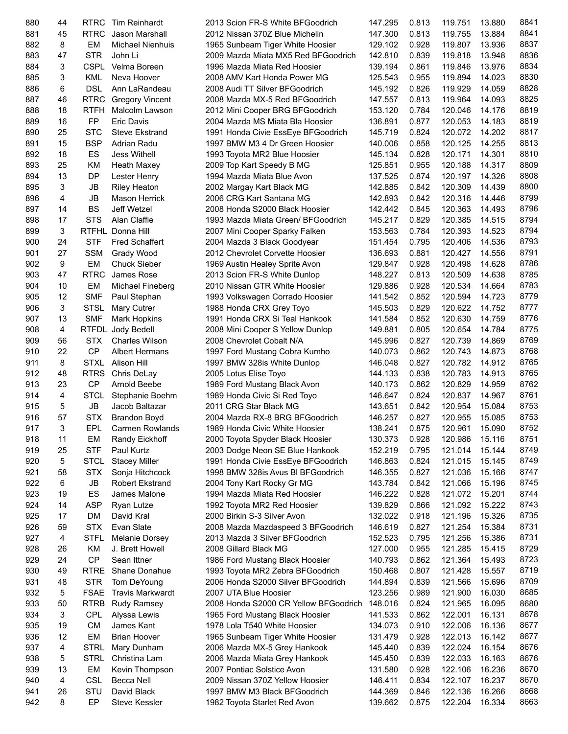| | | | | | | | | | |
|---|---|---|---|---|---|---|---|---|---|
| 880 | 44 | RTRC | Tim Reinhardt | 2013 Scion FR-S White BFGoodrich | 147.295 | 0.813 | 119.751 | 13.880 | 8841 |
| 881 | 45 | RTRC | Jason Marshall | 2012 Nissan 370Z Blue Michelin | 147.300 | 0.813 | 119.755 | 13.884 | 8841 |
| 882 | 8 | EM | Michael Nienhuis | 1965 Sunbeam Tiger White Hoosier | 129.102 | 0.928 | 119.807 | 13.936 | 8837 |
| 883 | 47 | STR | John Li | 2009 Mazda Miata MX5 Red BFGoodrich | 142.810 | 0.839 | 119.818 | 13.948 | 8836 |
| 884 | 3 | CSPL | Velma Boreen | 1996 Mazda Miata Red Hoosier | 139.194 | 0.861 | 119.846 | 13.976 | 8834 |
| 885 | 3 | KML | Neva Hoover | 2008 AMV Kart Honda Power MG | 125.543 | 0.955 | 119.894 | 14.023 | 8830 |
| 886 | 6 | DSL | Ann LaRandeau | 2008 Audi TT Silver BFGoodrich | 145.192 | 0.826 | 119.929 | 14.059 | 8828 |
| 887 | 46 | RTRC | Gregory Vincent | 2008 Mazda MX-5 Red BFGoodrich | 147.557 | 0.813 | 119.964 | 14.093 | 8825 |
| 888 | 18 | RTFH | Malcolm Lawson | 2012 Mini Cooper BRG BFGoodrich | 153.120 | 0.784 | 120.046 | 14.176 | 8819 |
| 889 | 16 | FP | Eric Davis | 2004 Mazda MS Miata Bla Hoosier | 136.891 | 0.877 | 120.053 | 14.183 | 8819 |
| 890 | 25 | STC | Steve Ekstrand | 1991 Honda Civie EssEye BFGoodrich | 145.719 | 0.824 | 120.072 | 14.202 | 8817 |
| 891 | 15 | BSP | Adrian Radu | 1997 BMW M3 4 Dr Green Hoosier | 140.006 | 0.858 | 120.125 | 14.255 | 8813 |
| 892 | 18 | ES | Jess Withell | 1993 Toyota MR2 Blue Hoosier | 145.134 | 0.828 | 120.171 | 14.301 | 8810 |
| 893 | 25 | KM | Heath Maxey | 2009 Top Kart Speedy B MG | 125.851 | 0.955 | 120.188 | 14.317 | 8809 |
| 894 | 13 | DP | Lester Henry | 1994 Mazda Miata Blue Avon | 137.525 | 0.874 | 120.197 | 14.326 | 8808 |
| 895 | 3 | JB | Riley Heaton | 2002 Margay Kart Black MG | 142.885 | 0.842 | 120.309 | 14.439 | 8800 |
| 896 | 4 | JB | Mason Herrick | 2006 CRG Kart Santana MG | 142.893 | 0.842 | 120.316 | 14.446 | 8799 |
| 897 | 14 | BS | Jeff Wetzel | 2008 Honda S2000 Black Hoosier | 142.442 | 0.845 | 120.363 | 14.493 | 8796 |
| 898 | 17 | STS | Alan Claffie | 1993 Mazda Miata Green/ BFGoodrich | 145.217 | 0.829 | 120.385 | 14.515 | 8794 |
| 899 | 3 | RTFHL | Donna Hill | 2007 Mini Cooper Sparky Falken | 153.563 | 0.784 | 120.393 | 14.523 | 8794 |
| 900 | 24 | STF | Fred Schaffert | 2004 Mazda 3 Black Goodyear | 151.454 | 0.795 | 120.406 | 14.536 | 8793 |
| 901 | 27 | SSM | Grady Wood | 2012 Chevrolet Corvette Hoosier | 136.693 | 0.881 | 120.427 | 14.556 | 8791 |
| 902 | 9 | EM | Chuck Sieber | 1969 Austin Healey Sprite Avon | 129.847 | 0.928 | 120.498 | 14.628 | 8786 |
| 903 | 47 | RTRC | James Rose | 2013 Scion FR-S White Dunlop | 148.227 | 0.813 | 120.509 | 14.638 | 8785 |
| 904 | 10 | EM | Michael Fineberg | 2010 Nissan GTR White Hoosier | 129.886 | 0.928 | 120.534 | 14.664 | 8783 |
| 905 | 12 | SMF | Paul Stephan | 1993 Volkswagen Corrado Hoosier | 141.542 | 0.852 | 120.594 | 14.723 | 8779 |
| 906 | 3 | STSL | Mary Cutrer | 1988 Honda CRX Grey Toyo | 145.503 | 0.829 | 120.622 | 14.752 | 8777 |
| 907 | 13 | SMF | Mark Hopkins | 1991 Honda CRX Si Teal Hankook | 141.584 | 0.852 | 120.630 | 14.759 | 8776 |
| 908 | 4 | RTFDL | Jody Bedell | 2008 Mini Cooper S Yellow Dunlop | 149.881 | 0.805 | 120.654 | 14.784 | 8775 |
| 909 | 56 | STX | Charles Wilson | 2008 Chevrolet Cobalt N/A | 145.996 | 0.827 | 120.739 | 14.869 | 8769 |
| 910 | 22 | CP | Albert Hermans | 1997 Ford Mustang Cobra Kumho | 140.073 | 0.862 | 120.743 | 14.873 | 8768 |
| 911 | 8 | STXL | Alison Hill | 1997 BMW 328is White Dunlop | 146.048 | 0.827 | 120.782 | 14.912 | 8765 |
| 912 | 48 | RTRS | Chris DeLay | 2005 Lotus Elise Toyo | 144.133 | 0.838 | 120.783 | 14.913 | 8765 |
| 913 | 23 | CP | Arnold Beebe | 1989 Ford Mustang Black Avon | 140.173 | 0.862 | 120.829 | 14.959 | 8762 |
| 914 | 4 | STCL | Stephanie Boehm | 1989 Honda Civic Si Red Toyo | 146.647 | 0.824 | 120.837 | 14.967 | 8761 |
| 915 | 5 | JB | Jacob Baltazar | 2011 CRG Star Black MG | 143.651 | 0.842 | 120.954 | 15.084 | 8753 |
| 916 | 57 | STX | Brandon Boyd | 2004 Mazda RX-8 BRG BFGoodrich | 146.257 | 0.827 | 120.955 | 15.085 | 8753 |
| 917 | 3 | EPL | Carmen Rowlands | 1989 Honda Civic White Hoosier | 138.241 | 0.875 | 120.961 | 15.090 | 8752 |
| 918 | 11 | EM | Randy Eickhoff | 2000 Toyota Spyder Black Hoosier | 130.373 | 0.928 | 120.986 | 15.116 | 8751 |
| 919 | 25 | STF | Paul Kurtz | 2003 Dodge Neon SE Blue Hankook | 152.219 | 0.795 | 121.014 | 15.144 | 8749 |
| 920 | 5 | STCL | Stacey Miller | 1991 Honda Civie EssEye BFGoodrich | 146.863 | 0.824 | 121.015 | 15.145 | 8749 |
| 921 | 58 | STX | Sonja Hitchcock | 1998 BMW 328is Avus Bl BFGoodrich | 146.355 | 0.827 | 121.036 | 15.166 | 8747 |
| 922 | 6 | JB | Robert Ekstrand | 2004 Tony Kart Rocky Gr MG | 143.784 | 0.842 | 121.066 | 15.196 | 8745 |
| 923 | 19 | ES | James Malone | 1994 Mazda Miata Red Hoosier | 146.222 | 0.828 | 121.072 | 15.201 | 8744 |
| 924 | 14 | ASP | Ryan Lutze | 1992 Toyota MR2 Red Hoosier | 139.829 | 0.866 | 121.092 | 15.222 | 8743 |
| 925 | 17 | DM | David Kral | 2000 Birkin S-3 Silver Avon | 132.022 | 0.918 | 121.196 | 15.326 | 8735 |
| 926 | 59 | STX | Evan Slate | 2008 Mazda Mazdaspeed 3 BFGoodrich | 146.619 | 0.827 | 121.254 | 15.384 | 8731 |
| 927 | 4 | STFL | Melanie Dorsey | 2013 Mazda 3 Silver BFGoodrich | 152.523 | 0.795 | 121.256 | 15.386 | 8731 |
| 928 | 26 | KM | J. Brett Howell | 2008 Gillard Black MG | 127.000 | 0.955 | 121.285 | 15.415 | 8729 |
| 929 | 24 | CP | Sean Ittner | 1986 Ford Mustang Black Hoosier | 140.793 | 0.862 | 121.364 | 15.493 | 8723 |
| 930 | 49 | RTRE | Shane Donahue | 1993 Toyota MR2 Zebra BFGoodrich | 150.468 | 0.807 | 121.428 | 15.557 | 8719 |
| 931 | 48 | STR | Tom DeYoung | 2006 Honda S2000 Silver BFGoodrich | 144.894 | 0.839 | 121.566 | 15.696 | 8709 |
| 932 | 5 | FSAE | Travis Markwardt | 2007 UTA Blue Hoosier | 123.256 | 0.989 | 121.900 | 16.030 | 8685 |
| 933 | 50 | RTRB | Rudy Ramsey | 2008 Honda S2000 CR Yellow BFGoodrich | 148.016 | 0.824 | 121.965 | 16.095 | 8680 |
| 934 | 3 | CPL | Alyssa Lewis | 1965 Ford Mustang Black Hoosier | 141.533 | 0.862 | 122.001 | 16.131 | 8678 |
| 935 | 19 | CM | James Kant | 1978 Lola T540 White Hoosier | 134.073 | 0.910 | 122.006 | 16.136 | 8677 |
| 936 | 12 | EM | Brian Hoover | 1965 Sunbeam Tiger White Hoosier | 131.479 | 0.928 | 122.013 | 16.142 | 8677 |
| 937 | 4 | STRL | Mary Dunham | 2006 Mazda MX-5 Grey Hankook | 145.440 | 0.839 | 122.024 | 16.154 | 8676 |
| 938 | 5 | STRL | Christina Lam | 2006 Mazda Miata Grey Hankook | 145.450 | 0.839 | 122.033 | 16.163 | 8676 |
| 939 | 13 | EM | Kevin Thompson | 2007 Pontiac Solstice Avon | 131.580 | 0.928 | 122.106 | 16.236 | 8670 |
| 940 | 4 | CSL | Becca Nell | 2009 Nissan 370Z Yellow Hoosier | 146.411 | 0.834 | 122.107 | 16.237 | 8670 |
| 941 | 26 | STU | David Black | 1997 BMW M3 Black BFGoodrich | 144.369 | 0.846 | 122.136 | 16.266 | 8668 |
| 942 | 8 | EP | Steve Kessler | 1982 Toyota Starlet Red Avon | 139.662 | 0.875 | 122.204 | 16.334 | 8663 |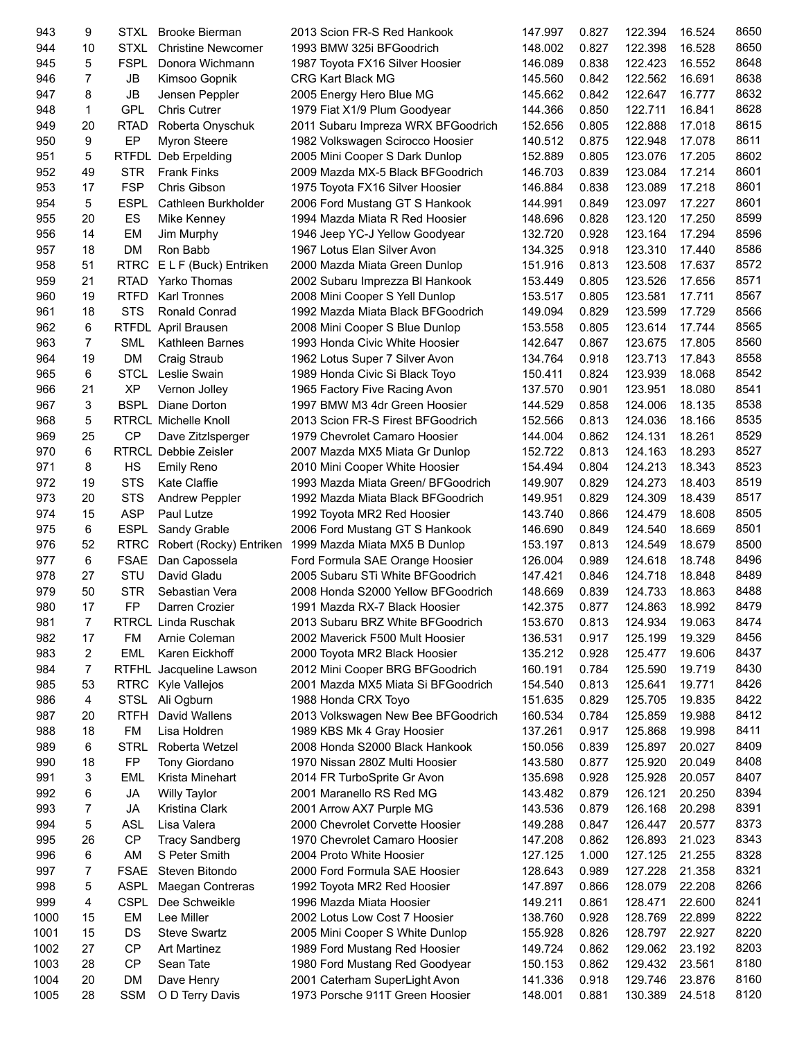| | | | | | | | | | |
|---|---|---|---|---|---|---|---|---|---|
| 943 | 9 | STXL | Brooke Bierman | 2013 Scion FR-S Red Hankook | 147.997 | 0.827 | 122.394 | 16.524 | 8650 |
| 944 | 10 | STXL | Christine Newcomer | 1993 BMW 325i BFGoodrich | 148.002 | 0.827 | 122.398 | 16.528 | 8650 |
| 945 | 5 | FSPL | Donora Wichmann | 1987 Toyota FX16 Silver Hoosier | 146.089 | 0.838 | 122.423 | 16.552 | 8648 |
| 946 | 7 | JB | Kimsoo Gopnik | CRG Kart Black MG | 145.560 | 0.842 | 122.562 | 16.691 | 8638 |
| 947 | 8 | JB | Jensen Peppler | 2005 Energy Hero Blue MG | 145.662 | 0.842 | 122.647 | 16.777 | 8632 |
| 948 | 1 | GPL | Chris Cutrer | 1979 Fiat X1/9 Plum Goodyear | 144.366 | 0.850 | 122.711 | 16.841 | 8628 |
| 949 | 20 | RTAD | Roberta Onyschuk | 2011 Subaru Impreza WRX BFGoodrich | 152.656 | 0.805 | 122.888 | 17.018 | 8615 |
| 950 | 9 | EP | Myron Steere | 1982 Volkswagen Scirocco Hoosier | 140.512 | 0.875 | 122.948 | 17.078 | 8611 |
| 951 | 5 | RTFDL | Deb Erpelding | 2005 Mini Cooper S Dark Dunlop | 152.889 | 0.805 | 123.076 | 17.205 | 8602 |
| 952 | 49 | STR | Frank Finks | 2009 Mazda MX-5 Black BFGoodrich | 146.703 | 0.839 | 123.084 | 17.214 | 8601 |
| 953 | 17 | FSP | Chris Gibson | 1975 Toyota FX16 Silver Hoosier | 146.884 | 0.838 | 123.089 | 17.218 | 8601 |
| 954 | 5 | ESPL | Cathleen Burkholder | 2006 Ford Mustang GT S Hankook | 144.991 | 0.849 | 123.097 | 17.227 | 8601 |
| 955 | 20 | ES | Mike Kenney | 1994 Mazda Miata R Red Hoosier | 148.696 | 0.828 | 123.120 | 17.250 | 8599 |
| 956 | 14 | EM | Jim Murphy | 1946 Jeep YC-J Yellow Goodyear | 132.720 | 0.928 | 123.164 | 17.294 | 8596 |
| 957 | 18 | DM | Ron Babb | 1967 Lotus Elan Silver Avon | 134.325 | 0.918 | 123.310 | 17.440 | 8586 |
| 958 | 51 | RTRC | E L F (Buck) Entriken | 2000 Mazda Miata Green Dunlop | 151.916 | 0.813 | 123.508 | 17.637 | 8572 |
| 959 | 21 | RTAD | Yarko Thomas | 2002 Subaru Imprezza Bl Hankook | 153.449 | 0.805 | 123.526 | 17.656 | 8571 |
| 960 | 19 | RTFD | Karl Tronnes | 2008 Mini Cooper S Yell Dunlop | 153.517 | 0.805 | 123.581 | 17.711 | 8567 |
| 961 | 18 | STS | Ronald Conrad | 1992 Mazda Miata Black BFGoodrich | 149.094 | 0.829 | 123.599 | 17.729 | 8566 |
| 962 | 6 | RTFDL | April Brausen | 2008 Mini Cooper S Blue Dunlop | 153.558 | 0.805 | 123.614 | 17.744 | 8565 |
| 963 | 7 | SML | Kathleen Barnes | 1993 Honda Civic White Hoosier | 142.647 | 0.867 | 123.675 | 17.805 | 8560 |
| 964 | 19 | DM | Craig Straub | 1962 Lotus Super 7 Silver Avon | 134.764 | 0.918 | 123.713 | 17.843 | 8558 |
| 965 | 6 | STCL | Leslie Swain | 1989 Honda Civic Si Black Toyo | 150.411 | 0.824 | 123.939 | 18.068 | 8542 |
| 966 | 21 | XP | Vernon Jolley | 1965 Factory Five Racing Avon | 137.570 | 0.901 | 123.951 | 18.080 | 8541 |
| 967 | 3 | BSPL | Diane Dorton | 1997 BMW M3 4dr Green Hoosier | 144.529 | 0.858 | 124.006 | 18.135 | 8538 |
| 968 | 5 | RTRCL | Michelle Knoll | 2013 Scion FR-S Firest BFGoodrich | 152.566 | 0.813 | 124.036 | 18.166 | 8535 |
| 969 | 25 | CP | Dave Zitzlsperger | 1979 Chevrolet Camaro Hoosier | 144.004 | 0.862 | 124.131 | 18.261 | 8529 |
| 970 | 6 | RTRCL | Debbie Zeisler | 2007 Mazda MX5 Miata Gr Dunlop | 152.722 | 0.813 | 124.163 | 18.293 | 8527 |
| 971 | 8 | HS | Emily Reno | 2010 Mini Cooper White Hoosier | 154.494 | 0.804 | 124.213 | 18.343 | 8523 |
| 972 | 19 | STS | Kate Claffie | 1993 Mazda Miata Green/ BFGoodrich | 149.907 | 0.829 | 124.273 | 18.403 | 8519 |
| 973 | 20 | STS | Andrew Peppler | 1992 Mazda Miata Black BFGoodrich | 149.951 | 0.829 | 124.309 | 18.439 | 8517 |
| 974 | 15 | ASP | Paul Lutze | 1992 Toyota MR2 Red Hoosier | 143.740 | 0.866 | 124.479 | 18.608 | 8505 |
| 975 | 6 | ESPL | Sandy Grable | 2006 Ford Mustang GT S Hankook | 146.690 | 0.849 | 124.540 | 18.669 | 8501 |
| 976 | 52 | RTRC | Robert (Rocky) Entriken | 1999 Mazda Miata MX5 B Dunlop | 153.197 | 0.813 | 124.549 | 18.679 | 8500 |
| 977 | 6 | FSAE | Dan Capossela | Ford Formula SAE Orange Hoosier | 126.004 | 0.989 | 124.618 | 18.748 | 8496 |
| 978 | 27 | STU | David Gladu | 2005 Subaru STi White BFGoodrich | 147.421 | 0.846 | 124.718 | 18.848 | 8489 |
| 979 | 50 | STR | Sebastian Vera | 2008 Honda S2000 Yellow BFGoodrich | 148.669 | 0.839 | 124.733 | 18.863 | 8488 |
| 980 | 17 | FP | Darren Crozier | 1991 Mazda RX-7 Black Hoosier | 142.375 | 0.877 | 124.863 | 18.992 | 8479 |
| 981 | 7 | RTRCL | Linda Ruschak | 2013 Subaru BRZ White BFGoodrich | 153.670 | 0.813 | 124.934 | 19.063 | 8474 |
| 982 | 17 | FM | Arnie Coleman | 2002 Maverick F500 Mult Hoosier | 136.531 | 0.917 | 125.199 | 19.329 | 8456 |
| 983 | 2 | EML | Karen Eickhoff | 2000 Toyota MR2 Black Hoosier | 135.212 | 0.928 | 125.477 | 19.606 | 8437 |
| 984 | 7 | RTFHL | Jacqueline Lawson | 2012 Mini Cooper BRG BFGoodrich | 160.191 | 0.784 | 125.590 | 19.719 | 8430 |
| 985 | 53 | RTRC | Kyle Vallejos | 2001 Mazda MX5 Miata Si BFGoodrich | 154.540 | 0.813 | 125.641 | 19.771 | 8426 |
| 986 | 4 | STSL | Ali Ogburn | 1988 Honda CRX Toyo | 151.635 | 0.829 | 125.705 | 19.835 | 8422 |
| 987 | 20 | RTFH | David Wallens | 2013 Volkswagen New Bee BFGoodrich | 160.534 | 0.784 | 125.859 | 19.988 | 8412 |
| 988 | 18 | FM | Lisa Holdren | 1989 KBS Mk 4 Gray Hoosier | 137.261 | 0.917 | 125.868 | 19.998 | 8411 |
| 989 | 6 | STRL | Roberta Wetzel | 2008 Honda S2000 Black Hankook | 150.056 | 0.839 | 125.897 | 20.027 | 8409 |
| 990 | 18 | FP | Tony Giordano | 1970 Nissan 280Z Multi Hoosier | 143.580 | 0.877 | 125.920 | 20.049 | 8408 |
| 991 | 3 | EML | Krista Minehart | 2014 FR TurboSprite Gr Avon | 135.698 | 0.928 | 125.928 | 20.057 | 8407 |
| 992 | 6 | JA | Willy Taylor | 2001 Maranello RS Red MG | 143.482 | 0.879 | 126.121 | 20.250 | 8394 |
| 993 | 7 | JA | Kristina Clark | 2001 Arrow AX7 Purple MG | 143.536 | 0.879 | 126.168 | 20.298 | 8391 |
| 994 | 5 | ASL | Lisa Valera | 2000 Chevrolet Corvette Hoosier | 149.288 | 0.847 | 126.447 | 20.577 | 8373 |
| 995 | 26 | CP | Tracy Sandberg | 1970 Chevrolet Camaro Hoosier | 147.208 | 0.862 | 126.893 | 21.023 | 8343 |
| 996 | 6 | AM | S Peter Smith | 2004 Proto White Hoosier | 127.125 | 1.000 | 127.125 | 21.255 | 8328 |
| 997 | 7 | FSAE | Steven Bitondo | 2000 Ford Formula SAE Hoosier | 128.643 | 0.989 | 127.228 | 21.358 | 8321 |
| 998 | 5 | ASPL | Maegan Contreras | 1992 Toyota MR2 Red Hoosier | 147.897 | 0.866 | 128.079 | 22.208 | 8266 |
| 999 | 4 | CSPL | Dee Schweikle | 1996 Mazda Miata Hoosier | 149.211 | 0.861 | 128.471 | 22.600 | 8241 |
| 1000 | 15 | EM | Lee Miller | 2002 Lotus Low Cost 7 Hoosier | 138.760 | 0.928 | 128.769 | 22.899 | 8222 |
| 1001 | 15 | DS | Steve Swartz | 2005 Mini Cooper S White Dunlop | 155.928 | 0.826 | 128.797 | 22.927 | 8220 |
| 1002 | 27 | CP | Art Martinez | 1989 Ford Mustang Red Hoosier | 149.724 | 0.862 | 129.062 | 23.192 | 8203 |
| 1003 | 28 | CP | Sean Tate | 1980 Ford Mustang Red Goodyear | 150.153 | 0.862 | 129.432 | 23.561 | 8180 |
| 1004 | 20 | DM | Dave Henry | 2001 Caterham SuperLight Avon | 141.336 | 0.918 | 129.746 | 23.876 | 8160 |
| 1005 | 28 | SSM | O D Terry Davis | 1973 Porsche 911T Green Hoosier | 148.001 | 0.881 | 130.389 | 24.518 | 8120 |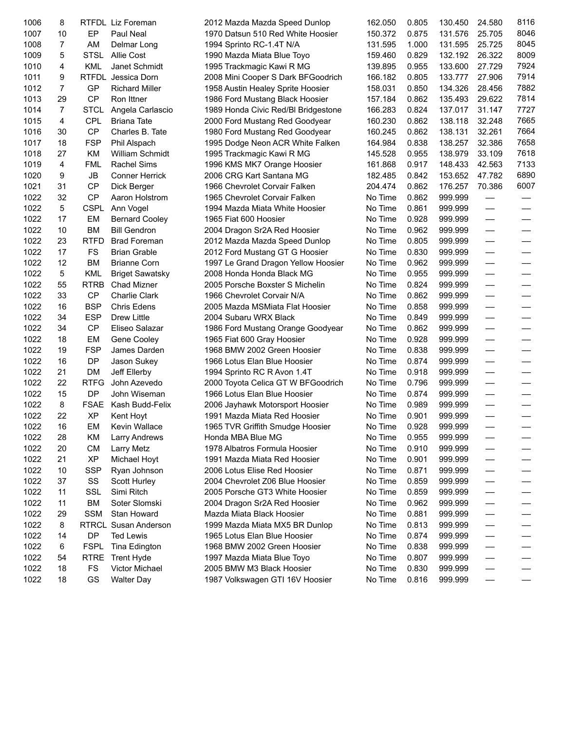| | | | | | | | | | |
|---|---|---|---|---|---|---|---|---|---|
| 1006 | 8 | RTFDL | Liz Foreman | 2012 Mazda Mazda Speed Dunlop | 162.050 | 0.805 | 130.450 | 24.580 | 8116 |
| 1007 | 10 | EP | Paul Neal | 1970 Datsun 510 Red White Hoosier | 150.372 | 0.875 | 131.576 | 25.705 | 8046 |
| 1008 | 7 | AM | Delmar Long | 1994 Sprinto RC-1.4T N/A | 131.595 | 1.000 | 131.595 | 25.725 | 8045 |
| 1009 | 5 | STSL | Allie Cost | 1990 Mazda Miata Blue Toyo | 159.460 | 0.829 | 132.192 | 26.322 | 8009 |
| 1010 | 4 | KML | Janet Schmidt | 1995 Trackmagic Kawi R MG | 139.895 | 0.955 | 133.600 | 27.729 | 7924 |
| 1011 | 9 | RTFDL | Jessica Dorn | 2008 Mini Cooper S Dark BFGoodrich | 166.182 | 0.805 | 133.777 | 27.906 | 7914 |
| 1012 | 7 | GP | Richard Miller | 1958 Austin Healey Sprite Hoosier | 158.031 | 0.850 | 134.326 | 28.456 | 7882 |
| 1013 | 29 | CP | Ron Ittner | 1986 Ford Mustang Black Hoosier | 157.184 | 0.862 | 135.493 | 29.622 | 7814 |
| 1014 | 7 | STCL | Angela Carlascio | 1989 Honda Civic Red/Bl Bridgestone | 166.283 | 0.824 | 137.017 | 31.147 | 7727 |
| 1015 | 4 | CPL | Briana Tate | 2000 Ford Mustang Red Goodyear | 160.230 | 0.862 | 138.118 | 32.248 | 7665 |
| 1016 | 30 | CP | Charles B. Tate | 1980 Ford Mustang Red Goodyear | 160.245 | 0.862 | 138.131 | 32.261 | 7664 |
| 1017 | 18 | FSP | Phil Alspach | 1995 Dodge Neon ACR White Falken | 164.984 | 0.838 | 138.257 | 32.386 | 7658 |
| 1018 | 27 | KM | William Schmidt | 1995 Trackmagic Kawi R MG | 145.528 | 0.955 | 138.979 | 33.109 | 7618 |
| 1019 | 4 | FML | Rachel Sims | 1996 KMS MK7 Orange Hoosier | 161.868 | 0.917 | 148.433 | 42.563 | 7133 |
| 1020 | 9 | JB | Conner Herrick | 2006 CRG Kart Santana MG | 182.485 | 0.842 | 153.652 | 47.782 | 6890 |
| 1021 | 31 | CP | Dick Berger | 1966 Chevrolet Corvair Falken | 204.474 | 0.862 | 176.257 | 70.386 | 6007 |
| 1022 | 32 | CP | Aaron Holstrom | 1965 Chevrolet Corvair Falken | No Time | 0.862 | 999.999 | — | — |
| 1022 | 5 | CSPL | Ann Vogel | 1994 Mazda Miata White Hoosier | No Time | 0.861 | 999.999 | — | — |
| 1022 | 17 | EM | Bernard Cooley | 1965 Fiat 600 Hoosier | No Time | 0.928 | 999.999 | — | — |
| 1022 | 10 | BM | Bill Gendron | 2004 Dragon Sr2A Red Hoosier | No Time | 0.962 | 999.999 | — | — |
| 1022 | 23 | RTFD | Brad Foreman | 2012 Mazda Mazda Speed Dunlop | No Time | 0.805 | 999.999 | — | — |
| 1022 | 17 | FS | Brian Grable | 2012 Ford Mustang GT G Hoosier | No Time | 0.830 | 999.999 | — | — |
| 1022 | 12 | BM | Brianne Corn | 1997 Le Grand Dragon Yellow Hoosier | No Time | 0.962 | 999.999 | — | — |
| 1022 | 5 | KML | Briget Sawatsky | 2008 Honda Honda Black MG | No Time | 0.955 | 999.999 | — | — |
| 1022 | 55 | RTRB | Chad Mizner | 2005 Porsche Boxster S Michelin | No Time | 0.824 | 999.999 | — | — |
| 1022 | 33 | CP | Charlie Clark | 1966 Chevrolet Corvair N/A | No Time | 0.862 | 999.999 | — | — |
| 1022 | 16 | BSP | Chris Edens | 2005 Mazda MSMiata Flat Hoosier | No Time | 0.858 | 999.999 | — | — |
| 1022 | 34 | ESP | Drew Little | 2004 Subaru WRX Black | No Time | 0.849 | 999.999 | — | — |
| 1022 | 34 | CP | Eliseo Salazar | 1986 Ford Mustang Orange Goodyear | No Time | 0.862 | 999.999 | — | — |
| 1022 | 18 | EM | Gene Cooley | 1965 Fiat 600 Gray Hoosier | No Time | 0.928 | 999.999 | — | — |
| 1022 | 19 | FSP | James Darden | 1968 BMW 2002 Green Hoosier | No Time | 0.838 | 999.999 | — | — |
| 1022 | 16 | DP | Jason Sukey | 1966 Lotus Elan Blue Hoosier | No Time | 0.874 | 999.999 | — | — |
| 1022 | 21 | DM | Jeff Ellerby | 1994 Sprinto RC R Avon 1.4T | No Time | 0.918 | 999.999 | — | — |
| 1022 | 22 | RTFG | John Azevedo | 2000 Toyota Celica GT W BFGoodrich | No Time | 0.796 | 999.999 | — | — |
| 1022 | 15 | DP | John Wiseman | 1966 Lotus Elan Blue Hoosier | No Time | 0.874 | 999.999 | — | — |
| 1022 | 8 | FSAE | Kash Budd-Felix | 2006 Jayhawk Motorsport Hoosier | No Time | 0.989 | 999.999 | — | — |
| 1022 | 22 | XP | Kent Hoyt | 1991 Mazda Miata Red Hoosier | No Time | 0.901 | 999.999 | — | — |
| 1022 | 16 | EM | Kevin Wallace | 1965 TVR Griffith Smudge Hoosier | No Time | 0.928 | 999.999 | — | — |
| 1022 | 28 | KM | Larry Andrews | Honda MBA Blue MG | No Time | 0.955 | 999.999 | — | — |
| 1022 | 20 | CM | Larry Metz | 1978 Albatros Formula Hoosier | No Time | 0.910 | 999.999 | — | — |
| 1022 | 21 | XP | Michael Hoyt | 1991 Mazda Miata Red Hoosier | No Time | 0.901 | 999.999 | — | — |
| 1022 | 10 | SSP | Ryan Johnson | 2006 Lotus Elise Red Hoosier | No Time | 0.871 | 999.999 | — | — |
| 1022 | 37 | SS | Scott Hurley | 2004 Chevrolet Z06 Blue Hoosier | No Time | 0.859 | 999.999 | — | — |
| 1022 | 11 | SSL | Simi Ritch | 2005 Porsche GT3 White Hoosier | No Time | 0.859 | 999.999 | — | — |
| 1022 | 11 | BM | Soter Slomski | 2004 Dragon Sr2A Red Hoosier | No Time | 0.962 | 999.999 | — | — |
| 1022 | 29 | SSM | Stan Howard | Mazda Miata Black Hoosier | No Time | 0.881 | 999.999 | — | — |
| 1022 | 8 | RTRCL | Susan Anderson | 1999 Mazda Miata MX5 BR Dunlop | No Time | 0.813 | 999.999 | — | — |
| 1022 | 14 | DP | Ted Lewis | 1965 Lotus Elan Blue Hoosier | No Time | 0.874 | 999.999 | — | — |
| 1022 | 6 | FSPL | Tina Edington | 1968 BMW 2002 Green Hoosier | No Time | 0.838 | 999.999 | — | — |
| 1022 | 54 | RTRE | Trent Hyde | 1997 Mazda Miata Blue Toyo | No Time | 0.807 | 999.999 | — | — |
| 1022 | 18 | FS | Victor Michael | 2005 BMW M3 Black Hoosier | No Time | 0.830 | 999.999 | — | — |
| 1022 | 18 | GS | Walter Day | 1987 Volkswagen GTI 16V Hoosier | No Time | 0.816 | 999.999 | — | — |